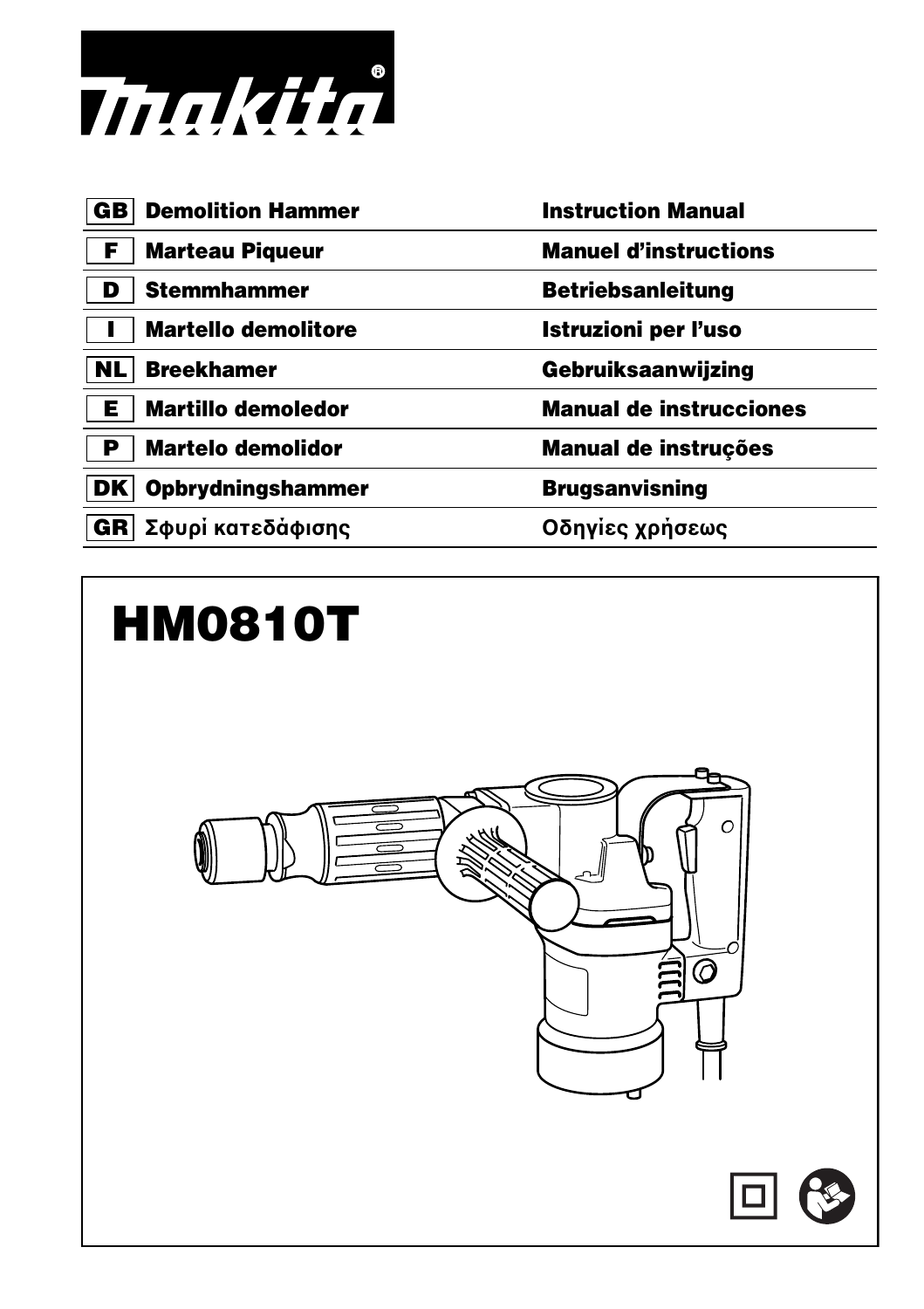makita®

| | | |
|---|---|---|
| GB | Demolition Hammer | Instruction Manual |
| F | Marteau Piqueur | Manuel d'instructions |
| D | Stemmhammer | Betriebsanleitung |
| I | Martello demolitore | Istruzioni per l'uso |
| NL | Breekhamer | Gebruiksaanwijzing |
| E | Martillo demoledor | Manual de instrucciones |
| P | Martelo demolidor | Manual de instruções |
| DK | Opbrydningshammer | Brugsanvisning |
| GR | Σφυρί κατεδάφισης | Οδηγίες χρήσεως |

# HM0810T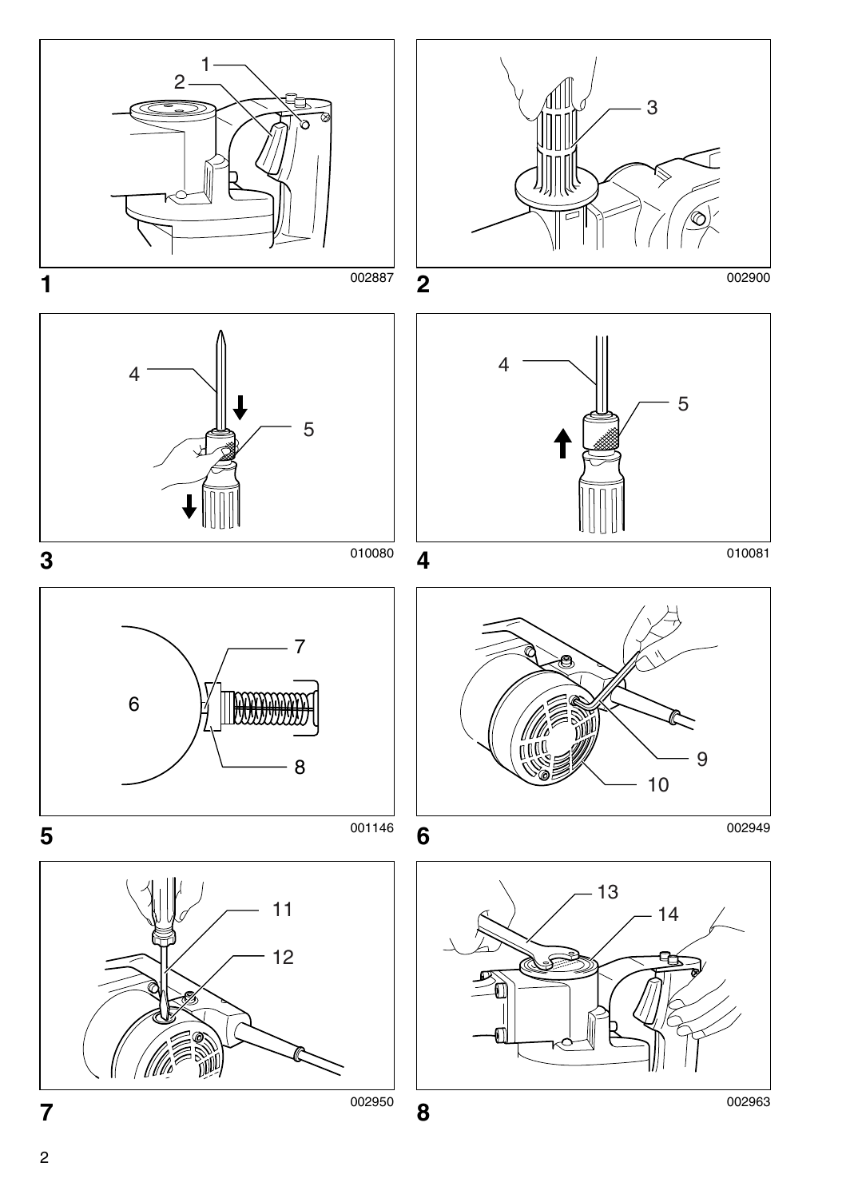1 002887

2 002900

3 010080

4 010081

5 001146

6 002949

7 002950

8 002963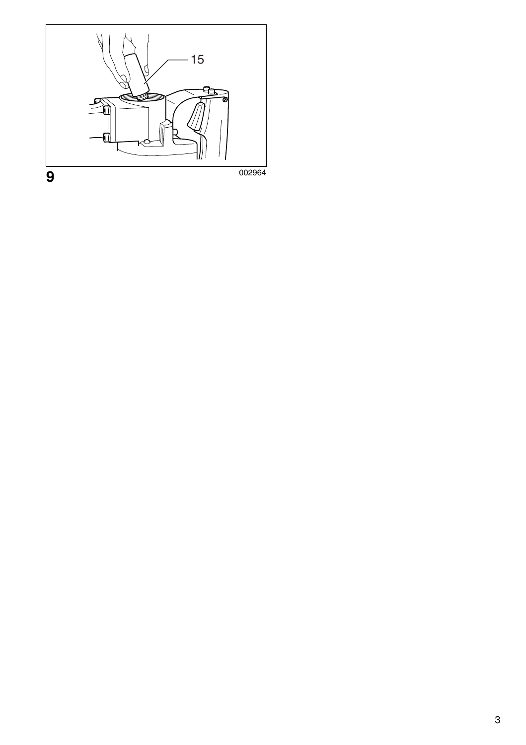9

002964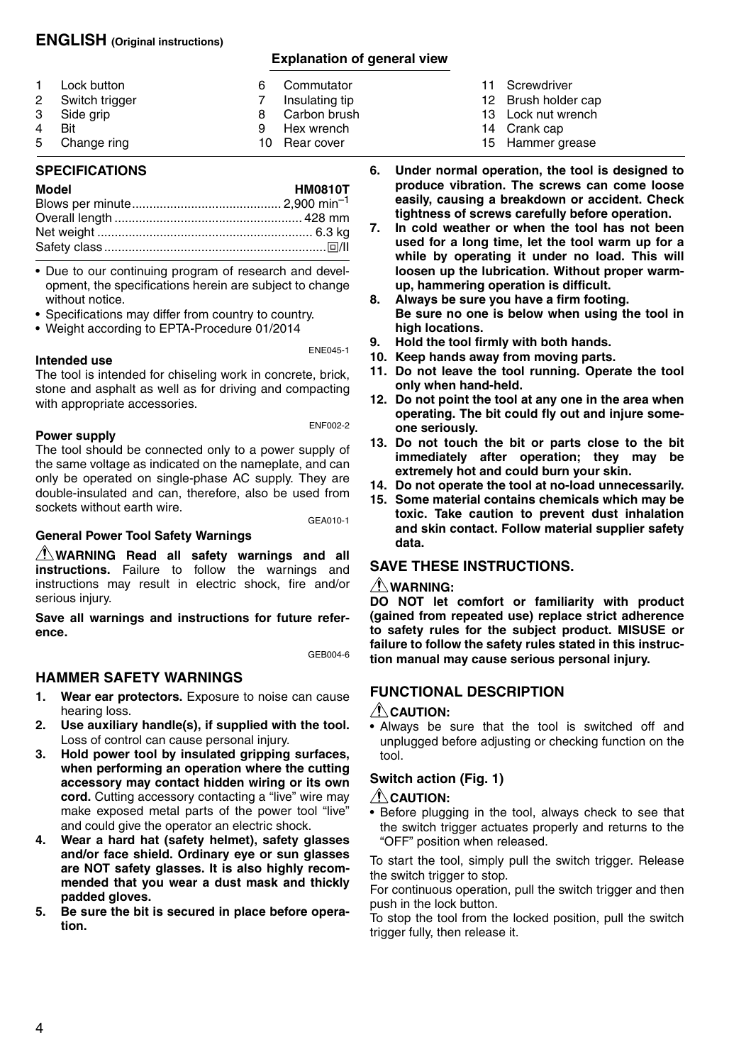# ENGLISH (Original instructions)

## Explanation of general view

| | | | | | |
|---|---|---|---|---|---|
| 1 | Lock button | 6 | Commutator | 11 | Screwdriver |
| 2 | Switch trigger | 7 | Insulating tip | 12 | Brush holder cap |
| 3 | Side grip | 8 | Carbon brush | 13 | Lock nut wrench |
| 4 | Bit | 9 | Hex wrench | 14 | Crank cap |
| 5 | Change ring | 10 | Rear cover | 15 | Hammer grease |

## SPECIFICATIONS

| Model | HM0810T |
|---|---|
| Blows per minute | 2,900 $min^{-1}$ |
| Overall length | 428 mm |
| Net weight | 6.3 kg |
| Safety class | ⧈/II |

- Due to our continuing program of research and development, the specifications herein are subject to change without notice.
- Specifications may differ from country to country.
- Weight according to EPTA-Procedure 01/2014

ENE045-1

**Intended use**

The tool is intended for chiseling work in concrete, brick, stone and asphalt as well as for driving and compacting with appropriate accessories.

ENF002-2

**Power supply**

The tool should be connected only to a power supply of the same voltage as indicated on the nameplate, and can only be operated on single-phase AC supply. They are double-insulated and can, therefore, also be used from sockets without earth wire.

GEA010-1

**General Power Tool Safety Warnings**

⚠**WARNING Read all safety warnings and all instructions.** Failure to follow the warnings and instructions may result in electric shock, fire and/or serious injury.

**Save all warnings and instructions for future reference.**

GEB004-6

## HAMMER SAFETY WARNINGS

1. **Wear ear protectors.** Exposure to noise can cause hearing loss.
2. **Use auxiliary handle(s), if supplied with the tool.** Loss of control can cause personal injury.
3. **Hold power tool by insulated gripping surfaces, when performing an operation where the cutting accessory may contact hidden wiring or its own cord.** Cutting accessory contacting a "live" wire may make exposed metal parts of the power tool "live" and could give the operator an electric shock.
4. **Wear a hard hat (safety helmet), safety glasses and/or face shield. Ordinary eye or sun glasses are NOT safety glasses. It is also highly recommended that you wear a dust mask and thickly padded gloves.**
5. **Be sure the bit is secured in place before operation.**
6. **Under normal operation, the tool is designed to produce vibration. The screws can come loose easily, causing a breakdown or accident. Check tightness of screws carefully before operation.**
7. **In cold weather or when the tool has not been used for a long time, let the tool warm up for a while by operating it under no load. This will loosen up the lubrication. Without proper warm-up, hammering operation is difficult.**
8. **Always be sure you have a firm footing.**
   **Be sure no one is below when using the tool in high locations.**
9. **Hold the tool firmly with both hands.**
10. **Keep hands away from moving parts.**
11. **Do not leave the tool running. Operate the tool only when hand-held.**
12. **Do not point the tool at any one in the area when operating. The bit could fly out and injure someone seriously.**
13. **Do not touch the bit or parts close to the bit immediately after operation; they may be extremely hot and could burn your skin.**
14. **Do not operate the tool at no-load unnecessarily.**
15. **Some material contains chemicals which may be toxic. Take caution to prevent dust inhalation and skin contact. Follow material supplier safety data.**

## SAVE THESE INSTRUCTIONS.

⚠**WARNING:**

**DO NOT let comfort or familiarity with product (gained from repeated use) replace strict adherence to safety rules for the subject product. MISUSE or failure to follow the safety rules stated in this instruction manual may cause serious personal injury.**

## FUNCTIONAL DESCRIPTION

⚠**CAUTION:**

- Always be sure that the tool is switched off and unplugged before adjusting or checking function on the tool.

### Switch action (Fig. 1)

⚠**CAUTION:**

- Before plugging in the tool, always check to see that the switch trigger actuates properly and returns to the "OFF" position when released.

To start the tool, simply pull the switch trigger. Release the switch trigger to stop.

For continuous operation, pull the switch trigger and then push in the lock button.

To stop the tool from the locked position, pull the switch trigger fully, then release it.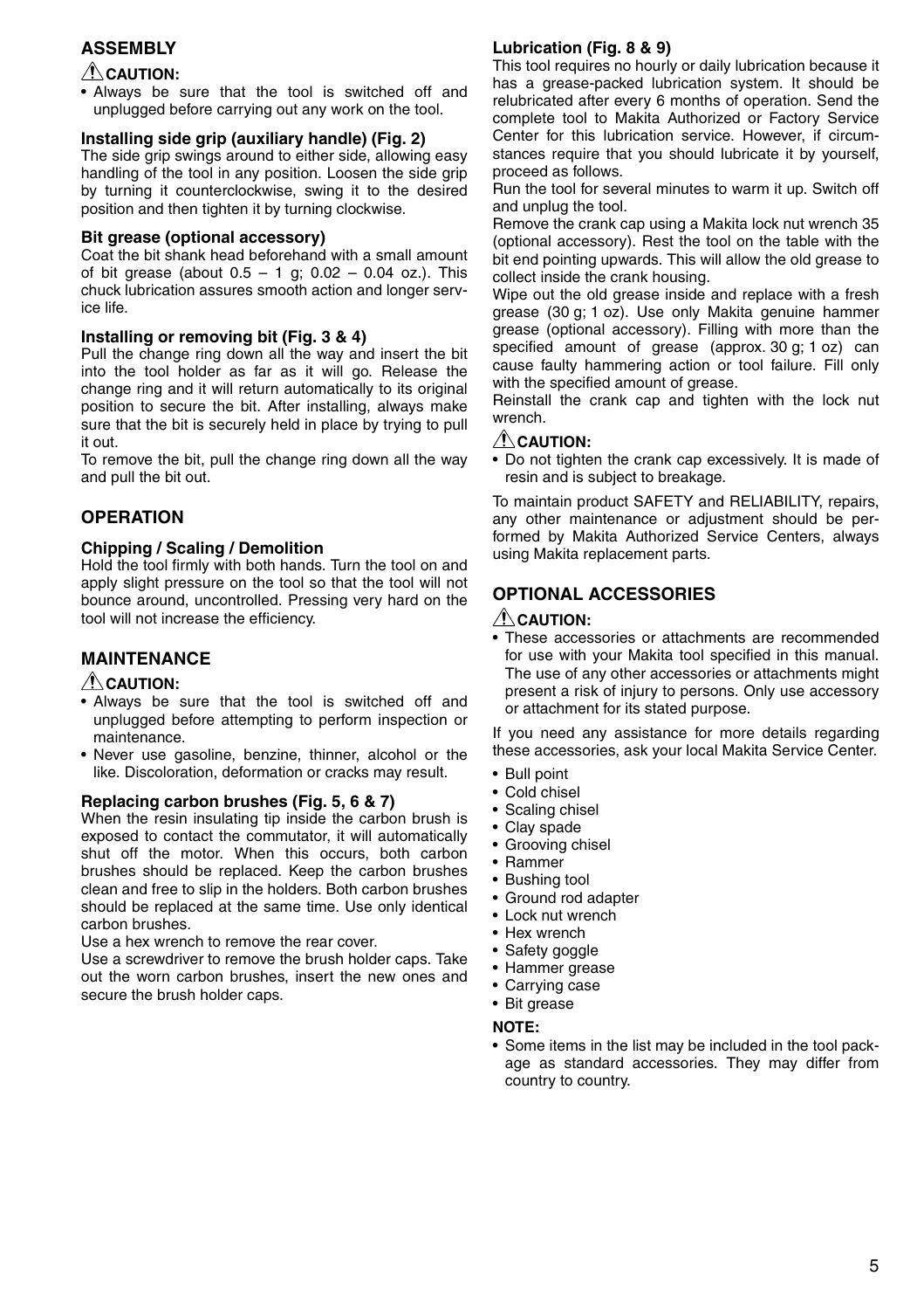## ASSEMBLY

⚠ **CAUTION:**

- Always be sure that the tool is switched off and unplugged before carrying out any work on the tool.

### Installing side grip (auxiliary handle) (Fig. 2)

The side grip swings around to either side, allowing easy handling of the tool in any position. Loosen the side grip by turning it counterclockwise, swing it to the desired position and then tighten it by turning clockwise.

### Bit grease (optional accessory)

Coat the bit shank head beforehand with a small amount of bit grease (about 0.5 – 1 g; 0.02 – 0.04 oz.). This chuck lubrication assures smooth action and longer service life.

### Installing or removing bit (Fig. 3 & 4)

Pull the change ring down all the way and insert the bit into the tool holder as far as it will go. Release the change ring and it will return automatically to its original position to secure the bit. After installing, always make sure that the bit is securely held in place by trying to pull it out.

To remove the bit, pull the change ring down all the way and pull the bit out.

## OPERATION

### Chipping / Scaling / Demolition

Hold the tool firmly with both hands. Turn the tool on and apply slight pressure on the tool so that the tool will not bounce around, uncontrolled. Pressing very hard on the tool will not increase the efficiency.

## MAINTENANCE

⚠ **CAUTION:**

- Always be sure that the tool is switched off and unplugged before attempting to perform inspection or maintenance.
- Never use gasoline, benzine, thinner, alcohol or the like. Discoloration, deformation or cracks may result.

### Replacing carbon brushes (Fig. 5, 6 & 7)

When the resin insulating tip inside the carbon brush is exposed to contact the commutator, it will automatically shut off the motor. When this occurs, both carbon brushes should be replaced. Keep the carbon brushes clean and free to slip in the holders. Both carbon brushes should be replaced at the same time. Use only identical carbon brushes.

Use a hex wrench to remove the rear cover.

Use a screwdriver to remove the brush holder caps. Take out the worn carbon brushes, insert the new ones and secure the brush holder caps.

### Lubrication (Fig. 8 & 9)

This tool requires no hourly or daily lubrication because it has a grease-packed lubrication system. It should be relubricated after every 6 months of operation. Send the complete tool to Makita Authorized or Factory Service Center for this lubrication service. However, if circumstances require that you should lubricate it by yourself, proceed as follows.

Run the tool for several minutes to warm it up. Switch off and unplug the tool.

Remove the crank cap using a Makita lock nut wrench 35 (optional accessory). Rest the tool on the table with the bit end pointing upwards. This will allow the old grease to collect inside the crank housing.

Wipe out the old grease inside and replace with a fresh grease (30 g; 1 oz). Use only Makita genuine hammer grease (optional accessory). Filling with more than the specified amount of grease (approx. 30 g; 1 oz) can cause faulty hammering action or tool failure. Fill only with the specified amount of grease.

Reinstall the crank cap and tighten with the lock nut wrench.

⚠ **CAUTION:**

- Do not tighten the crank cap excessively. It is made of resin and is subject to breakage.

To maintain product SAFETY and RELIABILITY, repairs, any other maintenance or adjustment should be performed by Makita Authorized Service Centers, always using Makita replacement parts.

## OPTIONAL ACCESSORIES

⚠ **CAUTION:**

- These accessories or attachments are recommended for use with your Makita tool specified in this manual. The use of any other accessories or attachments might present a risk of injury to persons. Only use accessory or attachment for its stated purpose.

If you need any assistance for more details regarding these accessories, ask your local Makita Service Center.

- Bull point
- Cold chisel
- Scaling chisel
- Clay spade
- Grooving chisel
- Rammer
- Bushing tool
- Ground rod adapter
- Lock nut wrench
- Hex wrench
- Safety goggle
- Hammer grease
- Carrying case
- Bit grease

**NOTE:**

- Some items in the list may be included in the tool package as standard accessories. They may differ from country to country.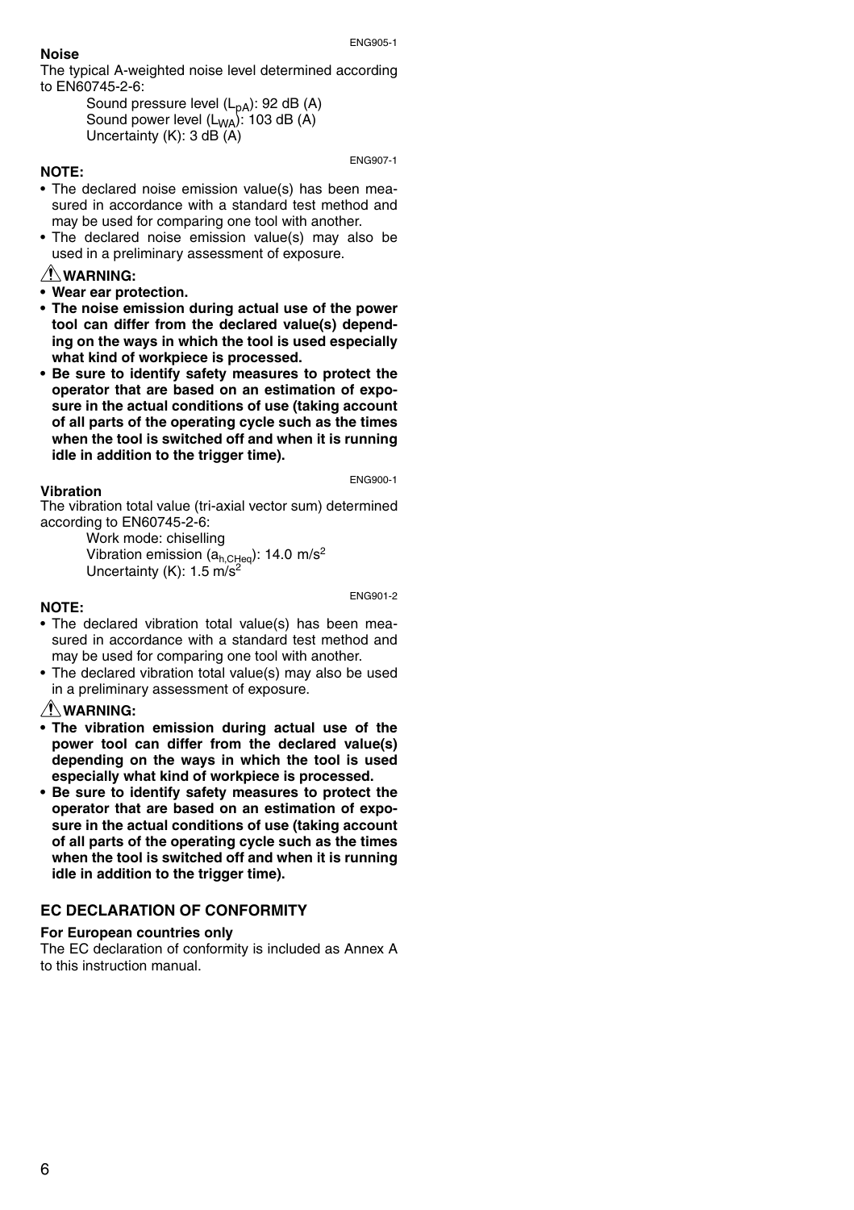ENG905-1

**Noise**

The typical A-weighted noise level determined according to EN60745-2-6:

Sound pressure level ($L_{pA}$): 92 dB (A)
Sound power level ($L_{WA}$): 103 dB (A)
Uncertainty (K): 3 dB (A)

ENG907-1

**NOTE:**

- The declared noise emission value(s) has been measured in accordance with a standard test method and may be used for comparing one tool with another.
- The declared noise emission value(s) may also be used in a preliminary assessment of exposure.

⚠ **WARNING:**

- **Wear ear protection.**
- **The noise emission during actual use of the power tool can differ from the declared value(s) depending on the ways in which the tool is used especially what kind of workpiece is processed.**
- **Be sure to identify safety measures to protect the operator that are based on an estimation of exposure in the actual conditions of use (taking account of all parts of the operating cycle such as the times when the tool is switched off and when it is running idle in addition to the trigger time).**

ENG900-1

**Vibration**

The vibration total value (tri-axial vector sum) determined according to EN60745-2-6:

Work mode: chiselling
Vibration emission ($a_{h,CHeq}$): 14.0 $m/s^2$
Uncertainty (K): 1.5 $m/s^2$

ENG901-2

**NOTE:**

- The declared vibration total value(s) has been measured in accordance with a standard test method and may be used for comparing one tool with another.
- The declared vibration total value(s) may also be used in a preliminary assessment of exposure.

⚠ **WARNING:**

- **The vibration emission during actual use of the power tool can differ from the declared value(s) depending on the ways in which the tool is used especially what kind of workpiece is processed.**
- **Be sure to identify safety measures to protect the operator that are based on an estimation of exposure in the actual conditions of use (taking account of all parts of the operating cycle such as the times when the tool is switched off and when it is running idle in addition to the trigger time).**

## EC DECLARATION OF CONFORMITY

**For European countries only**

The EC declaration of conformity is included as Annex A to this instruction manual.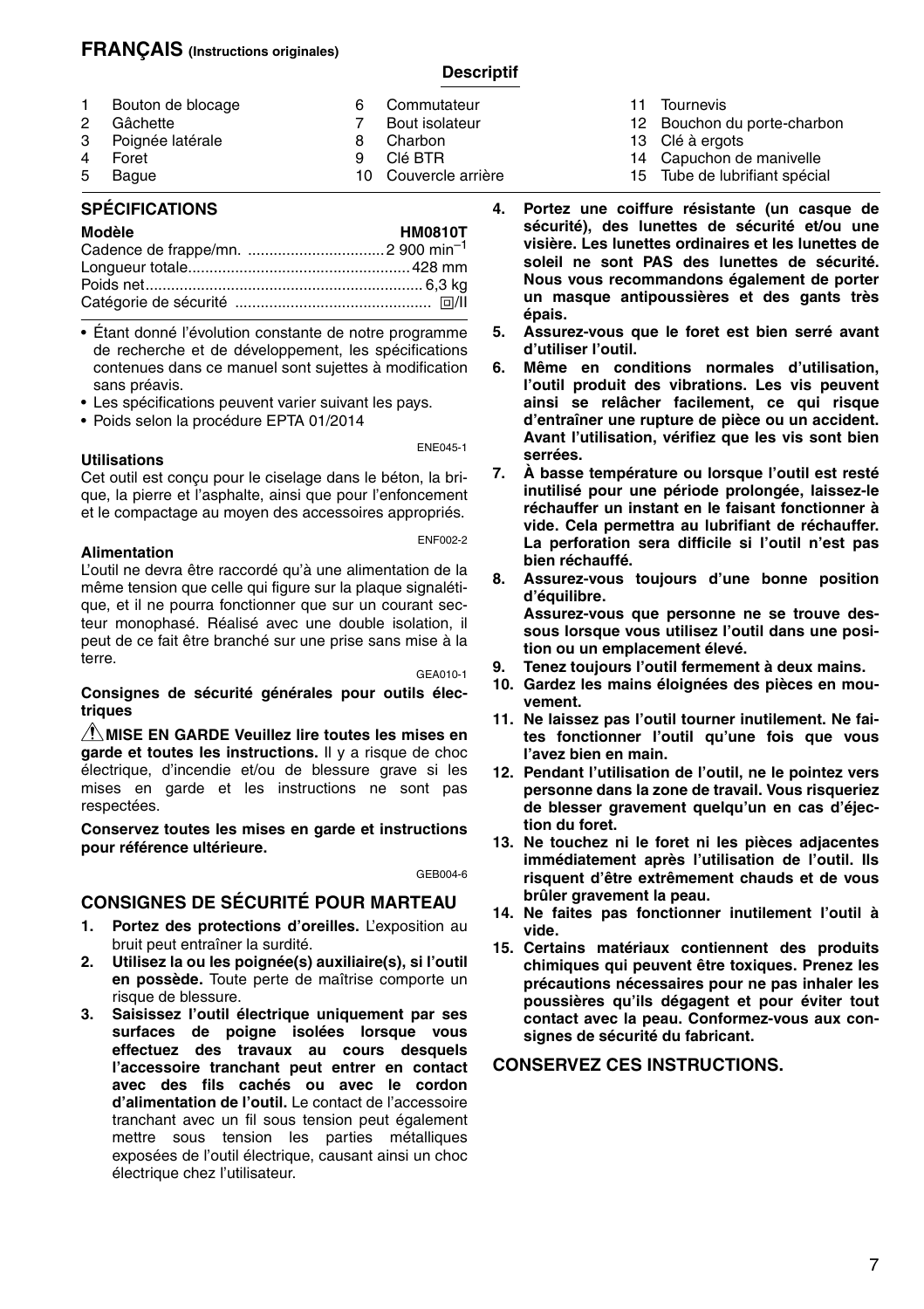## FRANÇAIS (Instructions originales)

### Descriptif

| | | | | | | | |
|---|---|---|---|---|---|---|---|
| 1 | Bouton de blocage | 6 | Commutateur | 11 | Tournevis |
| 2 | Gâchette | 7 | Bout isolateur | 12 | Bouchon du porte-charbon |
| 3 | Poignée latérale | 8 | Charbon | 13 | Clé à ergots |
| 4 | Foret | 9 | Clé BTR | 14 | Capuchon de manivelle |
| 5 | Bague | 10 | Couvercle arrière | 15 | Tube de lubrifiant spécial |

### SPÉCIFICATIONS

| Modèle | HM0810T |
|---|---|
| Cadence de frappe/mn. | 2 900 $min^{-1}$ |
| Longueur totale | 428 mm |
| Poids net | 6,3 kg |
| Catégorie de sécurité | ⧈/II |

- Étant donné l'évolution constante de notre programme de recherche et de développement, les spécifications contenues dans ce manuel sont sujettes à modification sans préavis.
- Les spécifications peuvent varier suivant les pays.
- Poids selon la procédure EPTA 01/2014

ENE045-1

**Utilisations**

Cet outil est conçu pour le ciselage dans le béton, la brique, la pierre et l'asphalte, ainsi que pour l'enfoncement et le compactage au moyen des accessoires appropriés.

ENF002-2

**Alimentation**

L'outil ne devra être raccordé qu'à une alimentation de la même tension que celle qui figure sur la plaque signalétique, et il ne pourra fonctionner que sur un courant secteur monophasé. Réalisé avec une double isolation, il peut de ce fait être branché sur une prise sans mise à la terre.

GEA010-1

**Consignes de sécurité générales pour outils électriques**

⚠**MISE EN GARDE Veuillez lire toutes les mises en garde et toutes les instructions.** Il y a risque de choc électrique, d'incendie et/ou de blessure grave si les mises en garde et les instructions ne sont pas respectées.

**Conservez toutes les mises en garde et instructions pour référence ultérieure.**

GEB004-6

### CONSIGNES DE SÉCURITÉ POUR MARTEAU

1. **Portez des protections d'oreilles.** L'exposition au bruit peut entraîner la surdité.
2. **Utilisez la ou les poignée(s) auxiliaire(s), si l'outil en possède.** Toute perte de maîtrise comporte un risque de blessure.
3. **Saisissez l'outil électrique uniquement par ses surfaces de poigne isolées lorsque vous effectuez des travaux au cours desquels l'accessoire tranchant peut entrer en contact avec des fils cachés ou avec le cordon d'alimentation de l'outil.** Le contact de l'accessoire tranchant avec un fil sous tension peut également mettre sous tension les parties métalliques exposées de l'outil électrique, causant ainsi un choc électrique chez l'utilisateur.
4. **Portez une coiffure résistante (un casque de sécurité), des lunettes de sécurité et/ou une visière. Les lunettes ordinaires et les lunettes de soleil ne sont PAS des lunettes de sécurité. Nous vous recommandons également de porter un masque antipoussières et des gants très épais.**
5. **Assurez-vous que le foret est bien serré avant d'utiliser l'outil.**
6. **Même en conditions normales d'utilisation, l'outil produit des vibrations. Les vis peuvent ainsi se relâcher facilement, ce qui risque d'entraîner une rupture de pièce ou un accident. Avant l'utilisation, vérifiez que les vis sont bien serrées.**
7. **À basse température ou lorsque l'outil est resté inutilisé pour une période prolongée, laissez-le réchauffer un instant en le faisant fonctionner à vide. Cela permettra au lubrifiant de réchauffer. La perforation sera difficile si l'outil n'est pas bien réchauffé.**
8. **Assurez-vous toujours d'une bonne position d'équilibre.**
   **Assurez-vous que personne ne se trouve dessous lorsque vous utilisez l'outil dans une position ou un emplacement élevé.**
9. **Tenez toujours l'outil fermement à deux mains.**
10. **Gardez les mains éloignées des pièces en mouvement.**
11. **Ne laissez pas l'outil tourner inutilement. Ne faites fonctionner l'outil qu'une fois que vous l'avez bien en main.**
12. **Pendant l'utilisation de l'outil, ne le pointez vers personne dans la zone de travail. Vous risqueriez de blesser gravement quelqu'un en cas d'éjection du foret.**
13. **Ne touchez ni le foret ni les pièces adjacentes immédiatement après l'utilisation de l'outil. Ils risquent d'être extrêmement chauds et de vous brûler gravement la peau.**
14. **Ne faites pas fonctionner inutilement l'outil à vide.**
15. **Certains matériaux contiennent des produits chimiques qui peuvent être toxiques. Prenez les précautions nécessaires pour ne pas inhaler les poussières qu'ils dégagent et pour éviter tout contact avec la peau. Conformez-vous aux consignes de sécurité du fabricant.**

### CONSERVEZ CES INSTRUCTIONS.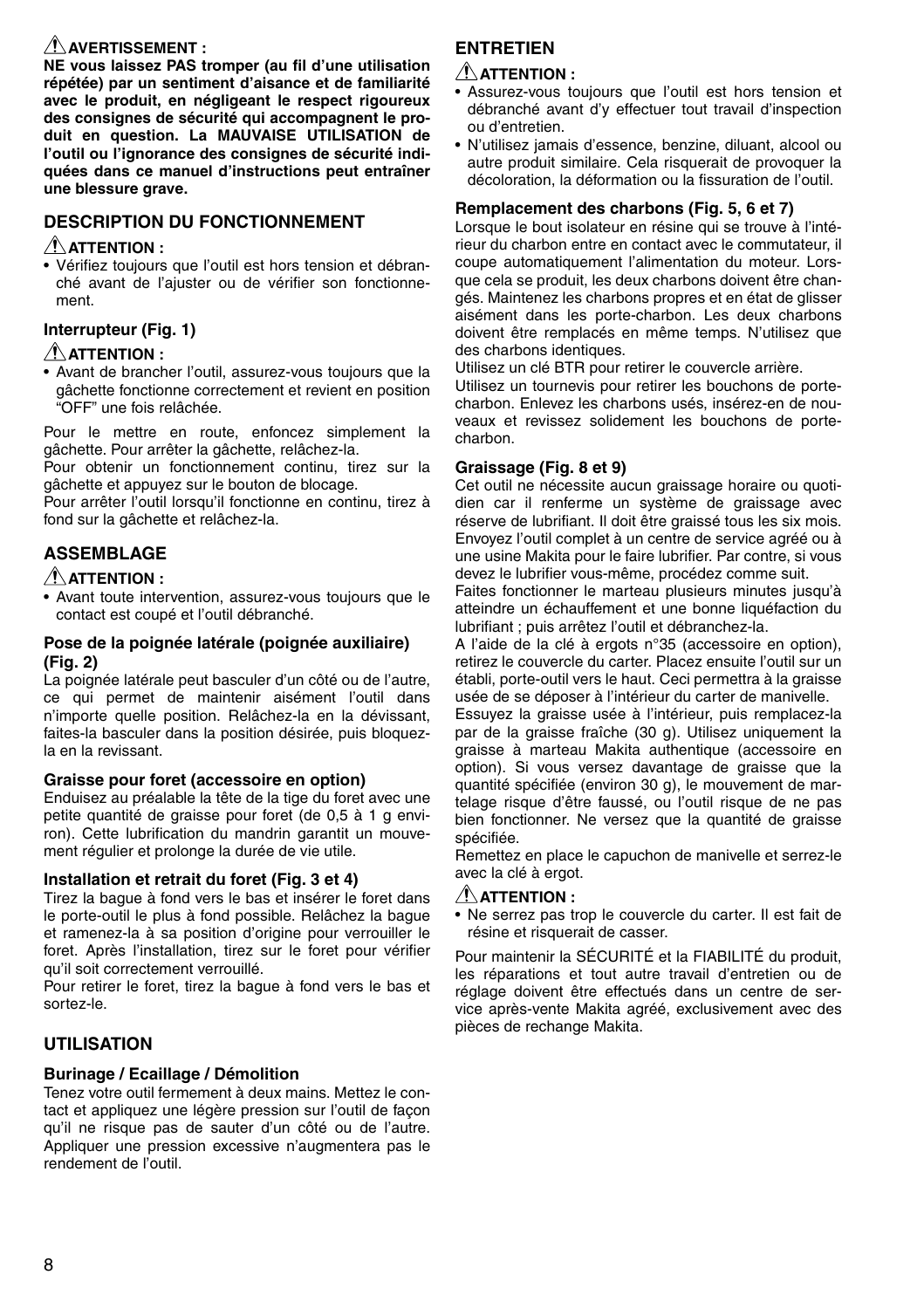⚠ **AVERTISSEMENT :**

**NE vous laissez PAS tromper (au fil d'une utilisation répétée) par un sentiment d'aisance et de familiarité avec le produit, en négligeant le respect rigoureux des consignes de sécurité qui accompagnent le produit en question. La MAUVAISE UTILISATION de l'outil ou l'ignorance des consignes de sécurité indiquées dans ce manuel d'instructions peut entraîner une blessure grave.**

## DESCRIPTION DU FONCTIONNEMENT

⚠ **ATTENTION :**

- Vérifiez toujours que l'outil est hors tension et débranché avant de l'ajuster ou de vérifier son fonctionnement.

### Interrupteur (Fig. 1)

⚠ **ATTENTION :**

- Avant de brancher l'outil, assurez-vous toujours que la gâchette fonctionne correctement et revient en position "OFF" une fois relâchée.

Pour le mettre en route, enfoncez simplement la gâchette. Pour arrêter la gâchette, relâchez-la.

Pour obtenir un fonctionnement continu, tirez sur la gâchette et appuyez sur le bouton de blocage.

Pour arrêter l'outil lorsqu'il fonctionne en continu, tirez à fond sur la gâchette et relâchez-la.

## ASSEMBLAGE

⚠ **ATTENTION :**

- Avant toute intervention, assurez-vous toujours que le contact est coupé et l'outil débranché.

### Pose de la poignée latérale (poignée auxiliaire) (Fig. 2)

La poignée latérale peut basculer d'un côté ou de l'autre, ce qui permet de maintenir aisément l'outil dans n'importe quelle position. Relâchez-la en la dévissant, faites-la basculer dans la position désirée, puis bloquez-la en la revissant.

### Graisse pour foret (accessoire en option)

Enduisez au préalable la tête de la tige du foret avec une petite quantité de graisse pour foret (de 0,5 à 1 g environ). Cette lubrification du mandrin garantit un mouvement régulier et prolonge la durée de vie utile.

### Installation et retrait du foret (Fig. 3 et 4)

Tirez la bague à fond vers le bas et insérer le foret dans le porte-outil le plus à fond possible. Relâchez la bague et ramenez-la à sa position d'origine pour verrouiller le foret. Après l'installation, tirez sur le foret pour vérifier qu'il soit correctement verrouillé.

Pour retirer le foret, tirez la bague à fond vers le bas et sortez-le.

## UTILISATION

### Burinage / Ecaillage / Démolition

Tenez votre outil fermement à deux mains. Mettez le contact et appliquez une légère pression sur l'outil de façon qu'il ne risque pas de sauter d'un côté ou de l'autre. Appliquer une pression excessive n'augmentera pas le rendement de l'outil.

## ENTRETIEN

⚠ **ATTENTION :**

- Assurez-vous toujours que l'outil est hors tension et débranché avant d'y effectuer tout travail d'inspection ou d'entretien.
- N'utilisez jamais d'essence, benzine, diluant, alcool ou autre produit similaire. Cela risquerait de provoquer la décoloration, la déformation ou la fissuration de l'outil.

### Remplacement des charbons (Fig. 5, 6 et 7)

Lorsque le bout isolateur en résine qui se trouve à l'intérieur du charbon entre en contact avec le commutateur, il coupe automatiquement l'alimentation du moteur. Lorsque cela se produit, les deux charbons doivent être changés. Maintenez les charbons propres et en état de glisser aisément dans les porte-charbon. Les deux charbons doivent être remplacés en même temps. N'utilisez que des charbons identiques.

Utilisez un clé BTR pour retirer le couvercle arrière.

Utilisez un tournevis pour retirer les bouchons de porte-charbon. Enlevez les charbons usés, insérez-en de nouveaux et revissez solidement les bouchons de porte-charbon.

### Graissage (Fig. 8 et 9)

Cet outil ne nécessite aucun graissage horaire ou quotidien car il renferme un système de graissage avec réserve de lubrifiant. Il doit être graissé tous les six mois. Envoyez l'outil complet à un centre de service agréé ou à une usine Makita pour le faire lubrifier. Par contre, si vous devez le lubrifier vous-même, procédez comme suit.

Faites fonctionner le marteau plusieurs minutes jusqu'à atteindre un échauffement et une bonne liquéfaction du lubrifiant ; puis arrêtez l'outil et débranchez-la.

A l'aide de la clé à ergots n°35 (accessoire en option), retirez le couvercle du carter. Placez ensuite l'outil sur un établi, porte-outil vers le haut. Ceci permettra à la graisse usée de se déposer à l'intérieur du carter de manivelle.

Essuyez la graisse usée à l'intérieur, puis remplacez-la par de la graisse fraîche (30 g). Utilisez uniquement la graisse à marteau Makita authentique (accessoire en option). Si vous versez davantage de graisse que la quantité spécifiée (environ 30 g), le mouvement de martelage risque d'être faussé, ou l'outil risque de ne pas bien fonctionner. Ne versez que la quantité de graisse spécifiée.

Remettez en place le capuchon de manivelle et serrez-le avec la clé à ergot.

⚠ **ATTENTION :**

- Ne serrez pas trop le couvercle du carter. Il est fait de résine et risquerait de casser.

Pour maintenir la SÉCURITÉ et la FIABILITÉ du produit, les réparations et tout autre travail d'entretien ou de réglage doivent être effectués dans un centre de service après-vente Makita agréé, exclusivement avec des pièces de rechange Makita.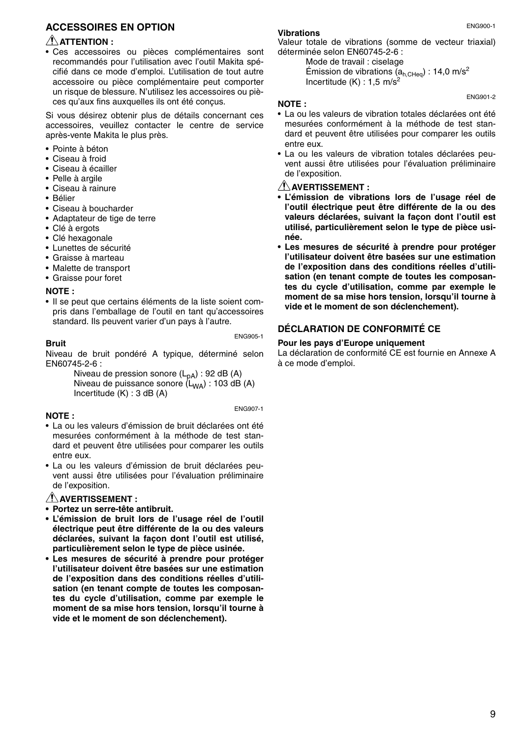## ACCESSOIRES EN OPTION

**⚠ ATTENTION :**

- Ces accessoires ou pièces complémentaires sont recommandés pour l'utilisation avec l'outil Makita spécifié dans ce mode d'emploi. L'utilisation de tout autre accessoire ou pièce complémentaire peut comporter un risque de blessure. N'utilisez les accessoires ou pièces qu'aux fins auxquelles ils ont été conçus.

Si vous désirez obtenir plus de détails concernant ces accessoires, veuillez contacter le centre de service après-vente Makita le plus près.

- Pointe à béton
- Ciseau à froid
- Ciseau à écailler
- Pelle à argile
- Ciseau à rainure
- Bélier
- Ciseau à boucharder
- Adaptateur de tige de terre
- Clé à ergots
- Clé hexagonale
- Lunettes de sécurité
- Graisse à marteau
- Malette de transport
- Graisse pour foret

**NOTE :**

- Il se peut que certains éléments de la liste soient compris dans l'emballage de l'outil en tant qu'accessoires standard. Ils peuvent varier d'un pays à l'autre.

ENG905-1

**Bruit**

Niveau de bruit pondéré A typique, déterminé selon EN60745-2-6 :

Niveau de pression sonore ($L_{pA}$) : 92 dB (A)
Niveau de puissance sonore ($L_{WA}$) : 103 dB (A)
Incertitude (K) : 3 dB (A)

ENG907-1

**NOTE :**

- La ou les valeurs d'émission de bruit déclarées ont été mesurées conformément à la méthode de test standard et peuvent être utilisées pour comparer les outils entre eux.
- La ou les valeurs d'émission de bruit déclarées peuvent aussi être utilisées pour l'évaluation préliminaire de l'exposition.

**⚠ AVERTISSEMENT :**

- **Portez un serre-tête antibruit.**
- **L'émission de bruit lors de l'usage réel de l'outil électrique peut être différente de la ou des valeurs déclarées, suivant la façon dont l'outil est utilisé, particulièrement selon le type de pièce usinée.**
- **Les mesures de sécurité à prendre pour protéger l'utilisateur doivent être basées sur une estimation de l'exposition dans des conditions réelles d'utilisation (en tenant compte de toutes les composantes du cycle d'utilisation, comme par exemple le moment de sa mise hors tension, lorsqu'il tourne à vide et le moment de son déclenchement).**

ENG900-1

**Vibrations**

Valeur totale de vibrations (somme de vecteur triaxial) déterminée selon EN60745-2-6 :

Mode de travail : ciselage
Émission de vibrations ($a_{h,CHeq}$) : 14,0 $m/s^2$
Incertitude (K) : 1,5 $m/s^2$

ENG901-2

**NOTE :**

- La ou les valeurs de vibration totales déclarées ont été mesurées conformément à la méthode de test standard et peuvent être utilisées pour comparer les outils entre eux.
- La ou les valeurs de vibration totales déclarées peuvent aussi être utilisées pour l'évaluation préliminaire de l'exposition.

**⚠ AVERTISSEMENT :**

- **L'émission de vibrations lors de l'usage réel de l'outil électrique peut être différente de la ou des valeurs déclarées, suivant la façon dont l'outil est utilisé, particulièrement selon le type de pièce usinée.**
- **Les mesures de sécurité à prendre pour protéger l'utilisateur doivent être basées sur une estimation de l'exposition dans des conditions réelles d'utilisation (en tenant compte de toutes les composantes du cycle d'utilisation, comme par exemple le moment de sa mise hors tension, lorsqu'il tourne à vide et le moment de son déclenchement).**

## DÉCLARATION DE CONFORMITÉ CE

**Pour les pays d'Europe uniquement**

La déclaration de conformité CE est fournie en Annexe A à ce mode d'emploi.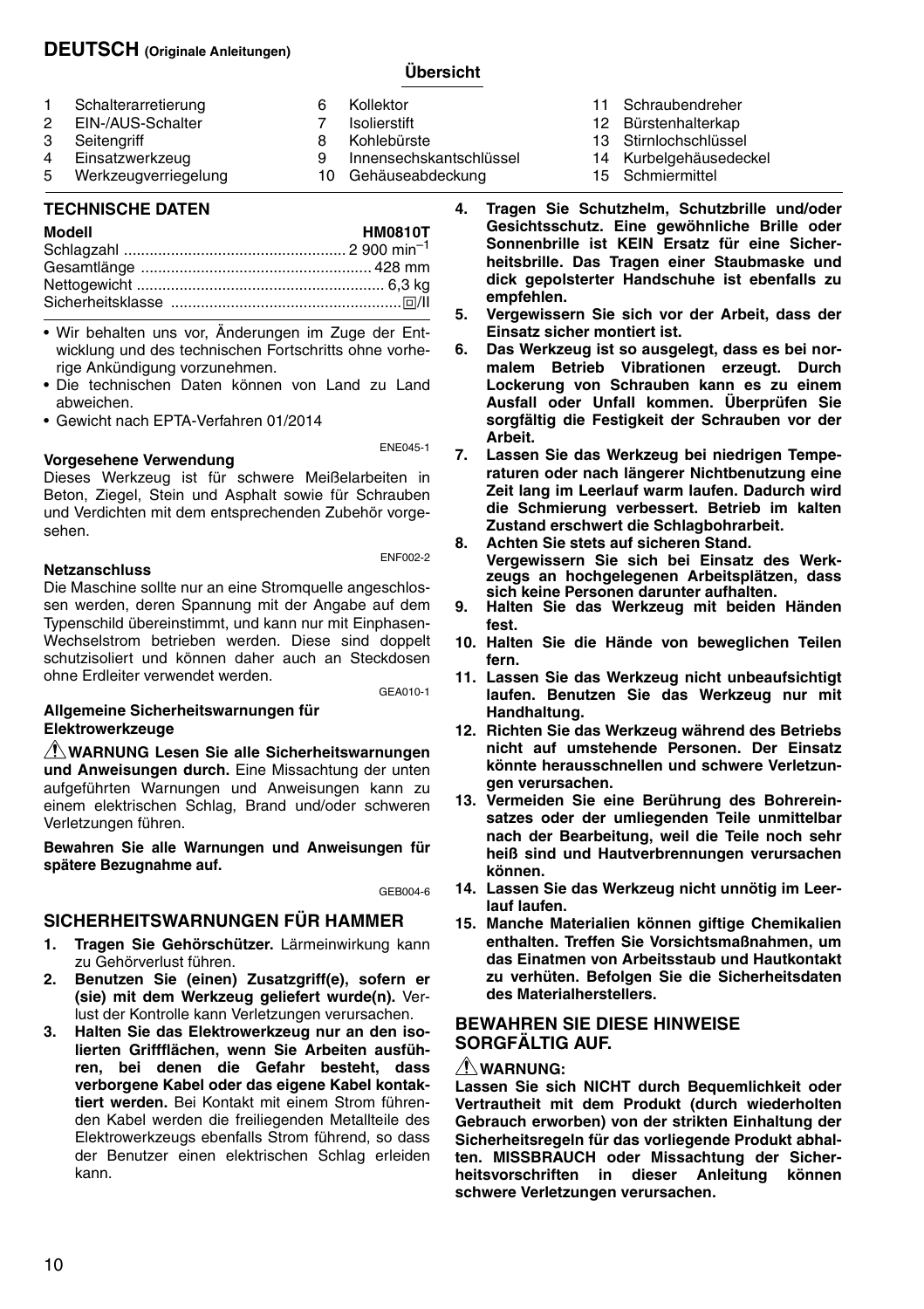## DEUTSCH (Originale Anleitungen)

### Übersicht

1. Schalterarretierung
2. EIN-/AUS-Schalter
3. Seitengriff
4. Einsatzwerkzeug
5. Werkzeugverriegelung
6. Kollektor
7. Isolierstift
8. Kohlebürste
9. Innensechskantschlüssel
10. Gehäuseabdeckung
11. Schraubendreher
12. Bürstenhalterkap
13. Stirnlochschlüssel
14. Kurbelgehäusedeckel
15. Schmiermittel

### TECHNISCHE DATEN

| Modell | HM0810T |
|---|---|
| Schlagzahl | 2 900 $min^{-1}$ |
| Gesamtlänge | 428 mm |
| Nettogewicht | 6,3 kg |
| Sicherheitsklasse | ⧈/II |

- Wir behalten uns vor, Änderungen im Zuge der Entwicklung und des technischen Fortschritts ohne vorherige Ankündigung vorzunehmen.
- Die technischen Daten können von Land zu Land abweichen.
- Gewicht nach EPTA-Verfahren 01/2014

ENE045-1

**Vorgesehene Verwendung**

Dieses Werkzeug ist für schwere Meißelarbeiten in Beton, Ziegel, Stein und Asphalt sowie für Schrauben und Verdichten mit dem entsprechenden Zubehör vorgesehen.

ENF002-2

**Netzanschluss**

Die Maschine sollte nur an eine Stromquelle angeschlossen werden, deren Spannung mit der Angabe auf dem Typenschild übereinstimmt, und kann nur mit Einphasen-Wechselstrom betrieben werden. Diese sind doppelt schutzisoliert und können daher auch an Steckdosen ohne Erdleiter verwendet werden.

GEA010-1

**Allgemeine Sicherheitswarnungen für Elektrowerkzeuge**

⚠**WARNUNG Lesen Sie alle Sicherheitswarnungen und Anweisungen durch.** Eine Missachtung der unten aufgeführten Warnungen und Anweisungen kann zu einem elektrischen Schlag, Brand und/oder schweren Verletzungen führen.

**Bewahren Sie alle Warnungen und Anweisungen für spätere Bezugnahme auf.**

GEB004-6

### SICHERHEITSWARNUNGEN FÜR HAMMER

1. **Tragen Sie Gehörschützer.** Lärmeinwirkung kann zu Gehörverlust führen.
2. **Benutzen Sie (einen) Zusatzgriff(e), sofern er (sie) mit dem Werkzeug geliefert wurde(n).** Verlust der Kontrolle kann Verletzungen verursachen.
3. **Halten Sie das Elektrowerkzeug nur an den isolierten Griffflächen, wenn Sie Arbeiten ausführen, bei denen die Gefahr besteht, dass verborgene Kabel oder das eigene Kabel kontaktiert werden.** Bei Kontakt mit einem Strom führenden Kabel werden die freiliegenden Metallteile des Elektrowerkzeugs ebenfalls Strom führend, so dass der Benutzer einen elektrischen Schlag erleiden kann.
4. **Tragen Sie Schutzhelm, Schutzbrille und/oder Gesichtsschutz. Eine gewöhnliche Brille oder Sonnenbrille ist KEIN Ersatz für eine Sicherheitsbrille. Das Tragen einer Staubmaske und dick gepolsterter Handschuhe ist ebenfalls zu empfehlen.**
5. **Vergewissern Sie sich vor der Arbeit, dass der Einsatz sicher montiert ist.**
6. **Das Werkzeug ist so ausgelegt, dass es bei normalem Betrieb Vibrationen erzeugt. Durch Lockerung von Schrauben kann es zu einem Ausfall oder Unfall kommen. Überprüfen Sie sorgfältig die Festigkeit der Schrauben vor der Arbeit.**
7. **Lassen Sie das Werkzeug bei niedrigen Temperaturen oder nach längerer Nichtbenutzung eine Zeit lang im Leerlauf warm laufen. Dadurch wird die Schmierung verbessert. Betrieb im kalten Zustand erschwert die Schlagbohrarbeit.**
8. **Achten Sie stets auf sicheren Stand. Vergewissern Sie sich bei Einsatz des Werkzeugs an hochgelegenen Arbeitsplätzen, dass sich keine Personen darunter aufhalten.**
9. **Halten Sie das Werkzeug mit beiden Händen fest.**
10. **Halten Sie die Hände von beweglichen Teilen fern.**
11. **Lassen Sie das Werkzeug nicht unbeaufsichtigt laufen. Benutzen Sie das Werkzeug nur mit Handhaltung.**
12. **Richten Sie das Werkzeug während des Betriebs nicht auf umstehende Personen. Der Einsatz könnte herausschnellen und schwere Verletzungen verursachen.**
13. **Vermeiden Sie eine Berührung des Bohrereinsatzes oder der umliegenden Teile unmittelbar nach der Bearbeitung, weil die Teile noch sehr heiß sind und Hautverbrennungen verursachen können.**
14. **Lassen Sie das Werkzeug nicht unnötig im Leerlauf laufen.**
15. **Manche Materialien können giftige Chemikalien enthalten. Treffen Sie Vorsichtsmaßnahmen, um das Einatmen von Arbeitsstaub und Hautkontakt zu verhüten. Befolgen Sie die Sicherheitsdaten des Materialherstellers.**

### BEWAHREN SIE DIESE HINWEISE SORGFÄLTIG AUF.

⚠**WARNUNG:**

**Lassen Sie sich NICHT durch Bequemlichkeit oder Vertrautheit mit dem Produkt (durch wiederholten Gebrauch erworben) von der strikten Einhaltung der Sicherheitsregeln für das vorliegende Produkt abhalten. MISSBRAUCH oder Missachtung der Sicherheitsvorschriften in dieser Anleitung können schwere Verletzungen verursachen.**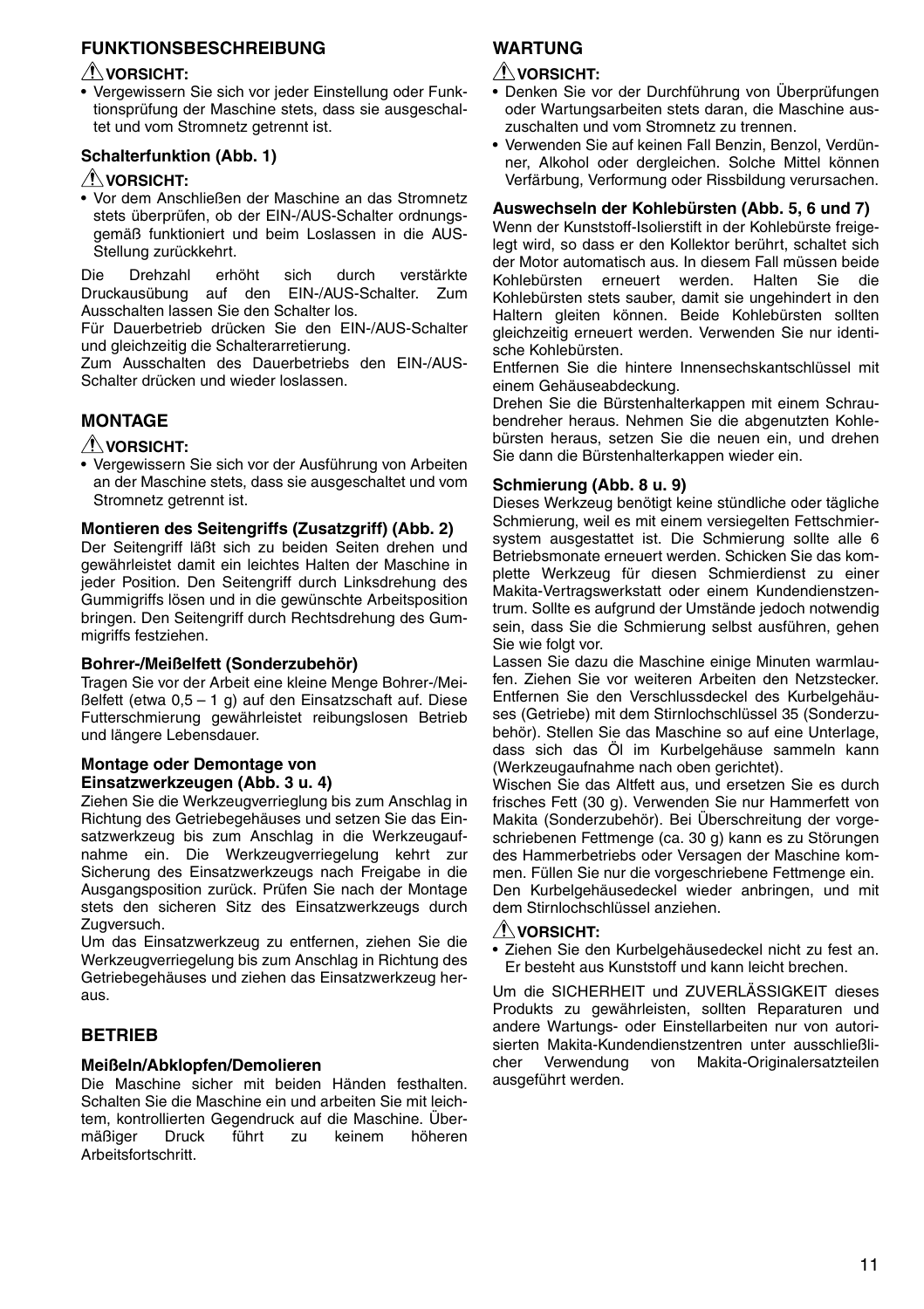## FUNKTIONSBESCHREIBUNG

**⚠VORSICHT:**
- Vergewissern Sie sich vor jeder Einstellung oder Funktionsprüfung der Maschine stets, dass sie ausgeschaltet und vom Stromnetz getrennt ist.

### Schalterfunktion (Abb. 1)

**⚠VORSICHT:**
- Vor dem Anschließen der Maschine an das Stromnetz stets überprüfen, ob der EIN-/AUS-Schalter ordnungsgemäß funktioniert und beim Loslassen in die AUS-Stellung zurückkehrt.

Die Drehzahl erhöht sich durch verstärkte Druckausübung auf den EIN-/AUS-Schalter. Zum Ausschalten lassen Sie den Schalter los.
Für Dauerbetrieb drücken Sie den EIN-/AUS-Schalter und gleichzeitig die Schalterarretierung.
Zum Ausschalten des Dauerbetriebs den EIN-/AUS-Schalter drücken und wieder loslassen.

## MONTAGE

**⚠VORSICHT:**
- Vergewissern Sie sich vor der Ausführung von Arbeiten an der Maschine stets, dass sie ausgeschaltet und vom Stromnetz getrennt ist.

### Montieren des Seitengriffs (Zusatzgriff) (Abb. 2)

Der Seitengriff läßt sich zu beiden Seiten drehen und gewährleistet damit ein leichtes Halten der Maschine in jeder Position. Den Seitengriff durch Linksdrehung des Gummigriffs lösen und in die gewünschte Arbeitsposition bringen. Den Seitengriff durch Rechtsdrehung des Gummigriffs festziehen.

### Bohrer-/Meißelfett (Sonderzubehör)

Tragen Sie vor der Arbeit eine kleine Menge Bohrer-/Meißelfett (etwa 0,5 – 1 g) auf den Einsatzschaft auf. Diese Futterschmierung gewährleistet reibungslosen Betrieb und längere Lebensdauer.

### Montage oder Demontage von Einsatzwerkzeugen (Abb. 3 u. 4)

Ziehen Sie die Werkzeugverrieglung bis zum Anschlag in Richtung des Getriebegehäuses und setzen Sie das Einsatzwerkzeug bis zum Anschlag in die Werkzeugaufnahme ein. Die Werkzeugverriegelung kehrt zur Sicherung des Einsatzwerkzeugs nach Freigabe in die Ausgangsposition zurück. Prüfen Sie nach der Montage stets den sicheren Sitz des Einsatzwerkzeugs durch Zugversuch.

Um das Einsatzwerkzeug zu entfernen, ziehen Sie die Werkzeugverriegelung bis zum Anschlag in Richtung des Getriebegehäuses und ziehen das Einsatzwerkzeug heraus.

## BETRIEB

### Meißeln/Abklopfen/Demolieren

Die Maschine sicher mit beiden Händen festhalten. Schalten Sie die Maschine ein und arbeiten Sie mit leichtem, kontrollierten Gegendruck auf die Maschine. Übermäßiger Druck führt zu keinem höheren Arbeitsfortschritt.

## WARTUNG

**⚠VORSICHT:**
- Denken Sie vor der Durchführung von Überprüfungen oder Wartungsarbeiten stets daran, die Maschine auszuschalten und vom Stromnetz zu trennen.
- Verwenden Sie auf keinen Fall Benzin, Benzol, Verdünner, Alkohol oder dergleichen. Solche Mittel können Verfärbung, Verformung oder Rissbildung verursachen.

### Auswechseln der Kohlebürsten (Abb. 5, 6 und 7)

Wenn der Kunststoff-Isolierstift in der Kohlebürste freigelegt wird, so dass er den Kollektor berührt, schaltet sich der Motor automatisch aus. In diesem Fall müssen beide Kohlebürsten erneuert werden. Halten Sie die Kohlebürsten stets sauber, damit sie ungehindert in den Haltern gleiten können. Beide Kohlebürsten sollten gleichzeitig erneuert werden. Verwenden Sie nur identische Kohlebürsten.

Entfernen Sie die hintere Innensechskantschlüssel mit einem Gehäuseabdeckung.

Drehen Sie die Bürstenhalterkappen mit einem Schraubendreher heraus. Nehmen Sie die abgenutzten Kohlebürsten heraus, setzen Sie die neuen ein, und drehen Sie dann die Bürstenhalterkappen wieder ein.

### Schmierung (Abb. 8 u. 9)

Dieses Werkzeug benötigt keine stündliche oder tägliche Schmierung, weil es mit einem versiegelten Fettschmiersystem ausgestattet ist. Die Schmierung sollte alle 6 Betriebsmonate erneuert werden. Schicken Sie das komplette Werkzeug für diesen Schmierdienst zu einer Makita-Vertragswerkstatt oder einem Kundendienstzentrum. Sollte es aufgrund der Umstände jedoch notwendig sein, dass Sie die Schmierung selbst ausführen, gehen Sie wie folgt vor.

Lassen Sie dazu die Maschine einige Minuten warmlaufen. Ziehen Sie vor weiteren Arbeiten den Netzstecker. Entfernen Sie den Verschlussdeckel des Kurbelgehäuses (Getriebe) mit dem Stirnlochschlüssel 35 (Sonderzubehör). Stellen Sie das Maschine so auf eine Unterlage, dass sich das Öl im Kurbelgehäuse sammeln kann (Werkzeugaufnahme nach oben gerichtet).

Wischen Sie das Altfett aus, und ersetzen Sie es durch frisches Fett (30 g). Verwenden Sie nur Hammerfett von Makita (Sonderzubehör). Bei Überschreitung der vorgeschriebenen Fettmenge (ca. 30 g) kann es zu Störungen des Hammerbetriebs oder Versagen der Maschine kommen. Füllen Sie nur die vorgeschriebene Fettmenge ein.

Den Kurbelgehäusedeckel wieder anbringen, und mit dem Stirnlochschlüssel anziehen.

**⚠VORSICHT:**
- Ziehen Sie den Kurbelgehäusedeckel nicht zu fest an. Er besteht aus Kunststoff und kann leicht brechen.

Um die SICHERHEIT und ZUVERLÄSSIGKEIT dieses Produkts zu gewährleisten, sollten Reparaturen und andere Wartungs- oder Einstellarbeiten nur von autorisierten Makita-Kundendienstzentren unter ausschließlicher Verwendung von Makita-Originalersatzteilen ausgeführt werden.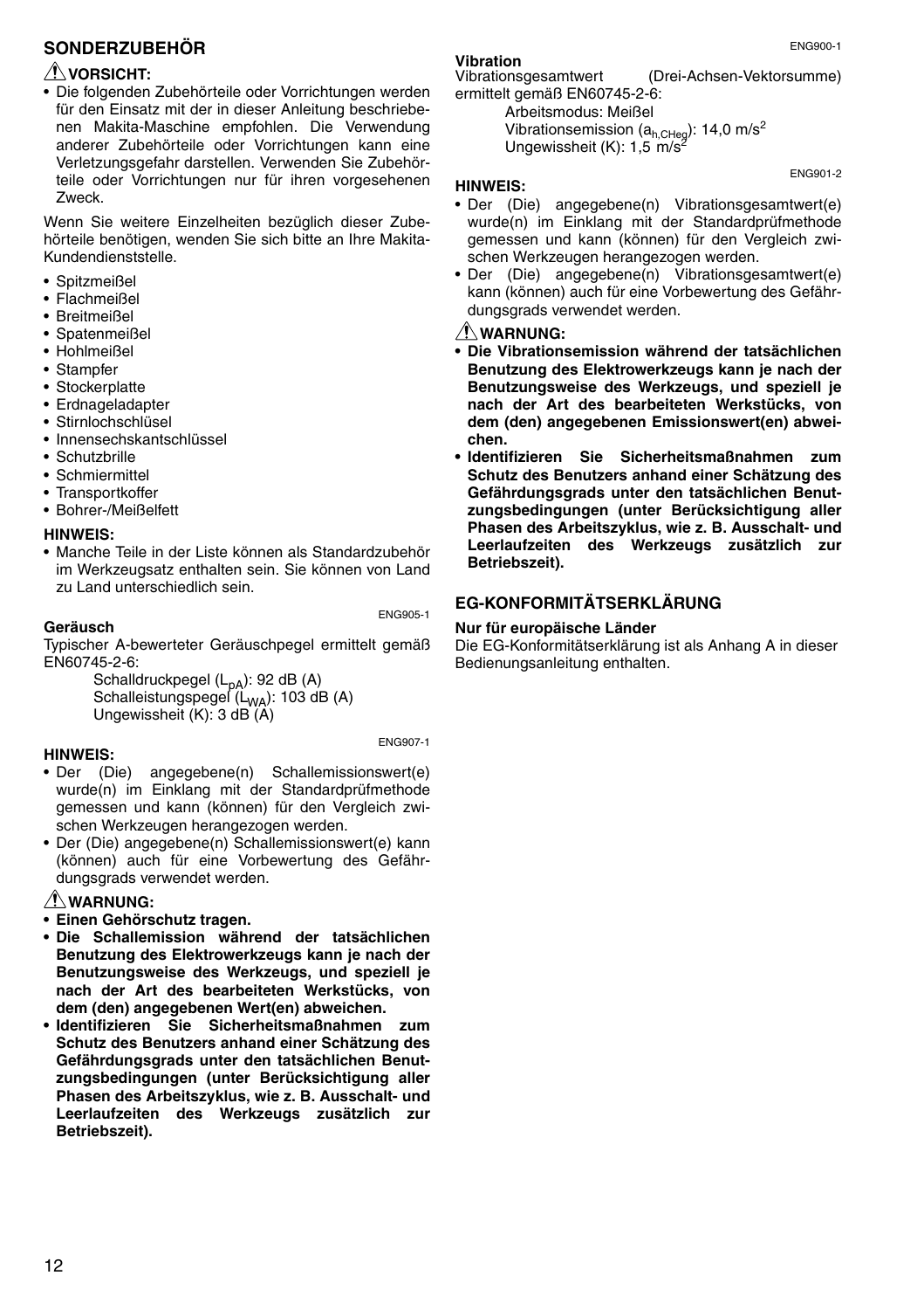## SONDERZUBEHÖR

**⚠VORSICHT:**

- Die folgenden Zubehörteile oder Vorrichtungen werden für den Einsatz mit der in dieser Anleitung beschriebenen Makita-Maschine empfohlen. Die Verwendung anderer Zubehörteile oder Vorrichtungen kann eine Verletzungsgefahr darstellen. Verwenden Sie Zubehörteile oder Vorrichtungen nur für ihren vorgesehenen Zweck.

Wenn Sie weitere Einzelheiten bezüglich dieser Zubehörteile benötigen, wenden Sie sich bitte an Ihre Makita-Kundendienststelle.

- Spitzmeißel
- Flachmeißel
- Breitmeißel
- Spatenmeißel
- Hohlmeißel
- Stampfer
- Stockerplatte
- Erdnageladapter
- Stirnlochschlüsel
- Innensechskantschlüssel
- Schutzbrille
- Schmiermittel
- Transportkoffer
- Bohrer-/Meißelfett

**HINWEIS:**

- Manche Teile in der Liste können als Standardzubehör im Werkzeugsatz enthalten sein. Sie können von Land zu Land unterschiedlich sein.

ENG905-1

**Geräusch**

Typischer A-bewerteter Geräuschpegel ermittelt gemäß EN60745-2-6:

Schalldruckpegel ($L_{pA}$): 92 dB (A)
Schalleistungspegel ($L_{WA}$): 103 dB (A)
Ungewissheit (K): 3 dB (A)

ENG907-1

**HINWEIS:**

- Der (Die) angegebene(n) Schallemissionswert(e) wurde(n) im Einklang mit der Standardprüfmethode gemessen und kann (können) für den Vergleich zwischen Werkzeugen herangezogen werden.
- Der (Die) angegebene(n) Schallemissionswert(e) kann (können) auch für eine Vorbewertung des Gefährdungsgrads verwendet werden.

**⚠WARNUNG:**

- **Einen Gehörschutz tragen.**
- **Die Schallemission während der tatsächlichen Benutzung des Elektrowerkzeugs kann je nach der Benutzungsweise des Werkzeugs, und speziell je nach der Art des bearbeiteten Werkstücks, von dem (den) angegebenen Wert(en) abweichen.**
- **Identifizieren Sie Sicherheitsmaßnahmen zum Schutz des Benutzers anhand einer Schätzung des Gefährdungsgrads unter den tatsächlichen Benutzungsbedingungen (unter Berücksichtigung aller Phasen des Arbeitszyklus, wie z. B. Ausschalt- und Leerlaufzeiten des Werkzeugs zusätzlich zur Betriebszeit).**

ENG900-1

**Vibration**

Vibrationsgesamtwert (Drei-Achsen-Vektorsumme) ermittelt gemäß EN60745-2-6:

Arbeitsmodus: Meißel
Vibrationsemission ($a_{h,CHeq}$): 14,0 m/s$^2$
Ungewissheit (K): 1,5 m/s$^2$

ENG901-2

**HINWEIS:**

- Der (Die) angegebene(n) Vibrationsgesamtwert(e) wurde(n) im Einklang mit der Standardprüfmethode gemessen und kann (können) für den Vergleich zwischen Werkzeugen herangezogen werden.
- Der (Die) angegebene(n) Vibrationsgesamtwert(e) kann (können) auch für eine Vorbewertung des Gefährdungsgrads verwendet werden.

**⚠WARNUNG:**

- **Die Vibrationsemission während der tatsächlichen Benutzung des Elektrowerkzeugs kann je nach der Benutzungsweise des Werkzeugs, und speziell je nach der Art des bearbeiteten Werkstücks, von dem (den) angegebenen Emissionswert(en) abweichen.**
- **Identifizieren Sie Sicherheitsmaßnahmen zum Schutz des Benutzers anhand einer Schätzung des Gefährdungsgrads unter den tatsächlichen Benutzungsbedingungen (unter Berücksichtigung aller Phasen des Arbeitszyklus, wie z. B. Ausschalt- und Leerlaufzeiten des Werkzeugs zusätzlich zur Betriebszeit).**

## EG-KONFORMITÄTSERKLÄRUNG

**Nur für europäische Länder**

Die EG-Konformitätserklärung ist als Anhang A in dieser Bedienungsanleitung enthalten.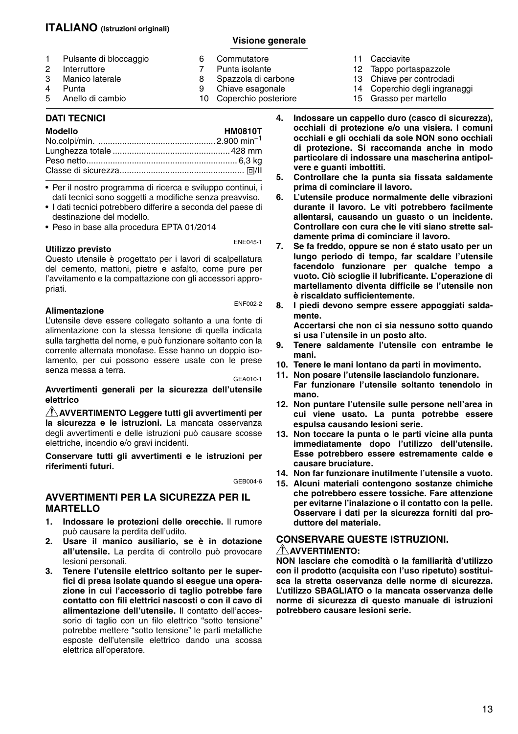# ITALIANO (Istruzioni originali)

## Visione generale

1 Pulsante di bloccaggio
2 Interruttore
3 Manico laterale
4 Punta
5 Anello di cambio
6 Commutatore
7 Punta isolante
8 Spazzola di carbone
9 Chiave esagonale
10 Coperchio posteriore
11 Cacciavite
12 Tappo portaspazzole
13 Chiave per controdadi
14 Coperchio degli ingranaggi
15 Grasso per martello

### DATI TECNICI

| Modello | HM0810T |
|---|---|
| No.colpi/min. | 2.900 $min^{-1}$ |
| Lunghezza totale | 428 mm |
| Peso netto | 6,3 kg |
| Classe di sicurezza | ⧈/II |

- Per il nostro programma di ricerca e sviluppo continui, i dati tecnici sono soggetti a modifiche senza preavviso.
- I dati tecnici potrebbero differire a seconda del paese di destinazione del modello.
- Peso in base alla procedura EPTA 01/2014

ENE045-1

**Utilizzo previsto**

Questo utensile è progettato per i lavori di scalpellatura del cemento, mattoni, pietre e asfalto, come pure per l'avvitamento e la compattazione con gli accessori appropriati.

ENF002-2

**Alimentazione**

L'utensile deve essere collegato soltanto a una fonte di alimentazione con la stessa tensione di quella indicata sulla targhetta del nome, e può funzionare soltanto con la corrente alternata monofase. Esse hanno un doppio isolamento, per cui possono essere usate con le prese senza messa a terra.

GEA010-1

**Avvertimenti generali per la sicurezza dell'utensile elettrico**

⚠ **AVVERTIMENTO Leggere tutti gli avvertimenti per la sicurezza e le istruzioni.** La mancata osservanza degli avvertimenti e delle istruzioni può causare scosse elettriche, incendio e/o gravi incidenti.

**Conservare tutti gli avvertimenti e le istruzioni per riferimenti futuri.**

GEB004-6

### AVVERTIMENTI PER LA SICUREZZA PER IL MARTELLO

1. **Indossare le protezioni delle orecchie.** Il rumore può causare la perdita dell'udito.
2. **Usare il manico ausiliario, se è in dotazione all'utensile.** La perdita di controllo può provocare lesioni personali.
3. **Tenere l'utensile elettrico soltanto per le superfici di presa isolate quando si esegue una operazione in cui l'accessorio di taglio potrebbe fare contatto con fili elettrici nascosti o con il cavo di alimentazione dell'utensile.** Il contatto dell'accessorio di taglio con un filo elettrico "sotto tensione" potrebbe mettere "sotto tensione" le parti metalliche esposte dell'utensile elettrico dando una scossa elettrica all'operatore.
4. **Indossare un cappello duro (casco di sicurezza), occhiali di protezione e/o una visiera. I comuni occhiali e gli occhiali da sole NON sono occhiali di protezione. Si raccomanda anche in modo particolare di indossare una mascherina antipolvere e guanti imbottiti.**
5. **Controllare che la punta sia fissata saldamente prima di cominciare il lavoro.**
6. **L'utensile produce normalmente delle vibrazioni durante il lavoro. Le viti potrebbero facilmente allentarsi, causando un guasto o un incidente. Controllare con cura che le viti siano strette saldamente prima di cominciare il lavoro.**
7. **Se fa freddo, oppure se non é stato usato per un lungo periodo di tempo, far scaldare l'utensile facendolo funzionare per qualche tempo a vuoto. Ciò scioglie il lubrificante. L'operazione di martellamento diventa difficile se l'utensile non è riscaldato sufficientemente.**
8. **I piedi devono sempre essere appoggiati saldamente.**
   **Accertarsi che non ci sia nessuno sotto quando si usa l'utensile in un posto alto.**
9. **Tenere saldamente l'utensile con entrambe le mani.**
10. **Tenere le mani lontano da parti in movimento.**
11. **Non posare l'utensile lasciandolo funzionare.**
    **Far funzionare l'utensile soltanto tenendolo in mano.**
12. **Non puntare l'utensile sulle persone nell'area in cui viene usato. La punta potrebbe essere espulsa causando lesioni serie.**
13. **Non toccare la punta o le parti vicine alla punta immediatamente dopo l'utilizzo dell'utensile. Esse potrebbero essere estremamente calde e causare bruciature.**
14. **Non far funzionare inutilmente l'utensile a vuoto.**
15. **Alcuni materiali contengono sostanze chimiche che potrebbero essere tossiche. Fare attenzione per evitarne l'inalazione o il contatto con la pelle. Osservare i dati per la sicurezza forniti dal produttore del materiale.**

### CONSERVARE QUESTE ISTRUZIONI.

⚠ **AVVERTIMENTO:**

**NON lasciare che comodità o la familiarità d'utilizzo con il prodotto (acquisita con l'uso ripetuto) sostituisca la stretta osservanza delle norme di sicurezza. L'utilizzo SBAGLIATO o la mancata osservanza delle norme di sicurezza di questo manuale di istruzioni potrebbero causare lesioni serie.**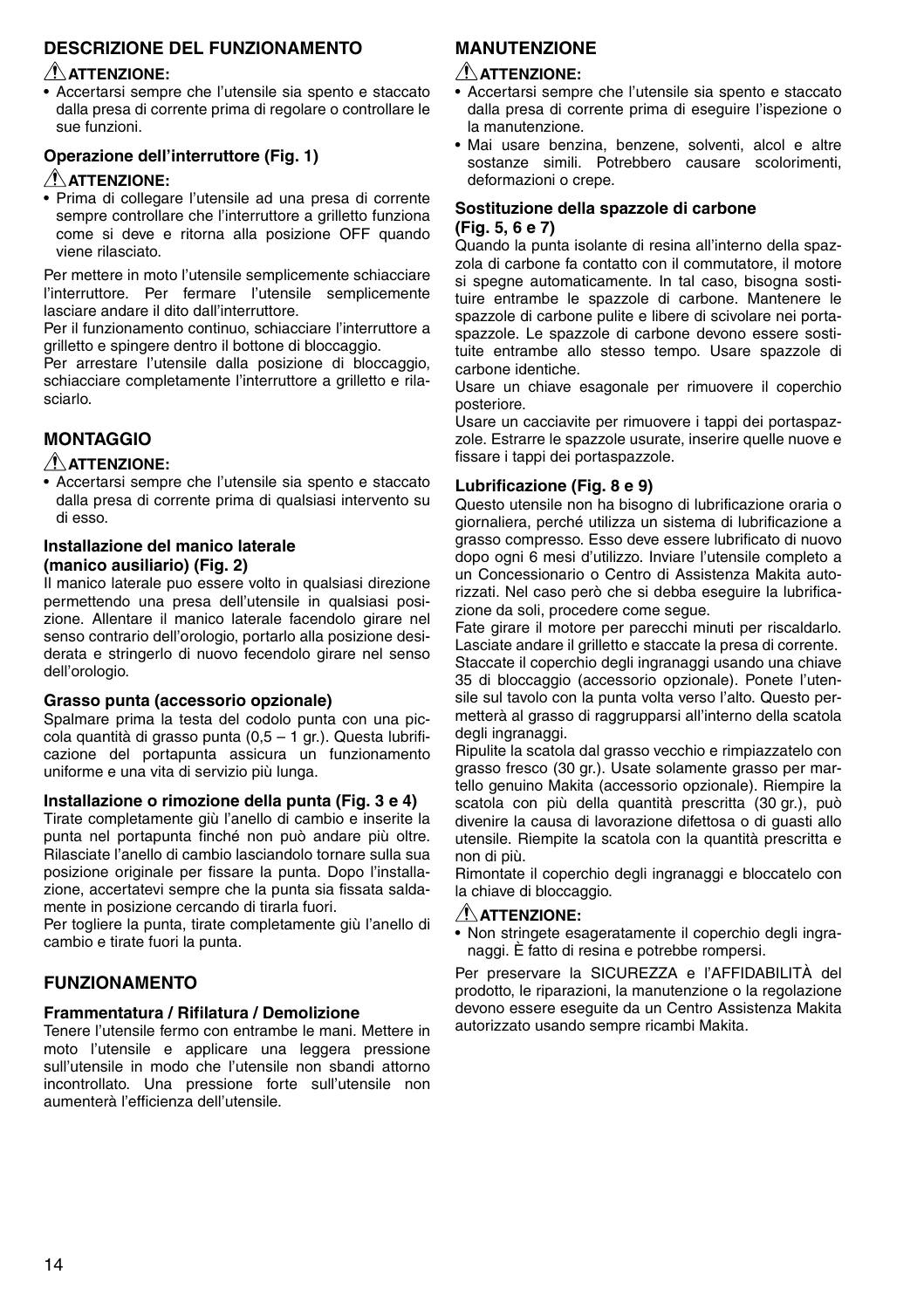## DESCRIZIONE DEL FUNZIONAMENTO

**⚠ATTENZIONE:**

- Accertarsi sempre che l'utensile sia spento e staccato dalla presa di corrente prima di regolare o controllare le sue funzioni.

### Operazione dell'interruttore (Fig. 1)

**⚠ATTENZIONE:**

- Prima di collegare l'utensile ad una presa di corrente sempre controllare che l'interruttore a grilletto funziona come si deve e ritorna alla posizione OFF quando viene rilasciato.

Per mettere in moto l'utensile semplicemente schiacciare l'interruttore. Per fermare l'utensile semplicemente lasciare andare il dito dall'interruttore.

Per il funzionamento continuo, schiacciare l'interruttore a grilletto e spingere dentro il bottone di bloccaggio.

Per arrestare l'utensile dalla posizione di bloccaggio, schiacciare completamente l'interruttore a grilletto e rilasciarlo.

## MONTAGGIO

**⚠ATTENZIONE:**

- Accertarsi sempre che l'utensile sia spento e staccato dalla presa di corrente prima di qualsiasi intervento su di esso.

### Installazione del manico laterale (manico ausiliario) (Fig. 2)

Il manico laterale puo essere volto in qualsiasi direzione permettendo una presa dell'utensile in qualsiasi posizione. Allentare il manico laterale facendolo girare nel senso contrario dell'orologio, portarlo alla posizione desiderata e stringerlo di nuovo fecendolo girare nel senso dell'orologio.

### Grasso punta (accessorio opzionale)

Spalmare prima la testa del codolo punta con una piccola quantità di grasso punta (0,5 – 1 gr.). Questa lubrificazione del portapunta assicura un funzionamento uniforme e una vita di servizio più lunga.

### Installazione o rimozione della punta (Fig. 3 e 4)

Tirate completamente giù l'anello di cambio e inserite la punta nel portapunta finché non può andare più oltre. Rilasciate l'anello di cambio lasciandolo tornare sulla sua posizione originale per fissare la punta. Dopo l'installazione, accertatevi sempre che la punta sia fissata saldamente in posizione cercando di tirarla fuori.

Per togliere la punta, tirate completamente giù l'anello di cambio e tirate fuori la punta.

## FUNZIONAMENTO

### Frammentatura / Rifilatura / Demolizione

Tenere l'utensile fermo con entrambe le mani. Mettere in moto l'utensile e applicare una leggera pressione sull'utensile in modo che l'utensile non sbandi attorno incontrollato. Una pressione forte sull'utensile non aumenterà l'efficienza dell'utensile.

## MANUTENZIONE

**⚠ATTENZIONE:**

- Accertarsi sempre che l'utensile sia spento e staccato dalla presa di corrente prima di eseguire l'ispezione o la manutenzione.
- Mai usare benzina, benzene, solventi, alcol e altre sostanze simili. Potrebbero causare scolorimenti, deformazioni o crepe.

### Sostituzione della spazzole di carbone (Fig. 5, 6 e 7)

Quando la punta isolante di resina all'interno della spazzola di carbone fa contatto con il commutatore, il motore si spegne automaticamente. In tal caso, bisogna sostituire entrambe le spazzole di carbone. Mantenere le spazzole di carbone pulite e libere di scivolare nei portaspazzole. Le spazzole di carbone devono essere sostituite entrambe allo stesso tempo. Usare spazzole di carbone identiche.

Usare un chiave esagonale per rimuovere il coperchio posteriore.

Usare un cacciavite per rimuovere i tappi dei portaspazzole. Estrarre le spazzole usurate, inserire quelle nuove e fissare i tappi dei portaspazzole.

### Lubrificazione (Fig. 8 e 9)

Questo utensile non ha bisogno di lubrificazione oraria o giornaliera, perché utilizza un sistema di lubrificazione a grasso compresso. Esso deve essere lubrificato di nuovo dopo ogni 6 mesi d'utilizzo. Inviare l'utensile completo a un Concessionario o Centro di Assistenza Makita autorizzati. Nel caso però che si debba eseguire la lubrificazione da soli, procedere come segue.

Fate girare il motore per parecchi minuti per riscaldarlo. Lasciate andare il grilletto e staccate la presa di corrente.

Staccate il coperchio degli ingranaggi usando una chiave 35 di bloccaggio (accessorio opzionale). Ponete l'utensile sul tavolo con la punta volta verso l'alto. Questo permetterà al grasso di raggrupparsi all'interno della scatola degli ingranaggi.

Ripulite la scatola dal grasso vecchio e rimpiazzatelo con grasso fresco (30 gr.). Usate solamente grasso per martello genuino Makita (accessorio opzionale). Riempire la scatola con più della quantità prescritta (30 gr.), può divenire la causa di lavorazione difettosa o di guasti allo utensile. Riempite la scatola con la quantità prescritta e non di più.

Rimontate il coperchio degli ingranaggi e bloccatelo con la chiave di bloccaggio.

**⚠ATTENZIONE:**

- Non stringete esageratamente il coperchio degli ingranaggi. È fatto di resina e potrebbe rompersi.

Per preservare la SICUREZZA e l'AFFIDABILITÀ del prodotto, le riparazioni, la manutenzione o la regolazione devono essere eseguite da un Centro Assistenza Makita autorizzato usando sempre ricambi Makita.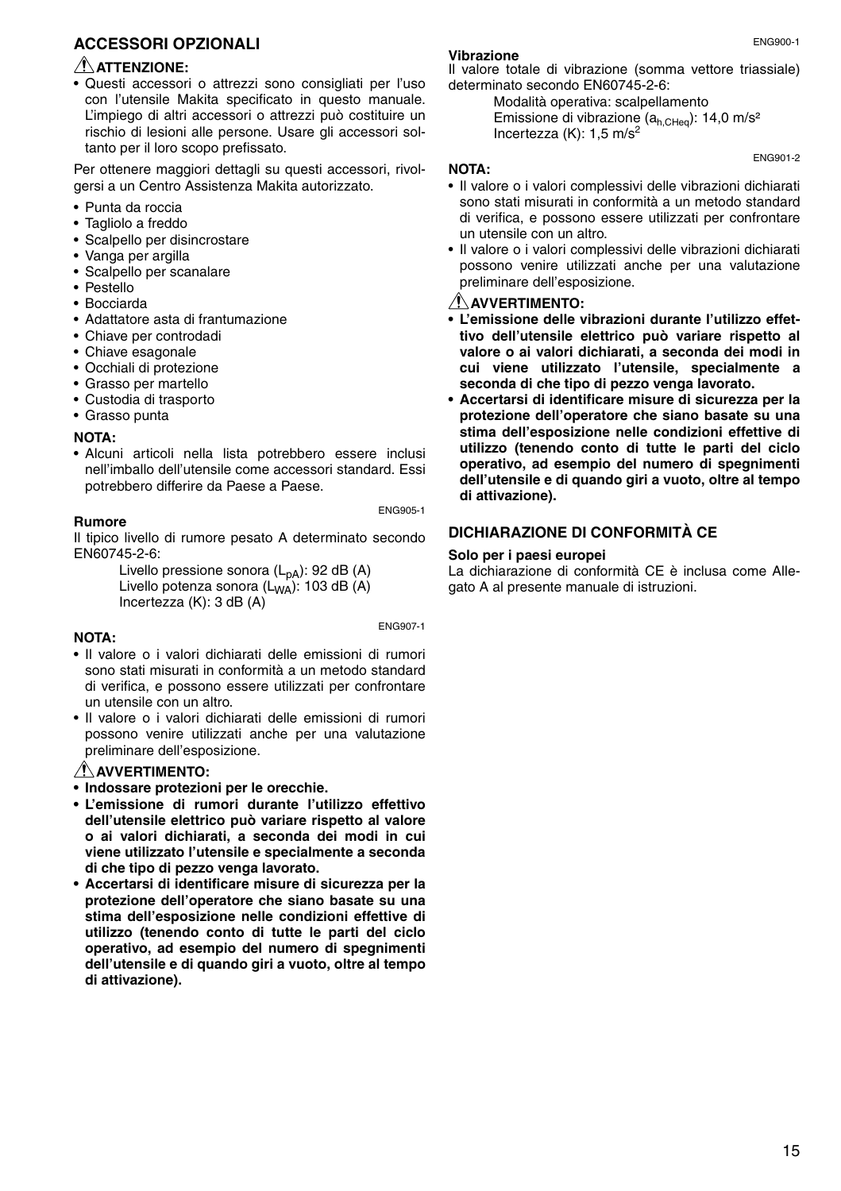## ACCESSORI OPZIONALI

**⚠ ATTENZIONE:**

- Questi accessori o attrezzi sono consigliati per l'uso con l'utensile Makita specificato in questo manuale. L'impiego di altri accessori o attrezzi può costituire un rischio di lesioni alle persone. Usare gli accessori soltanto per il loro scopo prefissato.

Per ottenere maggiori dettagli su questi accessori, rivolgersi a un Centro Assistenza Makita autorizzato.

- Punta da roccia
- Tagliolo a freddo
- Scalpello per disincrostare
- Vanga per argilla
- Scalpello per scanalare
- Pestello
- Bocciarda
- Adattatore asta di frantumazione
- Chiave per controdadi
- Chiave esagonale
- Occhiali di protezione
- Grasso per martello
- Custodia di trasporto
- Grasso punta

**NOTA:**

- Alcuni articoli nella lista potrebbero essere inclusi nell'imballo dell'utensile come accessori standard. Essi potrebbero differire da Paese a Paese.

ENG905-1

**Rumore**

Il tipico livello di rumore pesato A determinato secondo EN60745-2-6:

Livello pressione sonora ($L_{pA}$): 92 dB (A)
Livello potenza sonora ($L_{WA}$): 103 dB (A)
Incertezza (K): 3 dB (A)

ENG907-1

**NOTA:**

- Il valore o i valori dichiarati delle emissioni di rumori sono stati misurati in conformità a un metodo standard di verifica, e possono essere utilizzati per confrontare un utensile con un altro.
- Il valore o i valori dichiarati delle emissioni di rumori possono venire utilizzati anche per una valutazione preliminare dell'esposizione.

**⚠ AVVERTIMENTO:**

- **Indossare protezioni per le orecchie.**
- **L'emissione di rumori durante l'utilizzo effettivo dell'utensile elettrico può variare rispetto al valore o ai valori dichiarati, a seconda dei modi in cui viene utilizzato l'utensile e specialmente a seconda di che tipo di pezzo venga lavorato.**
- **Accertarsi di identificare misure di sicurezza per la protezione dell'operatore che siano basate su una stima dell'esposizione nelle condizioni effettive di utilizzo (tenendo conto di tutte le parti del ciclo operativo, ad esempio del numero di spegnimenti dell'utensile e di quando giri a vuoto, oltre al tempo di attivazione).**

ENG900-1

**Vibrazione**

Il valore totale di vibrazione (somma vettore triassiale) determinato secondo EN60745-2-6:

Modalità operativa: scalpellamento
Emissione di vibrazione ($a_{h,CHeq}$): 14,0 m/s²
Incertezza (K): 1,5 m/s²

ENG901-2

**NOTA:**

- Il valore o i valori complessivi delle vibrazioni dichiarati sono stati misurati in conformità a un metodo standard di verifica, e possono essere utilizzati per confrontare un utensile con un altro.
- Il valore o i valori complessivi delle vibrazioni dichiarati possono venire utilizzati anche per una valutazione preliminare dell'esposizione.

**⚠ AVVERTIMENTO:**

- **L'emissione delle vibrazioni durante l'utilizzo effettivo dell'utensile elettrico può variare rispetto al valore o ai valori dichiarati, a seconda dei modi in cui viene utilizzato l'utensile, specialmente a seconda di che tipo di pezzo venga lavorato.**
- **Accertarsi di identificare misure di sicurezza per la protezione dell'operatore che siano basate su una stima dell'esposizione nelle condizioni effettive di utilizzo (tenendo conto di tutte le parti del ciclo operativo, ad esempio del numero di spegnimenti dell'utensile e di quando giri a vuoto, oltre al tempo di attivazione).**

## DICHIARAZIONE DI CONFORMITÀ CE

**Solo per i paesi europei**

La dichiarazione di conformità CE è inclusa come Allegato A al presente manuale di istruzioni.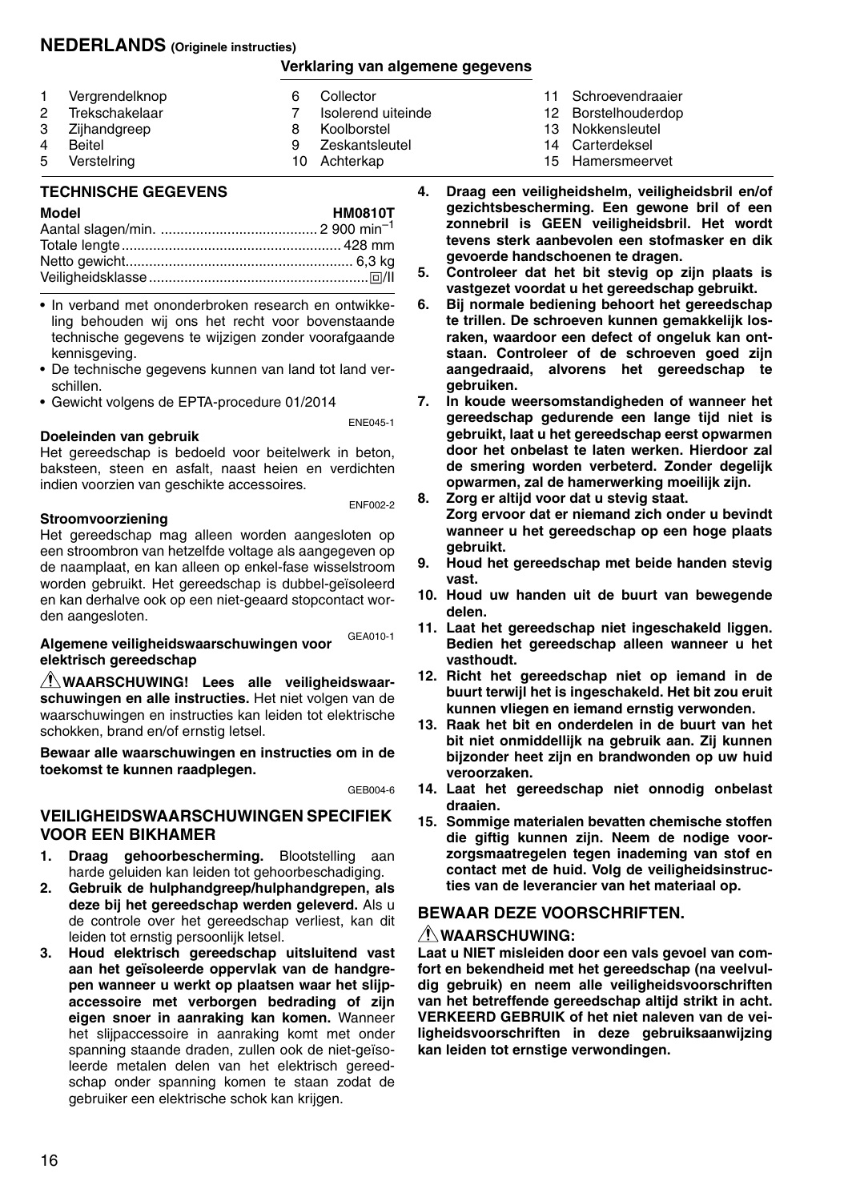## NEDERLANDS (Originele instructies)

### Verklaring van algemene gegevens

1. Vergrendelknop
2. Trekschakelaar
3. Zijhandgreep
4. Beitel
5. Verstelring
6. Collector
7. Isolerend uiteinde
8. Koolborstel
9. Zeskantsleutel
10. Achterkap
11. Schroevendraaier
12. Borstelhouderdop
13. Nokkensleutel
14. Carterdeksel
15. Hamersmeervet

### TECHNISCHE GEGEVENS

| Model | HM0810T |
|---|---|
| Aantal slagen/min. | 2 900 $min^{-1}$ |
| Totale lengte | 428 mm |
| Netto gewicht | 6,3 kg |
| Veiligheidsklasse | ⧈/II |

- In verband met ononderbroken research en ontwikkeling behouden wij ons het recht voor bovenstaande technische gegevens te wijzigen zonder voorafgaande kennisgeving.
- De technische gegevens kunnen van land tot land verschillen.
- Gewicht volgens de EPTA-procedure 01/2014

ENE045-1

**Doeleinden van gebruik**

Het gereedschap is bedoeld voor beitelwerk in beton, baksteen, steen en asfalt, naast heien en verdichten indien voorzien van geschikte accessoires.

ENF002-2

**Stroomvoorziening**

Het gereedschap mag alleen worden aangesloten op een stroombron van hetzelfde voltage als aangegeven op de naamplaat, en kan alleen op enkel-fase wisselstroom worden gebruikt. Het gereedschap is dubbel-geïsoleerd en kan derhalve ook op een niet-geaard stopcontact worden aangesloten.

GEA010-1

**Algemene veiligheidswaarschuwingen voor elektrisch gereedschap**

⚠**WAARSCHUWING! Lees alle veiligheidswaarschuwingen en alle instructies.** Het niet volgen van de waarschuwingen en instructies kan leiden tot elektrische schokken, brand en/of ernstig letsel.

**Bewaar alle waarschuwingen en instructies om in de toekomst te kunnen raadplegen.**

GEB004-6

### VEILIGHEIDSWAARSCHUWINGEN SPECIFIEK VOOR EEN BIKHAMER

1. **Draag gehoorbescherming.** Blootstelling aan harde geluiden kan leiden tot gehoorbeschadiging.
2. **Gebruik de hulphandgreep/hulphandgrepen, als deze bij het gereedschap werden geleverd.** Als u de controle over het gereedschap verliest, kan dit leiden tot ernstig persoonlijk letsel.
3. **Houd elektrisch gereedschap uitsluitend vast aan het geïsoleerde oppervlak van de handgrepen wanneer u werkt op plaatsen waar het slijpaccessoire met verborgen bedrading of zijn eigen snoer in aanraking kan komen.** Wanneer het slijpaccessoire in aanraking komt met onder spanning staande draden, zullen ook de niet-geïsoleerde metalen delen van het elektrisch gereedschap onder spanning komen te staan zodat de gebruiker een elektrische schok kan krijgen.
4. **Draag een veiligheidshelm, veiligheidsbril en/of gezichtsbescherming. Een gewone bril of een zonnebril is GEEN veiligheidsbril. Het wordt tevens sterk aanbevolen een stofmasker en dik gevoerde handschoenen te dragen.**
5. **Controleer dat het bit stevig op zijn plaats is vastgezet voordat u het gereedschap gebruikt.**
6. **Bij normale bediening behoort het gereedschap te trillen. De schroeven kunnen gemakkelijk losraken, waardoor een defect of ongeluk kan ontstaan. Controleer of de schroeven goed zijn aangedraaid, alvorens het gereedschap te gebruiken.**
7. **In koude weersomstandigheden of wanneer het gereedschap gedurende een lange tijd niet is gebruikt, laat u het gereedschap eerst opwarmen door het onbelast te laten werken. Hierdoor zal de smering worden verbeterd. Zonder degelijk opwarmen, zal de hamerwerking moeilijk zijn.**
8. **Zorg er altijd voor dat u stevig staat.**
   **Zorg ervoor dat er niemand zich onder u bevindt wanneer u het gereedschap op een hoge plaats gebruikt.**
9. **Houd het gereedschap met beide handen stevig vast.**
10. **Houd uw handen uit de buurt van bewegende delen.**
11. **Laat het gereedschap niet ingeschakeld liggen. Bedien het gereedschap alleen wanneer u het vasthoudt.**
12. **Richt het gereedschap niet op iemand in de buurt terwijl het is ingeschakeld. Het bit zou eruit kunnen vliegen en iemand ernstig verwonden.**
13. **Raak het bit en onderdelen in de buurt van het bit niet onmiddellijk na gebruik aan. Zij kunnen bijzonder heet zijn en brandwonden op uw huid veroorzaken.**
14. **Laat het gereedschap niet onnodig onbelast draaien.**
15. **Sommige materialen bevatten chemische stoffen die giftig kunnen zijn. Neem de nodige voorzorgsmaatregelen tegen inademing van stof en contact met de huid. Volg de veiligheidsinstructies van de leverancier van het materiaal op.**

### BEWAAR DEZE VOORSCHRIFTEN.

⚠**WAARSCHUWING:**

**Laat u NIET misleiden door een vals gevoel van comfort en bekendheid met het gereedschap (na veelvuldig gebruik) en neem alle veiligheidsvoorschriften van het betreffende gereedschap altijd strikt in acht. VERKEERD GEBRUIK of het niet naleven van de veiligheidsvoorschriften in deze gebruiksaanwijzing kan leiden tot ernstige verwondingen.**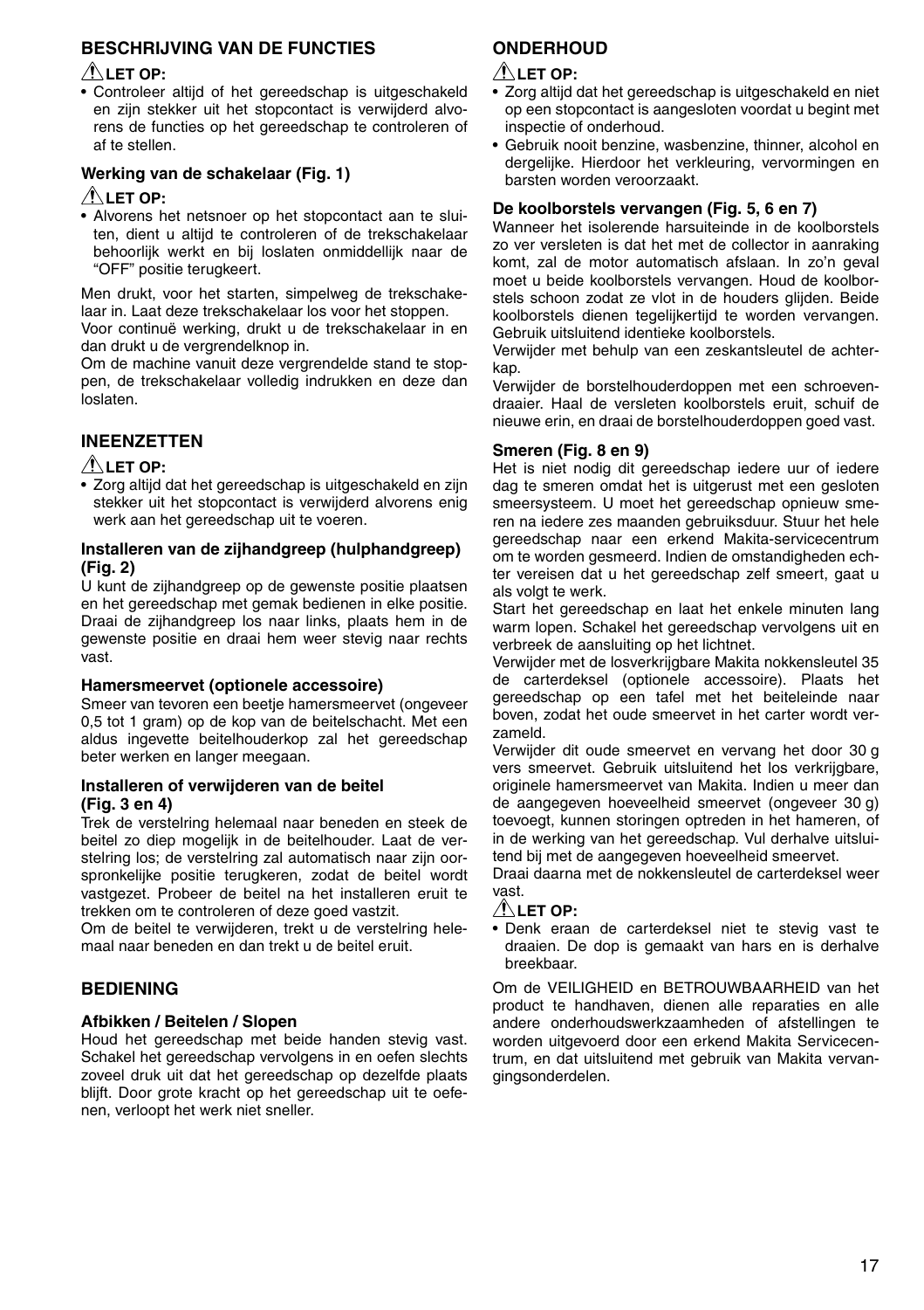## BESCHRIJVING VAN DE FUNCTIES

⚠ **LET OP:**

- Controleer altijd of het gereedschap is uitgeschakeld en zijn stekker uit het stopcontact is verwijderd alvorens de functies op het gereedschap te controleren of af te stellen.

### Werking van de schakelaar (Fig. 1)

⚠ **LET OP:**

- Alvorens het netsnoer op het stopcontact aan te sluiten, dient u altijd te controleren of de trekschakelaar behoorlijk werkt en bij loslaten onmiddellijk naar de “OFF” positie terugkeert.

Men drukt, voor het starten, simpelweg de trekschakelaar in. Laat deze trekschakelaar los voor het stoppen.
Voor continuë werking, drukt u de trekschakelaar in en dan drukt u de vergrendelknop in.
Om de machine vanuit deze vergrendelde stand te stoppen, de trekschakelaar volledig indrukken en deze dan loslaten.

## INEENZETTEN

⚠ **LET OP:**

- Zorg altijd dat het gereedschap is uitgeschakeld en zijn stekker uit het stopcontact is verwijderd alvorens enig werk aan het gereedschap uit te voeren.

### Installeren van de zijhandgreep (hulphandgreep) (Fig. 2)

U kunt de zijhandgreep op de gewenste positie plaatsen en het gereedschap met gemak bedienen in elke positie. Draai de zijhandgreep los naar links, plaats hem in de gewenste positie en draai hem weer stevig naar rechts vast.

### Hamersmeervet (optionele accessoire)

Smeer van tevoren een beetje hamersmeervet (ongeveer 0,5 tot 1 gram) op de kop van de beitelschacht. Met een aldus ingevette beitelhouderkop zal het gereedschap beter werken en langer meegaan.

### Installeren of verwijderen van de beitel (Fig. 3 en 4)

Trek de verstelring helemaal naar beneden en steek de beitel zo diep mogelijk in de beitelhouder. Laat de verstelring los; de verstelring zal automatisch naar zijn oorspronkelijke positie terugkeren, zodat de beitel wordt vastgezet. Probeer de beitel na het installeren eruit te trekken om te controleren of deze goed vastzit.
Om de beitel te verwijderen, trekt u de verstelring helemaal naar beneden en dan trekt u de beitel eruit.

## BEDIENING

### Afbikken / Beitelen / Slopen

Houd het gereedschap met beide handen stevig vast. Schakel het gereedschap vervolgens in en oefen slechts zoveel druk uit dat het gereedschap op dezelfde plaats blijft. Door grote kracht op het gereedschap uit te oefenen, verloopt het werk niet sneller.

## ONDERHOUD

⚠ **LET OP:**

- Zorg altijd dat het gereedschap is uitgeschakeld en niet op een stopcontact is aangesloten voordat u begint met inspectie of onderhoud.
- Gebruik nooit benzine, wasbenzine, thinner, alcohol en dergelijke. Hierdoor het verkleuring, vervormingen en barsten worden veroorzaakt.

### De koolborstels vervangen (Fig. 5, 6 en 7)

Wanneer het isolerende harsuiteinde in de koolborstels zo ver versleten is dat het met de collector in aanraking komt, zal de motor automatisch afslaan. In zo’n geval moet u beide koolborstels vervangen. Houd de koolborstels schoon zodat ze vlot in de houders glijden. Beide koolborstels dienen tegelijkertijd te worden vervangen. Gebruik uitsluitend identieke koolborstels.
Verwijder met behulp van een zeskantsleutel de achterkap.
Verwijder de borstelhouderdoppen met een schroevendraaier. Haal de versleten koolborstels eruit, schuif de nieuwe erin, en draai de borstelhouderdoppen goed vast.

### Smeren (Fig. 8 en 9)

Het is niet nodig dit gereedschap iedere uur of iedere dag te smeren omdat het is uitgerust met een gesloten smeersysteem. U moet het gereedschap opnieuw smeren na iedere zes maanden gebruiksduur. Stuur het hele gereedschap naar een erkend Makita-servicecentrum om te worden gesmeerd. Indien de omstandigheden echter vereisen dat u het gereedschap zelf smeert, gaat u als volgt te werk.
Start het gereedschap en laat het enkele minuten lang warm lopen. Schakel het gereedschap vervolgens uit en verbreek de aansluiting op het lichtnet.
Verwijder met de losverkrijgbare Makita nokkensleutel 35 de carterdeksel (optionele accessoire). Plaats het gereedschap op een tafel met het beiteleinde naar boven, zodat het oude smeervet in het carter wordt verzameld.
Verwijder dit oude smeervet en vervang het door 30 g vers smeervet. Gebruik uitsluitend het los verkrijgbare, originele hamersmeervet van Makita. Indien u meer dan de aangegeven hoeveelheid smeervet (ongeveer 30 g) toevoegt, kunnen storingen optreden in het hameren, of in de werking van het gereedschap. Vul derhalve uitsluitend bij met de aangegeven hoeveelheid smeervet.
Draai daarna met de nokkensleutel de carterdeksel weer vast.

⚠ **LET OP:**

- Denk eraan de carterdeksel niet te stevig vast te draaien. De dop is gemaakt van hars en is derhalve breekbaar.

Om de VEILIGHEID en BETROUWBAARHEID van het product te handhaven, dienen alle reparaties en alle andere onderhoudswerkzaamheden of afstellingen te worden uitgevoerd door een erkend Makita Servicecentrum, en dat uitsluitend met gebruik van Makita vervangingsonderdelen.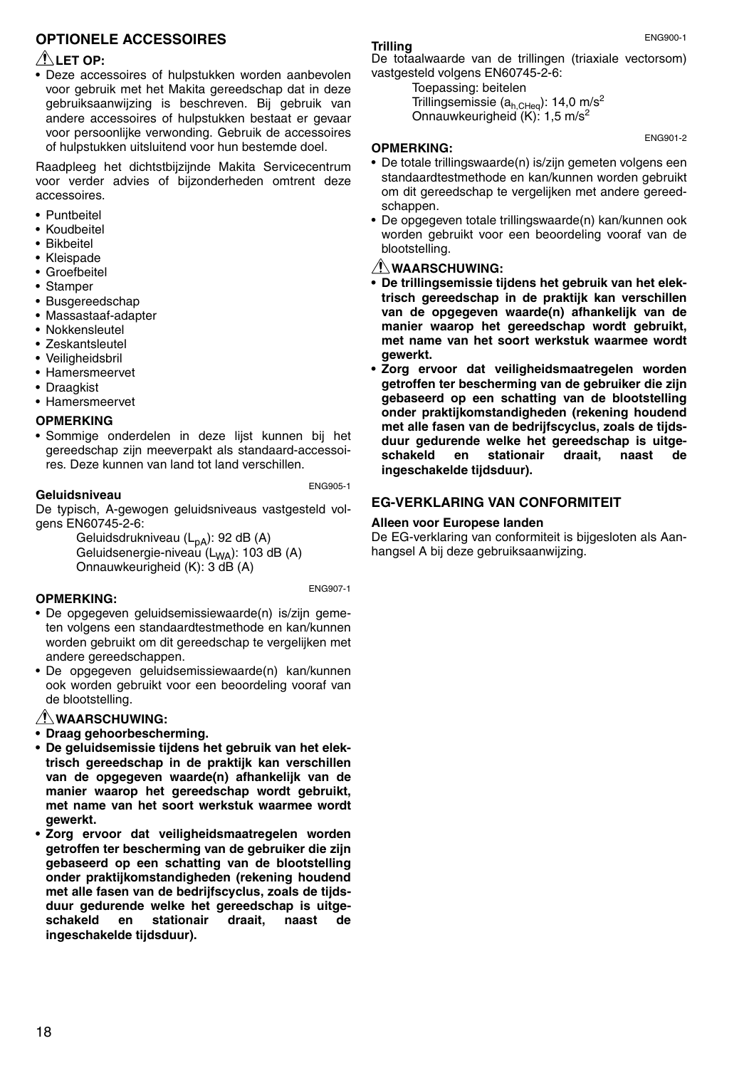## OPTIONELE ACCESSOIRES

### ⚠ LET OP:

- Deze accessoires of hulpstukken worden aanbevolen voor gebruik met het Makita gereedschap dat in deze gebruiksaanwijzing is beschreven. Bij gebruik van andere accessoires of hulpstukken bestaat er gevaar voor persoonlijke verwonding. Gebruik de accessoires of hulpstukken uitsluitend voor hun bestemde doel.

Raadpleeg het dichtstbijzijnde Makita Servicecentrum voor verder advies of bijzonderheden omtrent deze accessoires.

- Puntbeitel
- Koudbeitel
- Bikbeitel
- Kleispade
- Groefbeitel
- Stamper
- Busgereedschap
- Massastaaf-adapter
- Nokkensleutel
- Zeskantsleutel
- Veiligheidsbril
- Hamersmeervet
- Draagkist
- Hamersmeervet

### OPMERKING

- Sommige onderdelen in deze lijst kunnen bij het gereedschap zijn meeverpakt als standaard-accessoires. Deze kunnen van land tot land verschillen.

ENG905-1

### Geluidsniveau

De typisch, A-gewogen geluidsniveaus vastgesteld volgens EN60745-2-6:

Geluidsdrukniveau ($L_{pA}$): 92 dB (A)
Geluidsenergie-niveau ($L_{WA}$): 103 dB (A)
Onnauwkeurigheid (K): 3 dB (A)

ENG907-1

### OPMERKING:

- De opgegeven geluidsemissiewaarde(n) is/zijn gemeten volgens een standaardtestmethode en kan/kunnen worden gebruikt om dit gereedschap te vergelijken met andere gereedschappen.
- De opgegeven geluidsemissiewaarde(n) kan/kunnen ook worden gebruikt voor een beoordeling vooraf van de blootstelling.

### ⚠ WAARSCHUWING:

- **Draag gehoorbescherming.**
- **De geluidsemissie tijdens het gebruik van het elektrisch gereedschap in de praktijk kan verschillen van de opgegeven waarde(n) afhankelijk van de manier waarop het gereedschap wordt gebruikt, met name van het soort werkstuk waarmee wordt gewerkt.**
- **Zorg ervoor dat veiligheidsmaatregelen worden getroffen ter bescherming van de gebruiker die zijn gebaseerd op een schatting van de blootstelling onder praktijkomstandigheden (rekening houdend met alle fasen van de bedrijfscyclus, zoals de tijdsduur gedurende welke het gereedschap is uitgeschakeld en stationair draait, naast de ingeschakelde tijdsduur).**

ENG900-1

### Trilling

De totaalwaarde van de trillingen (triaxiale vectorsom) vastgesteld volgens EN60745-2-6:

Toepassing: beitelen
Trillingsemissie ($a_{h,CHeq}$): 14,0 $m/s^2$
Onnauwkeurigheid (K): 1,5 $m/s^2$

ENG901-2

### OPMERKING:

- De totale trillingswaarde(n) is/zijn gemeten volgens een standaardtestmethode en kan/kunnen worden gebruikt om dit gereedschap te vergelijken met andere gereedschappen.
- De opgegeven totale trillingswaarde(n) kan/kunnen ook worden gebruikt voor een beoordeling vooraf van de blootstelling.

### ⚠ WAARSCHUWING:

- **De trillingsemissie tijdens het gebruik van het elektrisch gereedschap in de praktijk kan verschillen van de opgegeven waarde(n) afhankelijk van de manier waarop het gereedschap wordt gebruikt, met name van het soort werkstuk waarmee wordt gewerkt.**
- **Zorg ervoor dat veiligheidsmaatregelen worden getroffen ter bescherming van de gebruiker die zijn gebaseerd op een schatting van de blootstelling onder praktijkomstandigheden (rekening houdend met alle fasen van de bedrijfscyclus, zoals de tijdsduur gedurende welke het gereedschap is uitgeschakeld en stationair draait, naast de ingeschakelde tijdsduur).**

## EG-VERKLARING VAN CONFORMITEIT

### Alleen voor Europese landen

De EG-verklaring van conformiteit is bijgesloten als Aanhangsel A bij deze gebruiksaanwijzing.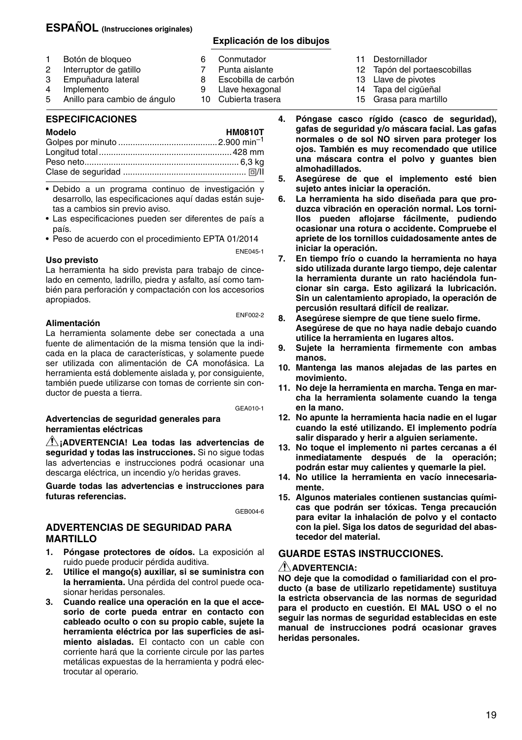## ESPAÑOL (Instrucciones originales)

### Explicación de los dibujos

1. Botón de bloqueo
2. Interruptor de gatillo
3. Empuñadura lateral
4. Implemento
5. Anillo para cambio de ángulo
6. Conmutador
7. Punta aislante
8. Escobilla de carbón
9. Llave hexagonal
10. Cubierta trasera
11. Destornillador
12. Tapón del portaescobillas
13. Llave de pivotes
14. Tapa del cigüeñal
15. Grasa para martillo

### ESPECIFICACIONES

| Modelo | HM0810T |
|---|---|
| Golpes por minuto | 2.900 $min^{-1}$ |
| Longitud total | 428 mm |
| Peso neto | 6,3 kg |
| Clase de seguridad | ⧈/II |

- Debido a un programa continuo de investigación y desarrollo, las especificaciones aquí dadas están sujetas a cambios sin previo aviso.
- Las especificaciones pueden ser diferentes de país a país.
- Peso de acuerdo con el procedimiento EPTA 01/2014

ENE045-1

**Uso previsto**

La herramienta ha sido prevista para trabajo de cincelado en cemento, ladrillo, piedra y asfalto, así como también para perforación y compactación con los accesorios apropiados.

ENF002-2

**Alimentación**

La herramienta solamente debe ser conectada a una fuente de alimentación de la misma tensión que la indicada en la placa de características, y solamente puede ser utilizada con alimentación de CA monofásica. La herramienta está doblemente aislada y, por consiguiente, también puede utilizarse con tomas de corriente sin conductor de puesta a tierra.

GEA010-1

**Advertencias de seguridad generales para herramientas eléctricas**

⚠ **¡ADVERTENCIA! Lea todas las advertencias de seguridad y todas las instrucciones.** Si no sigue todas las advertencias e instrucciones podrá ocasionar una descarga eléctrica, un incendio y/o heridas graves.

**Guarde todas las advertencias e instrucciones para futuras referencias.**

GEB004-6

### ADVERTENCIAS DE SEGURIDAD PARA MARTILLO

1. **Póngase protectores de oídos.** La exposición al ruido puede producir pérdida auditiva.
2. **Utilice el mango(s) auxiliar, si se suministra con la herramienta.** Una pérdida del control puede ocasionar heridas personales.
3. **Cuando realice una operación en la que el accesorio de corte pueda entrar en contacto con cableado oculto o con su propio cable, sujete la herramienta eléctrica por las superficies de asimiento aisladas.** El contacto con un cable con corriente hará que la corriente circule por las partes metálicas expuestas de la herramienta y podrá electrocutar al operario.
4. **Póngase casco rígido (casco de seguridad), gafas de seguridad y/o máscara facial. Las gafas normales o de sol NO sirven para proteger los ojos. También es muy recomendado que utilice una máscara contra el polvo y guantes bien almohadillados.**
5. **Asegúrese de que el implemento esté bien sujeto antes iniciar la operación.**
6. **La herramienta ha sido diseñada para que produzca vibración en operación normal. Los tornillos pueden aflojarse fácilmente, pudiendo ocasionar una rotura o accidente. Compruebe el apriete de los tornillos cuidadosamente antes de iniciar la operación.**
7. **En tiempo frío o cuando la herramienta no haya sido utilizada durante largo tiempo, deje calentar la herramienta durante un rato haciéndola funcionar sin carga. Esto agilizará la lubricación. Sin un calentamiento apropiado, la operación de percusión resultará difícil de realizar.**
8. **Asegúrese siempre de que tiene suelo firme. Asegúrese de que no haya nadie debajo cuando utilice la herramienta en lugares altos.**
9. **Sujete la herramienta firmemente con ambas manos.**
10. **Mantenga las manos alejadas de las partes en movimiento.**
11. **No deje la herramienta en marcha. Tenga en marcha la herramienta solamente cuando la tenga en la mano.**
12. **No apunte la herramienta hacia nadie en el lugar cuando la esté utilizando. El implemento podría salir disparado y herir a alguien seriamente.**
13. **No toque el implemento ni partes cercanas a él inmediatamente después de la operación; podrán estar muy calientes y quemarle la piel.**
14. **No utilice la herramienta en vacío innecesariamente.**
15. **Algunos materiales contienen sustancias químicas que podrán ser tóxicas. Tenga precaución para evitar la inhalación de polvo y el contacto con la piel. Siga los datos de seguridad del abastecedor del material.**

### GUARDE ESTAS INSTRUCCIONES.

⚠ **ADVERTENCIA:**

**NO deje que la comodidad o familiaridad con el producto (a base de utilizarlo repetidamente) sustituya la estricta observancia de las normas de seguridad para el producto en cuestión. El MAL USO o el no seguir las normas de seguridad establecidas en este manual de instrucciones podrá ocasionar graves heridas personales.**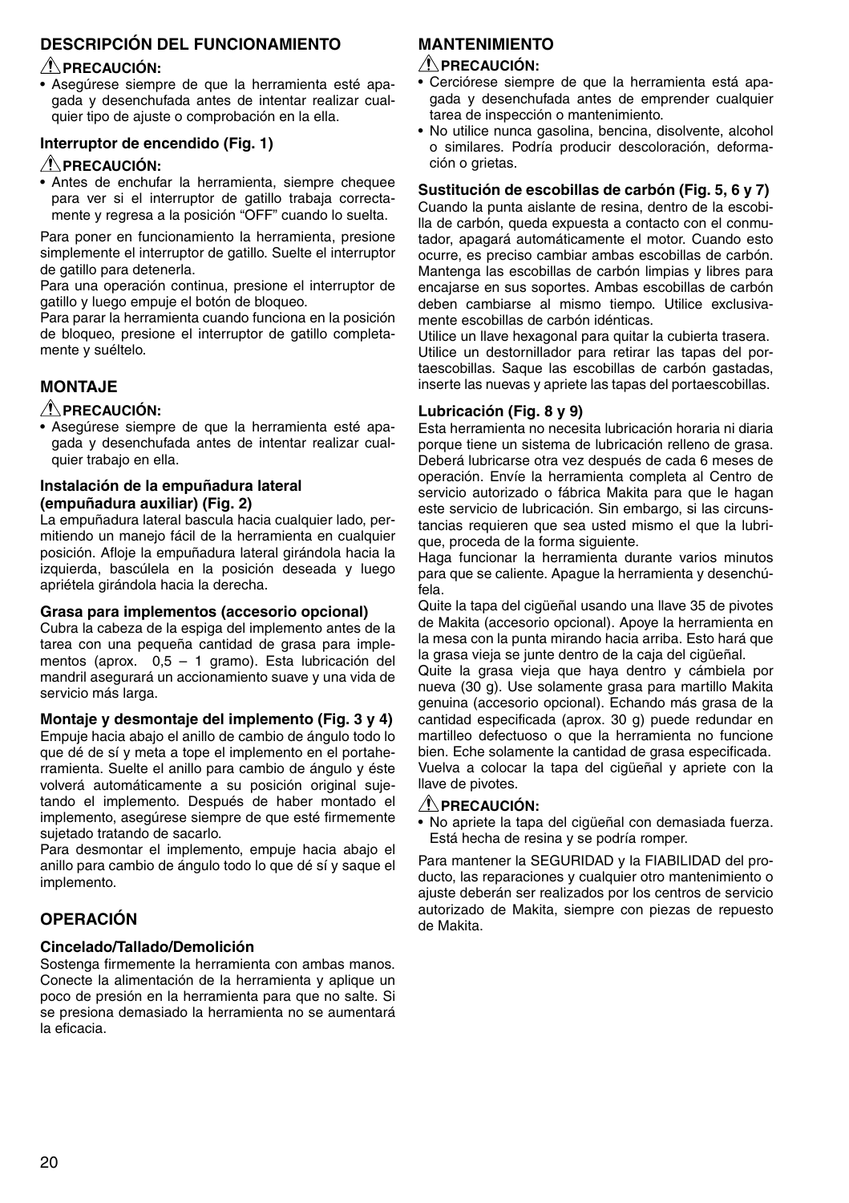## DESCRIPCIÓN DEL FUNCIONAMIENTO

**⚠ PRECAUCIÓN:**

- Asegúrese siempre de que la herramienta esté apagada y desenchufada antes de intentar realizar cualquier tipo de ajuste o comprobación en la ella.

### Interruptor de encendido (Fig. 1)

**⚠ PRECAUCIÓN:**

- Antes de enchufar la herramienta, siempre chequee para ver si el interruptor de gatillo trabaja correctamente y regresa a la posición “OFF” cuando lo suelta.

Para poner en funcionamiento la herramienta, presione simplemente el interruptor de gatillo. Suelte el interruptor de gatillo para detenerla.

Para una operación continua, presione el interruptor de gatillo y luego empuje el botón de bloqueo.

Para parar la herramienta cuando funciona en la posición de bloqueo, presione el interruptor de gatillo completamente y suéltelo.

## MONTAJE

**⚠ PRECAUCIÓN:**

- Asegúrese siempre de que la herramienta esté apagada y desenchufada antes de intentar realizar cualquier trabajo en ella.

### Instalación de la empuñadura lateral (empuñadura auxiliar) (Fig. 2)

La empuñadura lateral bascula hacia cualquier lado, permitiendo un manejo fácil de la herramienta en cualquier posición. Afloje la empuñadura lateral girándola hacia la izquierda, bascúlela en la posición deseada y luego apriétela girándola hacia la derecha.

### Grasa para implementos (accesorio opcional)

Cubra la cabeza de la espiga del implemento antes de la tarea con una pequeña cantidad de grasa para implementos (aprox. 0,5 – 1 gramo). Esta lubricación del mandril asegurará un accionamiento suave y una vida de servicio más larga.

### Montaje y desmontaje del implemento (Fig. 3 y 4)

Empuje hacia abajo el anillo de cambio de ángulo todo lo que dé de sí y meta a tope el implemento en el portaherramienta. Suelte el anillo para cambio de ángulo y éste volverá automáticamente a su posición original sujetando el implemento. Después de haber montado el implemento, asegúrese siempre de que esté firmemente sujetado tratando de sacarlo.

Para desmontar el implemento, empuje hacia abajo el anillo para cambio de ángulo todo lo que dé sí y saque el implemento.

## OPERACIÓN

### Cincelado/Tallado/Demolición

Sostenga firmemente la herramienta con ambas manos. Conecte la alimentación de la herramienta y aplique un poco de presión en la herramienta para que no salte. Si se presiona demasiado la herramienta no se aumentará la eficacia.

## MANTENIMIENTO

**⚠ PRECAUCIÓN:**

- Cerciórese siempre de que la herramienta está apagada y desenchufada antes de emprender cualquier tarea de inspección o mantenimiento.
- No utilice nunca gasolina, bencina, disolvente, alcohol o similares. Podría producir descoloración, deformación o grietas.

### Sustitución de escobillas de carbón (Fig. 5, 6 y 7)

Cuando la punta aislante de resina, dentro de la escobilla de carbón, queda expuesta a contacto con el conmutador, apagará automáticamente el motor. Cuando esto ocurre, es preciso cambiar ambas escobillas de carbón. Mantenga las escobillas de carbón limpias y libres para encajarse en sus soportes. Ambas escobillas de carbón deben cambiarse al mismo tiempo. Utilice exclusivamente escobillas de carbón idénticas.

Utilice un llave hexagonal para quitar la cubierta trasera. Utilice un destornillador para retirar las tapas del portaescobillas. Saque las escobillas de carbón gastadas, inserte las nuevas y apriete las tapas del portaescobillas.

### Lubricación (Fig. 8 y 9)

Esta herramienta no necesita lubricación horaria ni diaria porque tiene un sistema de lubricación relleno de grasa. Deberá lubricarse otra vez después de cada 6 meses de operación. Envíe la herramienta completa al Centro de servicio autorizado o fábrica Makita para que le hagan este servicio de lubricación. Sin embargo, si las circunstancias requieren que sea usted mismo el que la lubrique, proceda de la forma siguiente.

Haga funcionar la herramienta durante varios minutos para que se caliente. Apague la herramienta y desenchúfela.

Quite la tapa del cigüeñal usando una llave 35 de pivotes de Makita (accesorio opcional). Apoye la herramienta en la mesa con la punta mirando hacia arriba. Esto hará que la grasa vieja se junte dentro de la caja del cigüeñal.

Quite la grasa vieja que haya dentro y cámbiela por nueva (30 g). Use solamente grasa para martillo Makita genuina (accesorio opcional). Echando más grasa de la cantidad especificada (aprox. 30 g) puede redundar en martilleo defectuoso o que la herramienta no funcione bien. Eche solamente la cantidad de grasa especificada.

Vuelva a colocar la tapa del cigüeñal y apriete con la llave de pivotes.

**⚠ PRECAUCIÓN:**

- No apriete la tapa del cigüeñal con demasiada fuerza. Está hecha de resina y se podría romper.

Para mantener la SEGURIDAD y la FIABILIDAD del producto, las reparaciones y cualquier otro mantenimiento o ajuste deberán ser realizados por los centros de servicio autorizado de Makita, siempre con piezas de repuesto de Makita.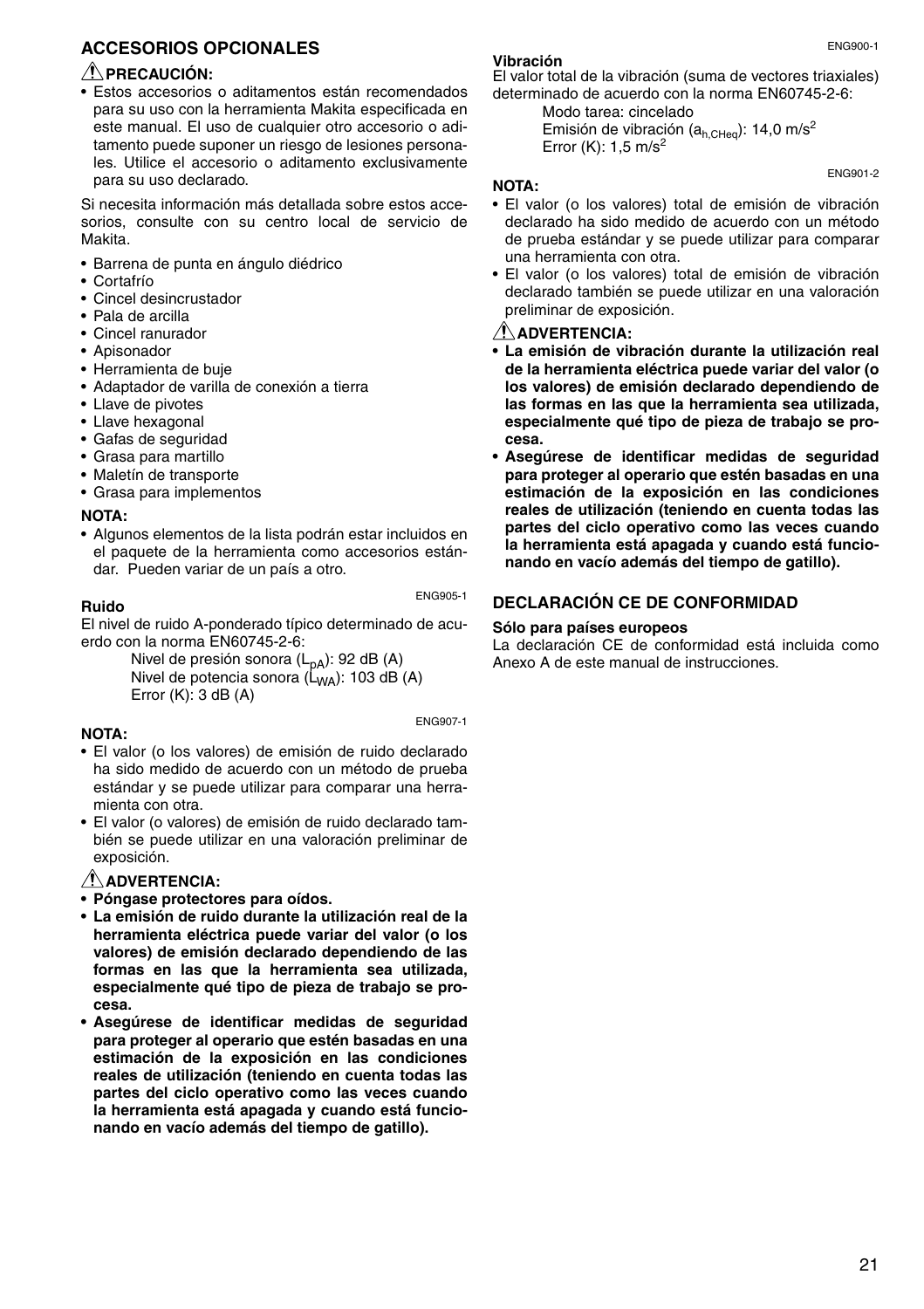## ACCESORIOS OPCIONALES

### ⚠PRECAUCIÓN:

- Estos accesorios o aditamentos están recomendados para su uso con la herramienta Makita especificada en este manual. El uso de cualquier otro accesorio o aditamento puede suponer un riesgo de lesiones personales. Utilice el accesorio o aditamento exclusivamente para su uso declarado.

Si necesita información más detallada sobre estos accesorios, consulte con su centro local de servicio de Makita.

- Barrena de punta en ángulo diédrico
- Cortafrío
- Cincel desincrustador
- Pala de arcilla
- Cincel ranurador
- Apisonador
- Herramienta de buje
- Adaptador de varilla de conexión a tierra
- Llave de pivotes
- Llave hexagonal
- Gafas de seguridad
- Grasa para martillo
- Maletín de transporte
- Grasa para implementos

**NOTA:**

- Algunos elementos de la lista podrán estar incluidos en el paquete de la herramienta como accesorios estándar. Pueden variar de un país a otro.

ENG905-1

**Ruido**

El nivel de ruido A-ponderado típico determinado de acuerdo con la norma EN60745-2-6:

Nivel de presión sonora ($L_{pA}$): 92 dB (A)
Nivel de potencia sonora ($L_{WA}$): 103 dB (A)
Error (K): 3 dB (A)

ENG907-1

**NOTA:**

- El valor (o los valores) de emisión de ruido declarado ha sido medido de acuerdo con un método de prueba estándar y se puede utilizar para comparar una herramienta con otra.
- El valor (o valores) de emisión de ruido declarado también se puede utilizar en una valoración preliminar de exposición.

### ⚠ADVERTENCIA:

- **Póngase protectores para oídos.**
- **La emisión de ruido durante la utilización real de la herramienta eléctrica puede variar del valor (o los valores) de emisión declarado dependiendo de las formas en las que la herramienta sea utilizada, especialmente qué tipo de pieza de trabajo se procesa.**
- **Asegúrese de identificar medidas de seguridad para proteger al operario que estén basadas en una estimación de la exposición en las condiciones reales de utilización (teniendo en cuenta todas las partes del ciclo operativo como las veces cuando la herramienta está apagada y cuando está funcionando en vacío además del tiempo de gatillo).**

ENG900-1

**Vibración**

El valor total de la vibración (suma de vectores triaxiales) determinado de acuerdo con la norma EN60745-2-6:

Modo tarea: cincelado
Emisión de vibración ($a_{h,CHeq}$): 14,0 m/s$^2$
Error (K): 1,5 m/s$^2$

ENG901-2

**NOTA:**

- El valor (o los valores) total de emisión de vibración declarado ha sido medido de acuerdo con un método de prueba estándar y se puede utilizar para comparar una herramienta con otra.
- El valor (o los valores) total de emisión de vibración declarado también se puede utilizar en una valoración preliminar de exposición.

### ⚠ADVERTENCIA:

- **La emisión de vibración durante la utilización real de la herramienta eléctrica puede variar del valor (o los valores) de emisión declarado dependiendo de las formas en las que la herramienta sea utilizada, especialmente qué tipo de pieza de trabajo se procesa.**
- **Asegúrese de identificar medidas de seguridad para proteger al operario que estén basadas en una estimación de la exposición en las condiciones reales de utilización (teniendo en cuenta todas las partes del ciclo operativo como las veces cuando la herramienta está apagada y cuando está funcionando en vacío además del tiempo de gatillo).**

## DECLARACIÓN CE DE CONFORMIDAD

**Sólo para países europeos**

La declaración CE de conformidad está incluida como Anexo A de este manual de instrucciones.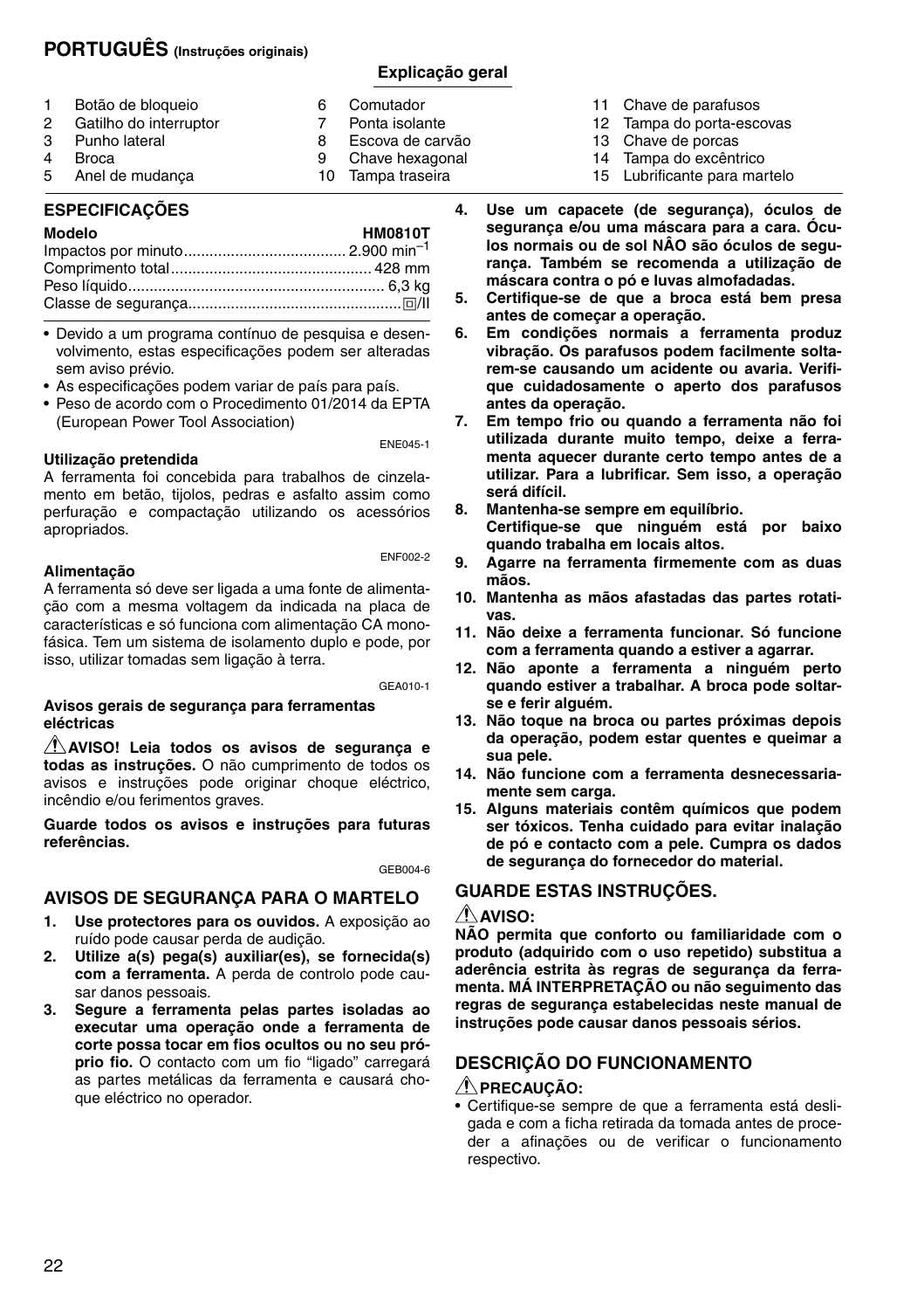# PORTUGUÊS (Instruções originais)

## Explicação geral

1. Botão de bloqueio
2. Gatilho do interruptor
3. Punho lateral
4. Broca
5. Anel de mudança
6. Comutador
7. Ponta isolante
8. Escova de carvão
9. Chave hexagonal
10. Tampa traseira
11. Chave de parafusos
12. Tampa do porta-escovas
13. Chave de porcas
14. Tampa do excêntrico
15. Lubrificante para martelo

### ESPECIFICAÇÕES

| Modelo | HM0810T |
|---|---|
| Impactos por minuto | 2.900 $min^{-1}$ |
| Comprimento total | 428 mm |
| Peso líquido | 6,3 kg |
| Classe de segurança | ⧈/II |

- Devido a um programa contínuo de pesquisa e desenvolvimento, estas especificações podem ser alteradas sem aviso prévio.
- As especificações podem variar de país para país.
- Peso de acordo com o Procedimento 01/2014 da EPTA (European Power Tool Association)

ENE045-1

**Utilização pretendida**

A ferramenta foi concebida para trabalhos de cinzelamento em betão, tijolos, pedras e asfalto assim como perfuração e compactação utilizando os acessórios apropriados.

ENF002-2

**Alimentação**

A ferramenta só deve ser ligada a uma fonte de alimentação com a mesma voltagem da indicada na placa de características e só funciona com alimentação CA monofásica. Tem um sistema de isolamento duplo e pode, por isso, utilizar tomadas sem ligação à terra.

GEA010-1

**Avisos gerais de segurança para ferramentas eléctricas**

⚠ **AVISO! Leia todos os avisos de segurança e todas as instruções.** O não cumprimento de todos os avisos e instruções pode originar choque eléctrico, incêndio e/ou ferimentos graves.

**Guarde todos os avisos e instruções para futuras referências.**

GEB004-6

### AVISOS DE SEGURANÇA PARA O MARTELO

1. **Use protectores para os ouvidos.** A exposição ao ruído pode causar perda de audição.
2. **Utilize a(s) pega(s) auxiliar(es), se fornecida(s) com a ferramenta.** A perda de controlo pode causar danos pessoais.
3. **Segure a ferramenta pelas partes isoladas ao executar uma operação onde a ferramenta de corte possa tocar em fios ocultos ou no seu próprio fio.** O contacto com um fio "ligado" carregará as partes metálicas da ferramenta e causará choque eléctrico no operador.
4. **Use um capacete (de segurança), óculos de segurança e/ou uma máscara para a cara. Óculos normais ou de sol NÂO são óculos de segurança. Também se recomenda a utilização de máscara contra o pó e luvas almofadadas.**
5. **Certifique-se de que a broca está bem presa antes de começar a operação.**
6. **Em condições normais a ferramenta produz vibração. Os parafusos podem facilmente soltarem-se causando um acidente ou avaria. Verifique cuidadosamente o aperto dos parafusos antes da operação.**
7. **Em tempo frio ou quando a ferramenta não foi utilizada durante muito tempo, deixe a ferramenta aquecer durante certo tempo antes de a utilizar. Para a lubrificar. Sem isso, a operação será difícil.**
8. **Mantenha-se sempre em equilíbrio. Certifique-se que ninguém está por baixo quando trabalha em locais altos.**
9. **Agarre na ferramenta firmemente com as duas mãos.**
10. **Mantenha as mãos afastadas das partes rotativas.**
11. **Não deixe a ferramenta funcionar. Só funcione com a ferramenta quando a estiver a agarrar.**
12. **Não aponte a ferramenta a ninguém perto quando estiver a trabalhar. A broca pode soltar-se e ferir alguém.**
13. **Não toque na broca ou partes próximas depois da operação, podem estar quentes e queimar a sua pele.**
14. **Não funcione com a ferramenta desnecessariamente sem carga.**
15. **Alguns materiais contêm químicos que podem ser tóxicos. Tenha cuidado para evitar inalação de pó e contacto com a pele. Cumpra os dados de segurança do fornecedor do material.**

### GUARDE ESTAS INSTRUÇÕES.

⚠ **AVISO:**

**NÃO permita que conforto ou familiaridade com o produto (adquirido com o uso repetido) substitua a aderência estrita às regras de segurança da ferramenta. MÁ INTERPRETAÇÃO ou não seguimento das regras de segurança estabelecidas neste manual de instruções pode causar danos pessoais sérios.**

### DESCRIÇÃO DO FUNCIONAMENTO

⚠ **PRECAUÇÃO:**

- Certifique-se sempre de que a ferramenta está desligada e com a ficha retirada da tomada antes de proceder a afinações ou de verificar o funcionamento respectivo.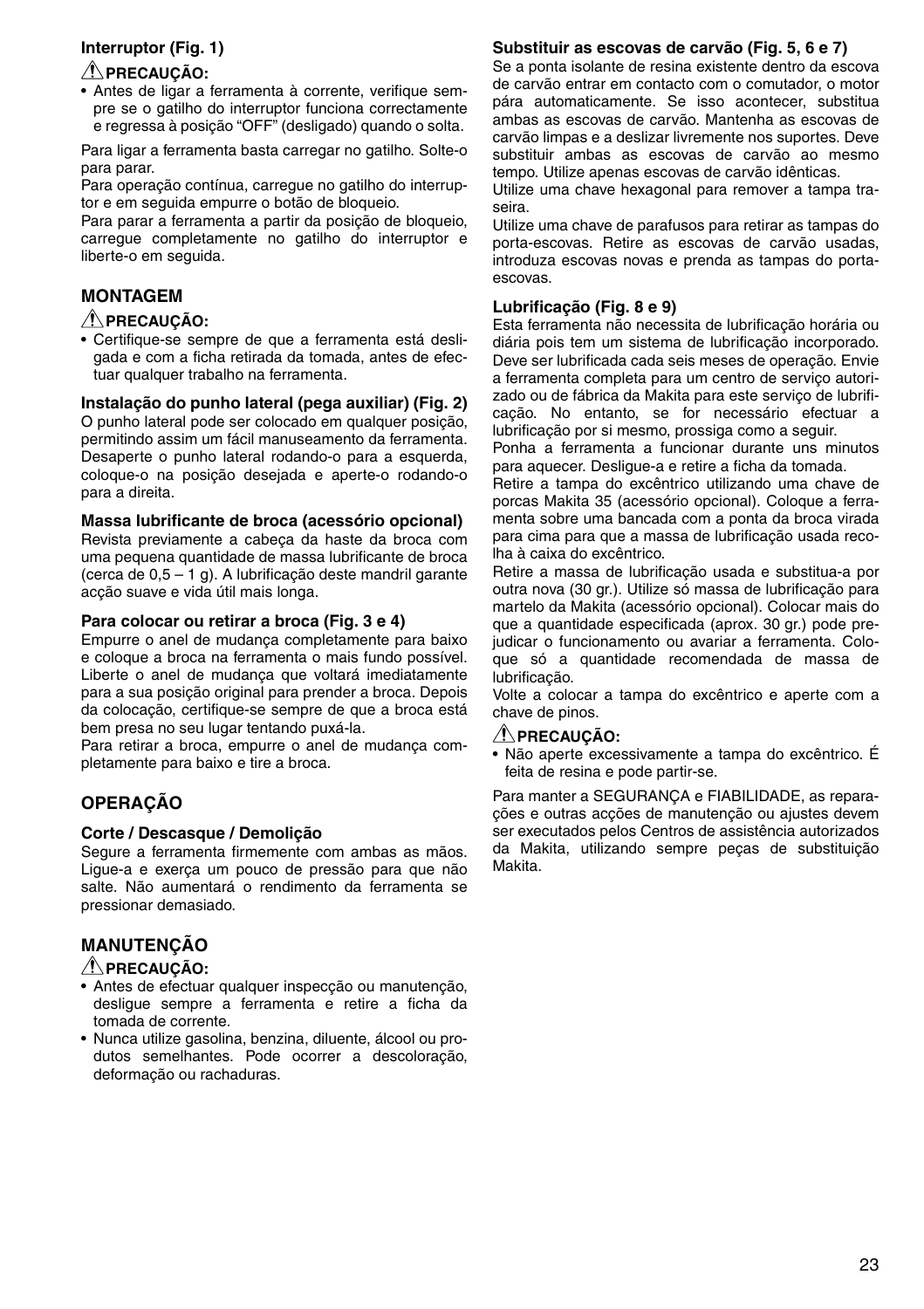### Interruptor (Fig. 1)

⚠ **PRECAUÇÃO:**
- Antes de ligar a ferramenta à corrente, verifique sempre se o gatilho do interruptor funciona correctamente e regressa à posição "OFF" (desligado) quando o solta.

Para ligar a ferramenta basta carregar no gatilho. Solte-o para parar.
Para operação contínua, carregue no gatilho do interruptor e em seguida empurre o botão de bloqueio.
Para parar a ferramenta a partir da posição de bloqueio, carregue completamente no gatilho do interruptor e liberte-o em seguida.

## MONTAGEM

⚠ **PRECAUÇÃO:**
- Certifique-se sempre de que a ferramenta está desligada e com a ficha retirada da tomada, antes de efectuar qualquer trabalho na ferramenta.

### Instalação do punho lateral (pega auxiliar) (Fig. 2)

O punho lateral pode ser colocado em qualquer posição, permitindo assim um fácil manuseamento da ferramenta. Desaperte o punho lateral rodando-o para a esquerda, coloque-o na posição desejada e aperte-o rodando-o para a direita.

### Massa lubrificante de broca (acessório opcional)

Revista previamente a cabeça da haste da broca com uma pequena quantidade de massa lubrificante de broca (cerca de 0,5 – 1 g). A lubrificação deste mandril garante acção suave e vida útil mais longa.

### Para colocar ou retirar a broca (Fig. 3 e 4)

Empurre o anel de mudança completamente para baixo e coloque a broca na ferramenta o mais fundo possível. Liberte o anel de mudança que voltará imediatamente para a sua posição original para prender a broca. Depois da colocação, certifique-se sempre de que a broca está bem presa no seu lugar tentando puxá-la.
Para retirar a broca, empurre o anel de mudança completamente para baixo e tire a broca.

## OPERAÇÃO

### Corte / Descasque / Demolição

Segure a ferramenta firmemente com ambas as mãos. Ligue-a e exerça um pouco de pressão para que não salte. Não aumentará o rendimento da ferramenta se pressionar demasiado.

## MANUTENÇÃO

⚠ **PRECAUÇÃO:**
- Antes de efectuar qualquer inspecção ou manutenção, desligue sempre a ferramenta e retire a ficha da tomada de corrente.
- Nunca utilize gasolina, benzina, diluente, álcool ou produtos semelhantes. Pode ocorrer a descoloração, deformação ou rachaduras.

### Substituir as escovas de carvão (Fig. 5, 6 e 7)

Se a ponta isolante de resina existente dentro da escova de carvão entrar em contacto com o comutador, o motor pára automaticamente. Se isso acontecer, substitua ambas as escovas de carvão. Mantenha as escovas de carvão limpas e a deslizar livremente nos suportes. Deve substituir ambas as escovas de carvão ao mesmo tempo. Utilize apenas escovas de carvão idênticas.
Utilize uma chave hexagonal para remover a tampa traseira.
Utilize uma chave de parafusos para retirar as tampas do porta-escovas. Retire as escovas de carvão usadas, introduza escovas novas e prenda as tampas do porta-escovas.

### Lubrificação (Fig. 8 e 9)

Esta ferramenta não necessita de lubrificação horária ou diária pois tem um sistema de lubrificação incorporado. Deve ser lubrificada cada seis meses de operação. Envie a ferramenta completa para um centro de serviço autorizado ou de fábrica da Makita para este serviço de lubrificação. No entanto, se for necessário efectuar a lubrificação por si mesmo, prossiga como a seguir.
Ponha a ferramenta a funcionar durante uns minutos para aquecer. Desligue-a e retire a ficha da tomada.
Retire a tampa do excêntrico utilizando uma chave de porcas Makita 35 (acessório opcional). Coloque a ferramenta sobre uma bancada com a ponta da broca virada para cima para que a massa de lubrificação usada recolha à caixa do excêntrico.
Retire a massa de lubrificação usada e substitua-a por outra nova (30 gr.). Utilize só massa de lubrificação para martelo da Makita (acessório opcional). Colocar mais do que a quantidade especificada (aprox. 30 gr.) pode prejudicar o funcionamento ou avariar a ferramenta. Coloque só a quantidade recomendada de massa de lubrificação.
Volte a colocar a tampa do excêntrico e aperte com a chave de pinos.

⚠ **PRECAUÇÃO:**
- Não aperte excessivamente a tampa do excêntrico. É feita de resina e pode partir-se.

Para manter a SEGURANÇA e FIABILIDADE, as reparações e outras acções de manutenção ou ajustes devem ser executados pelos Centros de assistência autorizados da Makita, utilizando sempre peças de substituição Makita.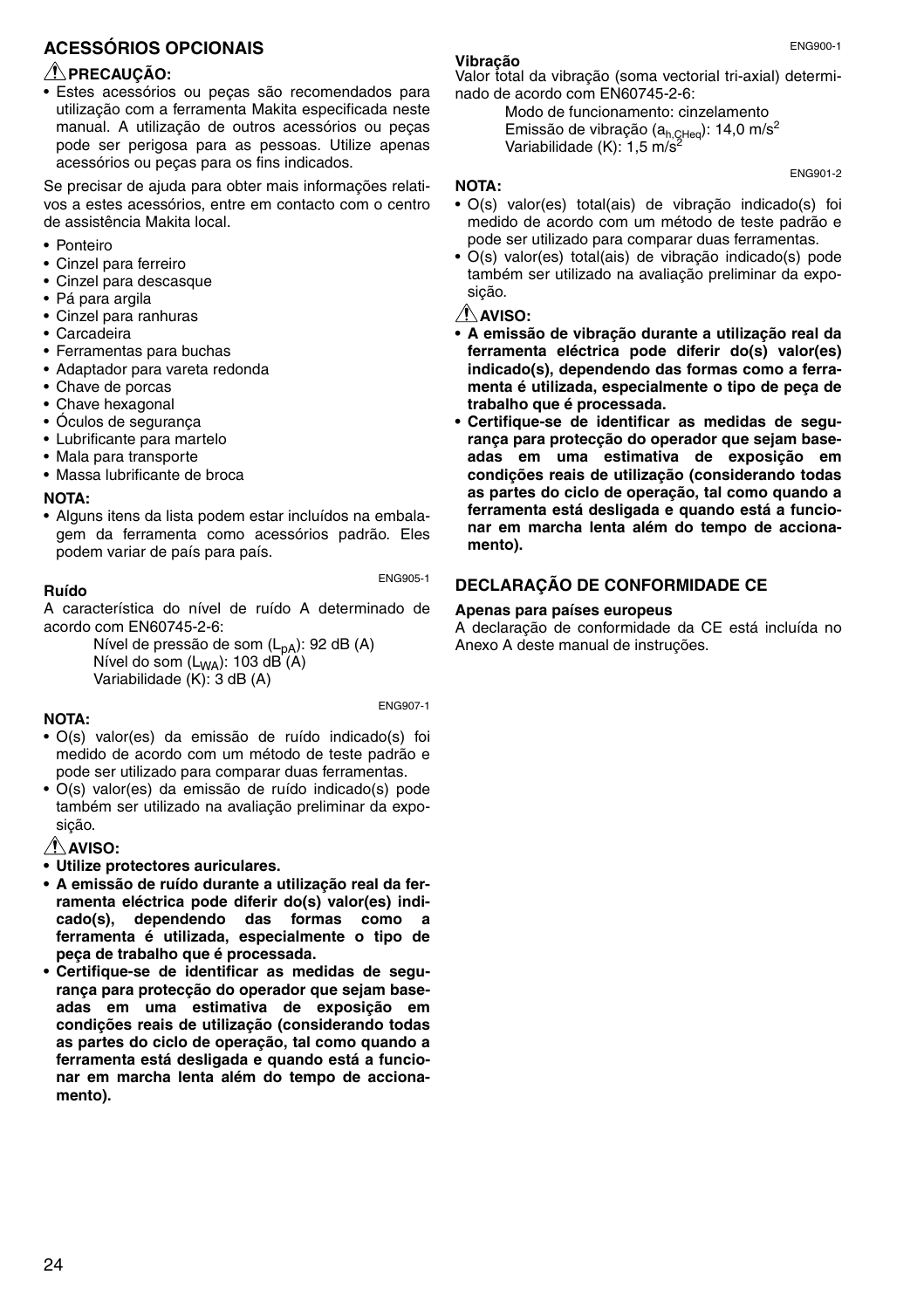## ACESSÓRIOS OPCIONAIS

### ⚠ PRECAUÇÃO:

- Estes acessórios ou peças são recomendados para utilização com a ferramenta Makita especificada neste manual. A utilização de outros acessórios ou peças pode ser perigosa para as pessoas. Utilize apenas acessórios ou peças para os fins indicados.

Se precisar de ajuda para obter mais informações relativos a estes acessórios, entre em contacto com o centro de assistência Makita local.

- Ponteiro
- Cinzel para ferreiro
- Cinzel para descasque
- Pá para argila
- Cinzel para ranhuras
- Carcadeira
- Ferramentas para buchas
- Adaptador para vareta redonda
- Chave de porcas
- Chave hexagonal
- Óculos de segurança
- Lubrificante para martelo
- Mala para transporte
- Massa lubrificante de broca

**NOTA:**

- Alguns itens da lista podem estar incluídos na embalagem da ferramenta como acessórios padrão. Eles podem variar de país para país.

ENG905-1

**Ruído**

A característica do nível de ruído A determinado de acordo com EN60745-2-6:

Nível de pressão de som ($L_{pA}$): 92 dB (A)
Nível do som ($L_{WA}$): 103 dB (A)
Variabilidade (K): 3 dB (A)

ENG907-1

**NOTA:**

- O(s) valor(es) da emissão de ruído indicado(s) foi medido de acordo com um método de teste padrão e pode ser utilizado para comparar duas ferramentas.
- O(s) valor(es) da emissão de ruído indicado(s) pode também ser utilizado na avaliação preliminar da exposição.

### ⚠ AVISO:

- **Utilize protectores auriculares.**
- **A emissão de ruído durante a utilização real da ferramenta eléctrica pode diferir do(s) valor(es) indicado(s), dependendo das formas como a ferramenta é utilizada, especialmente o tipo de peça de trabalho que é processada.**
- **Certifique-se de identificar as medidas de segurança para protecção do operador que sejam baseadas em uma estimativa de exposição em condições reais de utilização (considerando todas as partes do ciclo de operação, tal como quando a ferramenta está desligada e quando está a funcionar em marcha lenta além do tempo de accionamento).**

ENG900-1

**Vibração**

Valor total da vibração (soma vectorial tri-axial) determinado de acordo com EN60745-2-6:

Modo de funcionamento: cinzelamento
Emissão de vibração ($a_{h,CHeq}$): 14,0 $m/s^2$
Variabilidade (K): 1,5 $m/s^2$

ENG901-2

**NOTA:**

- O(s) valor(es) total(ais) de vibração indicado(s) foi medido de acordo com um método de teste padrão e pode ser utilizado para comparar duas ferramentas.
- O(s) valor(es) total(ais) de vibração indicado(s) pode também ser utilizado na avaliação preliminar da exposição.

### ⚠ AVISO:

- **A emissão de vibração durante a utilização real da ferramenta eléctrica pode diferir do(s) valor(es) indicado(s), dependendo das formas como a ferramenta é utilizada, especialmente o tipo de peça de trabalho que é processada.**
- **Certifique-se de identificar as medidas de segurança para protecção do operador que sejam baseadas em uma estimativa de exposição em condições reais de utilização (considerando todas as partes do ciclo de operação, tal como quando a ferramenta está desligada e quando está a funcionar em marcha lenta além do tempo de accionamento).**

## DECLARAÇÃO DE CONFORMIDADE CE

**Apenas para países europeus**

A declaração de conformidade da CE está incluída no Anexo A deste manual de instruções.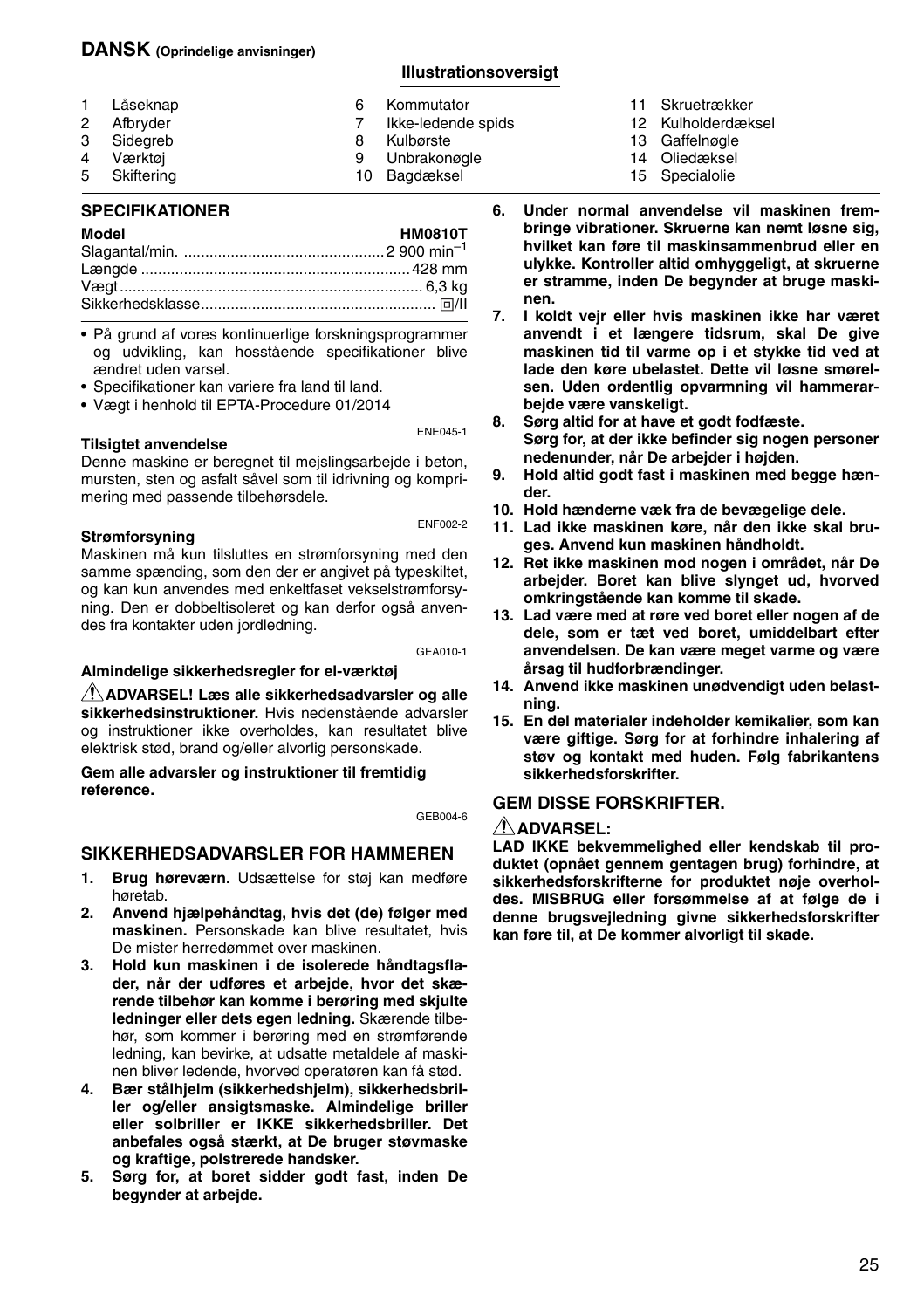## DANSK (Oprindelige anvisninger)

### Illustrationsoversigt

| | | | | | |
|---|---|---|---|---|---|
| 1 | Låseknap | 6 | Kommutator | 11 | Skruetrækker |
| 2 | Afbryder | 7 | Ikke-ledende spids | 12 | Kulholderdæksel |
| 3 | Sidegreb | 8 | Kulbørste | 13 | Gaffelnøgle |
| 4 | Værktøj | 9 | Unbrakonøgle | 14 | Oliedæksel |
| 5 | Skiftering | 10 | Bagdæksel | 15 | Specialolie |

### SPECIFIKATIONER

| Model | HM0810T |
|---|---|
| Slagantal/min. | 2 900 min$^{-1}$ |
| Længde | 428 mm |
| Vægt | 6,3 kg |
| Sikkerhedsklasse | ⧈/II |

- På grund af vores kontinuerlige forskningsprogrammer og udvikling, kan hosstående specifikationer blive ændret uden varsel.
- Specifikationer kan variere fra land til land.
- Vægt i henhold til EPTA-Procedure 01/2014

ENE045-1

**Tilsigtet anvendelse**

Denne maskine er beregnet til mejslingsarbejde i beton, mursten, sten og asfalt såvel som til idrivning og komprimering med passende tilbehørsdele.

ENF002-2

**Strømforsyning**

Maskinen må kun tilsluttes en strømforsyning med den samme spænding, som den der er angivet på typeskiltet, og kan kun anvendes med enkeltfaset vekselstrømforsyning. Den er dobbeltisoleret og kan derfor også anvendes fra kontakter uden jordledning.

GEA010-1

**Almindelige sikkerhedsregler for el-værktøj**

⚠**ADVARSEL! Læs alle sikkerhedsadvarsler og alle sikkerhedsinstruktioner.** Hvis nedenstående advarsler og instruktioner ikke overholdes, kan resultatet blive elektrisk stød, brand og/eller alvorlig personskade.

**Gem alle advarsler og instruktioner til fremtidig reference.**

GEB004-6

### SIKKERHEDSADVARSLER FOR HAMMEREN

1. **Brug høreværn.** Udsættelse for støj kan medføre høretab.
2. **Anvend hjælpehåndtag, hvis det (de) følger med maskinen.** Personskade kan blive resultatet, hvis De mister herredømmet over maskinen.
3. **Hold kun maskinen i de isolerede håndtagsflader, når der udføres et arbejde, hvor det skærende tilbehør kan komme i berøring med skjulte ledninger eller dets egen ledning.** Skærende tilbehør, som kommer i berøring med en strømførende ledning, kan bevirke, at udsatte metaldele af maskinen bliver ledende, hvorved operatøren kan få stød.
4. **Bær stålhjelm (sikkerhedshjelm), sikkerhedsbriller og/eller ansigtsmaske. Almindelige briller eller solbriller er IKKE sikkerhedsbriller. Det anbefales også stærkt, at De bruger støvmaske og kraftige, polstrerede handsker.**
5. **Sørg for, at boret sidder godt fast, inden De begynder at arbejde.**
6. **Under normal anvendelse vil maskinen frembringe vibrationer. Skruerne kan nemt løsne sig, hvilket kan føre til maskinsammenbrud eller en ulykke. Kontroller altid omhyggeligt, at skruerne er stramme, inden De begynder at bruge maskinen.**
7. **I koldt vejr eller hvis maskinen ikke har været anvendt i et længere tidsrum, skal De give maskinen tid til varme op i et stykke tid ved at lade den køre ubelastet. Dette vil løsne smørelsen. Uden ordentlig opvarmning vil hammerarbejde være vanskeligt.**
8. **Sørg altid for at have et godt fodfæste. Sørg for, at der ikke befinder sig nogen personer nedenunder, når De arbejder i højden.**
9. **Hold altid godt fast i maskinen med begge hænder.**
10. **Hold hænderne væk fra de bevægelige dele.**
11. **Lad ikke maskinen køre, når den ikke skal bruges. Anvend kun maskinen håndholdt.**
12. **Ret ikke maskinen mod nogen i området, når De arbejder. Boret kan blive slynget ud, hvorved omkringstående kan komme til skade.**
13. **Lad være med at røre ved boret eller nogen af de dele, som er tæt ved boret, umiddelbart efter anvendelsen. De kan være meget varme og være årsag til hudforbrændinger.**
14. **Anvend ikke maskinen unødvendigt uden belastning.**
15. **En del materialer indeholder kemikalier, som kan være giftige. Sørg for at forhindre inhalering af støv og kontakt med huden. Følg fabrikantens sikkerhedsforskrifter.**

### GEM DISSE FORSKRIFTER.

⚠**ADVARSEL:**

**LAD IKKE bekvemmelighed eller kendskab til produktet (opnået gennem gentagen brug) forhindre, at sikkerhedsforskrifterne for produktet nøje overholdes. MISBRUG eller forsømmelse af at følge de i denne brugsvejledning givne sikkerhedsforskrifter kan føre til, at De kommer alvorligt til skade.**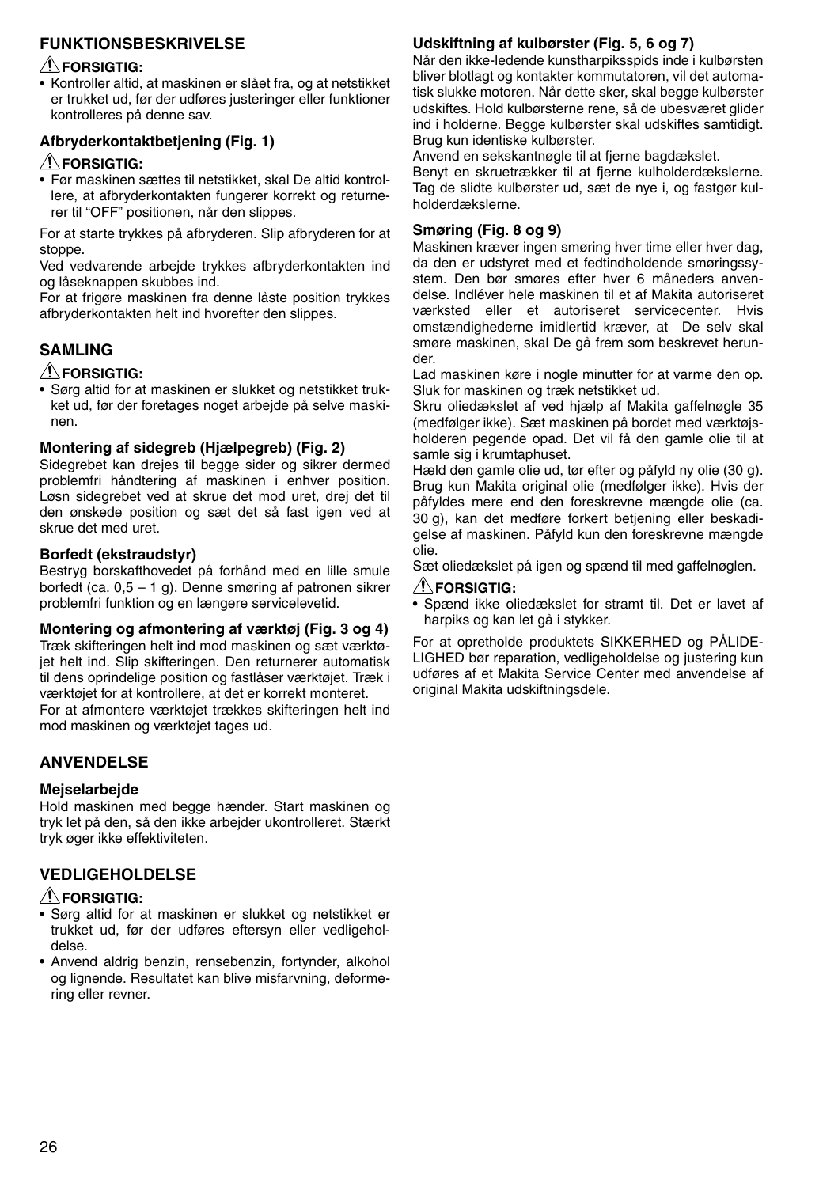## FUNKTIONSBESKRIVELSE

⚠ **FORSIGTIG:**

- Kontroller altid, at maskinen er slået fra, og at netstikket er trukket ud, før der udføres justeringer eller funktioner kontrolleres på denne sav.

### Afbryderkontaktbetjening (Fig. 1)

⚠ **FORSIGTIG:**

- Før maskinen sættes til netstikket, skal De altid kontrollere, at afbryderkontakten fungerer korrekt og returnerer til "OFF" positionen, når den slippes.

For at starte trykkes på afbryderen. Slip afbryderen for at stoppe.

Ved vedvarende arbejde trykkes afbryderkontakten ind og låseknappen skubbes ind.

For at frigøre maskinen fra denne låste position trykkes afbryderkontakten helt ind hvorefter den slippes.

## SAMLING

⚠ **FORSIGTIG:**

- Sørg altid for at maskinen er slukket og netstikket trukket ud, før der foretages noget arbejde på selve maskinen.

### Montering af sidegreb (Hjælpegreb) (Fig. 2)

Sidegrebet kan drejes til begge sider og sikrer dermed problemfri håndtering af maskinen i enhver position. Løsn sidegrebet ved at skrue det mod uret, drej det til den ønskede position og sæt det så fast igen ved at skrue det med uret.

### Borfedt (ekstraudstyr)

Bestryg borskafthovedet på forhånd med en lille smule borfedt (ca. 0,5 – 1 g). Denne smøring af patronen sikrer problemfri funktion og en længere servicelevetid.

### Montering og afmontering af værktøj (Fig. 3 og 4)

Træk skifteringen helt ind mod maskinen og sæt værktøjet helt ind. Slip skifteringen. Den returnerer automatisk til dens oprindelige position og fastlåser værktøjet. Træk i værktøjet for at kontrollere, at det er korrekt monteret.

For at afmontere værktøjet trækkes skifteringen helt ind mod maskinen og værktøjet tages ud.

## ANVENDELSE

### Mejselarbejde

Hold maskinen med begge hænder. Start maskinen og tryk let på den, så den ikke arbejder ukontrolleret. Stærkt tryk øger ikke effektiviteten.

## VEDLIGEHOLDELSE

⚠ **FORSIGTIG:**

- Sørg altid for at maskinen er slukket og netstikket er trukket ud, før der udføres eftersyn eller vedligeholdelse.
- Anvend aldrig benzin, rensebenzin, fortynder, alkohol og lignende. Resultatet kan blive misfarvning, deformering eller revner.

### Udskiftning af kulbørster (Fig. 5, 6 og 7)

Når den ikke-ledende kunstharpiksspids inde i kulbørsten bliver blotlagt og kontakter kommutatoren, vil det automatisk slukke motoren. Når dette sker, skal begge kulbørster udskiftes. Hold kulbørsterne rene, så de ubesværet glider ind i holderne. Begge kulbørster skal udskiftes samtidigt. Brug kun identiske kulbørster.

Anvend en sekskantnøgle til at fjerne bagdækslet.

Benyt en skruetrækker til at fjerne kulholderdækslerne. Tag de slidte kulbørster ud, sæt de nye i, og fastgør kulholderdækslerne.

### Smøring (Fig. 8 og 9)

Maskinen kræver ingen smøring hver time eller hver dag, da den er udstyret med et fedtindholdende smøringssystem. Den bør smøres efter hver 6 måneders anvendelse. Indlever hele maskinen til et af Makita autoriseret værksted eller et autoriseret servicecenter. Hvis omstændighederne imidlertid kræver, at De selv skal smøre maskinen, skal De gå frem som beskrevet herunder.

Lad maskinen køre i nogle minutter for at varme den op. Sluk for maskinen og træk netstikket ud.

Skru oliedækslet af ved hjælp af Makita gaffelnøgle 35 (medfølger ikke). Sæt maskinen på bordet med værktøjsholderen pegende opad. Det vil få den gamle olie til at samle sig i krumtaphuset.

Hæld den gamle olie ud, tør efter og påfyld ny olie (30 g). Brug kun Makita original olie (medfølger ikke). Hvis der påfyldes mere end den foreskrevne mængde olie (ca. 30 g), kan det medføre forkert betjening eller beskadigelse af maskinen. Påfyld kun den foreskrevne mængde olie.

Sæt oliedækslet på igen og spænd til med gaffelnøglen.

⚠ **FORSIGTIG:**

- Spænd ikke oliedækslet for stramt til. Det er lavet af harpiks og kan let gå i stykker.

For at opretholde produktets SIKKERHED og PÅLIDELIGHED bør reparation, vedligeholdelse og justering kun udføres af et Makita Service Center med anvendelse af original Makita udskiftningsdele.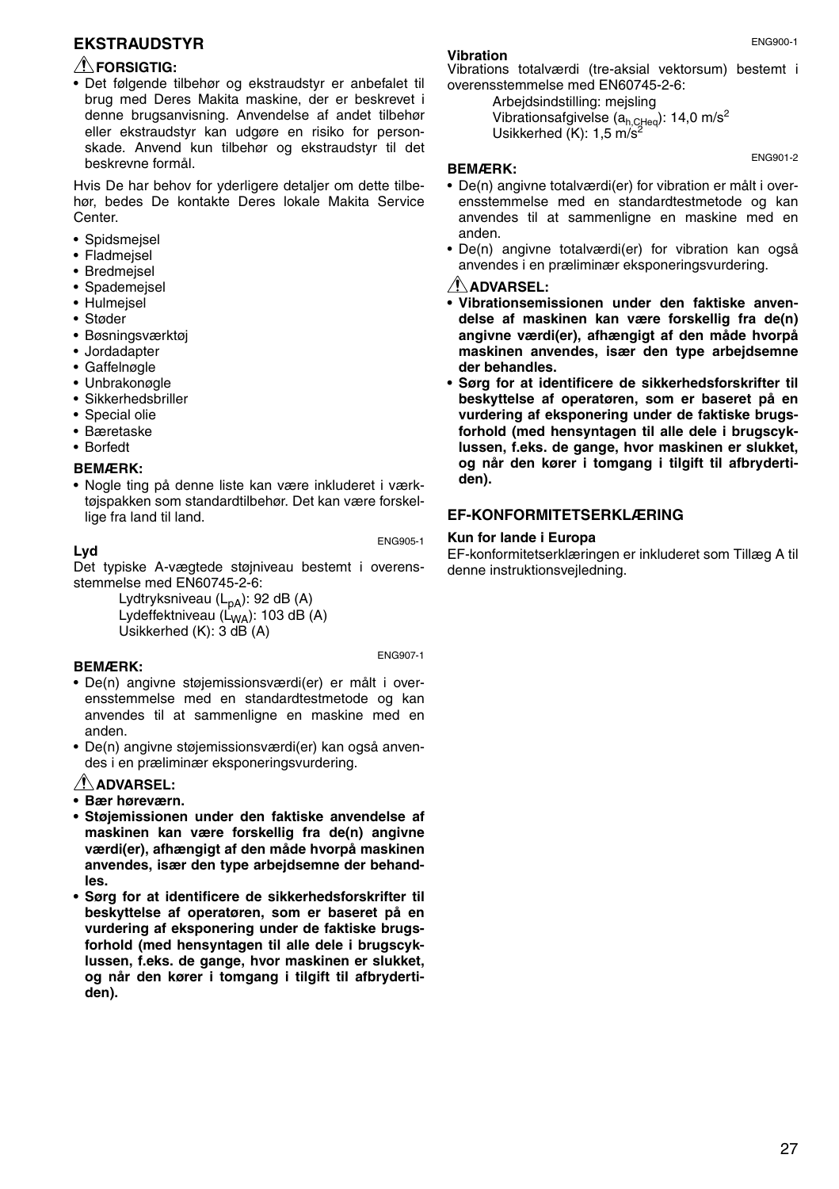## EKSTRAUDSTYR

### ⚠ FORSIGTIG:

- Det følgende tilbehør og ekstraudstyr er anbefalet til brug med Deres Makita maskine, der er beskrevet i denne brugsanvisning. Anvendelse af andet tilbehør eller ekstraudstyr kan udgøre en risiko for personskade. Anvend kun tilbehør og ekstraudstyr til det beskrevne formål.

Hvis De har behov for yderligere detaljer om dette tilbehør, bedes De kontakte Deres lokale Makita Service Center.

- Spidsmejsel
- Fladmejsel
- Bredmejsel
- Spademejsel
- Hulmejsel
- Støder
- Bøsningsværktøj
- Jordadapter
- Gaffelnøgle
- Unbrakonøgle
- Sikkerhedsbriller
- Special olie
- Bæretaske
- Borfedt

**BEMÆRK:**

- Nogle ting på denne liste kan være inkluderet i værktøjspakken som standardtilbehør. Det kan være forskellige fra land til land.

ENG905-1

**Lyd**

Det typiske A-vægtede støjniveau bestemt i overensstemmelse med EN60745-2-6:

Lydtryksniveau ($L_{pA}$): 92 dB (A)
Lydeffektniveau ($L_{WA}$): 103 dB (A)
Usikkerhed (K): 3 dB (A)

ENG907-1

**BEMÆRK:**

- De(n) angivne støjemissionsværdi(er) er målt i overensstemmelse med en standardtestmetode og kan anvendes til at sammenligne en maskine med en anden.
- De(n) angivne støjemissionsværdi(er) kan også anvendes i en præliminær eksponeringsvurdering.

### ⚠ ADVARSEL:

- **Bær høreværn.**
- **Støjemissionen under den faktiske anvendelse af maskinen kan være forskellig fra de(n) angivne værdi(er), afhængigt af den måde hvorpå maskinen anvendes, især den type arbejdsemne der behandles.**
- **Sørg for at identificere de sikkerhedsforskrifter til beskyttelse af operatøren, som er baseret på en vurdering af eksponering under de faktiske brugsforhold (med hensyntagen til alle dele i brugscyklussen, f.eks. de gange, hvor maskinen er slukket, og når den kører i tomgang i tilgift til afbryderti­den).**

ENG900-1

**Vibration**

Vibrations totalværdi (tre-aksial vektorsum) bestemt i overensstemmelse med EN60745-2-6:

Arbejdsindstilling: mejsling
Vibrationsafgivelse ($a_{h,CHeq}$): 14,0 $m/s^2$
Usikkerhed (K): 1,5 $m/s^2$

ENG901-2

**BEMÆRK:**

- De(n) angivne totalværdi(er) for vibration er målt i overensstemmelse med en standardtestmetode og kan anvendes til at sammenligne en maskine med en anden.
- De(n) angivne totalværdi(er) for vibration kan også anvendes i en præliminær eksponeringsvurdering.

### ⚠ ADVARSEL:

- **Vibrationsemissionen under den faktiske anvendelse af maskinen kan være forskellig fra de(n) angivne værdi(er), afhængigt af den måde hvorpå maskinen anvendes, især den type arbejdsemne der behandles.**
- **Sørg for at identificere de sikkerhedsforskrifter til beskyttelse af operatøren, som er baseret på en vurdering af eksponering under de faktiske brugsforhold (med hensyntagen til alle dele i brugscyklussen, f.eks. de gange, hvor maskinen er slukket, og når den kører i tomgang i tilgift til afbryderti­den).**

## EF-KONFORMITETSERKLÆRING

**Kun for lande i Europa**

EF-konformitetserklæringen er inkluderet som Tillæg A til denne instruktionsvejledning.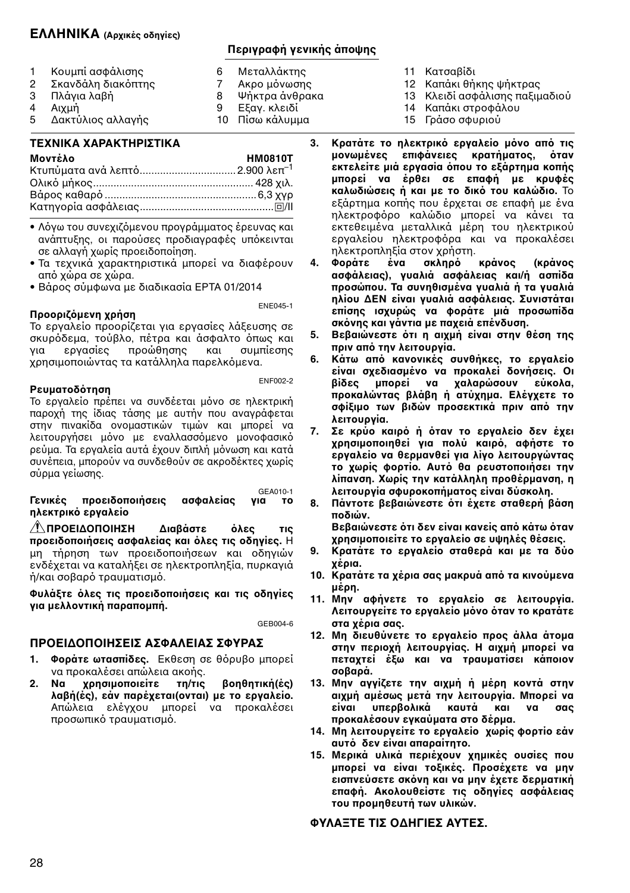# ΕΛΛΗΝΙΚΑ (Αρχικές οδηγίες)

## Περιγραφή γενικής άποψης

1. Κουμπί ασφάλισης
2. Σκανδάλη διακόπτης
3. Πλάγια λαβή
4. Αιχμή
5. Δακτύλιος αλλαγής
6. Μεταλλάκτης
7. Ακρο μόνωσης
8. Ψήκτρα άνθρακα
9. Εξαγ. κλειδί
10. Πίσω κάλυμμα
11. Κατσαβίδι
12. Καπάκι θήκης ψήκτρας
13. Κλειδί ασφάλισης παξιμαδιού
14. Καπάκι στροφάλου
15. Γράσο σφυριού

## ΤΕΧΝΙΚΑ ΧΑΡΑΚΤΗΡΙΣΤΙΚΑ

| Μοντέλο | HM0810T |
|---|---|
| Κτυπήματα ανά λεπτό | 2.900 λεπ$^{-1}$ |
| Ολικό μήκος | 428 χιλ. |
| Βάρος καθαρό | 6,3 χγρ |
| Κατηγορία ασφάλειας | ⧈/II |

- Λόγω του συνεχιζόμενου προγράμματος έρευνας και ανάπτυξης, οι παρούσες προδιαγραφές υπόκεινται σε αλλαγή χωρίς προειδοποίηση.
- Τα τεχνικά χαρακτηριστικά μπορεί να διαφέρουν από χώρα σε χώρα.
- Βάρος σύμφωνα με διαδικασία EPTA 01/2014

ENE045-1

### Προοριζόμενη χρήση

Το εργαλείο προορίζεται για εργασίες λάξευσης σε σκυρόδεμα, τούβλο, πέτρα και άσφαλτο όπως και για εργασίες προώθησης και συμπίεσης χρησιμοποιώντας τα κατάλληλα παρελκόμενα.

ENF002-2

### Ρευματοδότηση

Το εργαλείο πρέπει να συνδέεται μόνο σε ηλεκτρική παροχή της ίδιας τάσης με αυτήν που αναγράφεται στην πινακίδα ονομαστικών τιμών και μπορεί να λειτουργήσει μόνο με εναλλασσόμενο μονοφασικό ρεύμα. Τα εργαλεία αυτά έχουν διπλή μόνωση και κατά συνέπεια, μπορούν να συνδεθούν σε ακροδέκτες χωρίς σύρμα γείωσης.

GEA010-1

### Γενικές προειδοποιήσεις ασφαλείας για το ηλεκτρικό εργαλείο

⚠ **ΠΡΟΕΙΔΟΠΟΙΗΣΗ Διαβάστε όλες τις προειδοποιήσεις ασφαλείας και όλες τις οδηγίες.** Η μη τήρηση των προειδοποιήσεων και οδηγιών ενδέχεται να καταλήξει σε ηλεκτροπληξία, πυρκαγιά ή/και σοβαρό τραυματισμό.

**Φυλάξτε όλες τις προειδοποιήσεις και τις οδηγίες για μελλοντική παραπομπή.**

GEB004-6

### ΠΡΟΕΙΔΟΠΟΙΗΣΕΙΣ ΑΣΦΑΛΕΙΑΣ ΣΦΥΡΑΣ

1. **Φοράτε ωτασπίδες.** Εκθεση σε θόρυβο μπορεί να προκαλέσει απώλεια ακοής.
2. **Να χρησιμοποιείτε τη/τις βοηθητική(ές) λαβή(ές), εάν παρέχεται(ονται) με το εργαλείο.** Απώλεια ελέγχου μπορεί να προκαλέσει προσωπικό τραυματισμό.
3. **Κρατάτε το ηλεκτρικό εργαλείο μόνο από τις μονωμένες επιφάνειες κρατήματος, όταν εκτελείτε μιά εργασία όπου το εξάρτημα κοπής μπορεί να έρθει σε επαφή με κρυφές καλωδιώσεις ή και με το δικό του καλώδιο.** Το εξάρτημα κοπής που έρχεται σε επαφή με ένα ηλεκτροφόρο καλώδιο μπορεί να κάνει τα εκτεθειμένα μεταλλικά μέρη του ηλεκτρικού εργαλείου ηλεκτροφόρα και να προκαλέσει ηλεκτροπληξία στον χρήστη.
4. **Φοράτε ένα σκληρό κράνος (κράνος ασφάλειας), γυαλιά ασφάλειας και/ή ασπίδα προσώπου. Τα συνηθισμένα γυαλιά ή τα γυαλιά ηλίου ΔΕΝ είναι γυαλιά ασφάλειας. Συνιστάται επίσης ισχυρώς να φοράτε μιά προσωπίδα σκόνης και γάντια με παχειά επένδυση.**
5. **Βεβαιώνεστε ότι η αιχμή είναι στην θέση της πριν από την λειτουργία.**
6. **Κάτω από κανονικές συνθήκες, το εργαλείο είναι σχεδιασμένο να προκαλεί δονήσεις. Οι βίδες μπορεί να χαλαρώσουν εύκολα, προκαλώντας βλάβη ή ατύχημα. Ελέγχετε το σφίξιμο των βιδών προσεκτικά πριν από την λειτουργία.**
7. **Σε κρύο καιρό ή όταν το εργαλείο δεν έχει χρησιμοποιηθεί για πολύ καιρό, αφήστε το εργαλείο να θερμανθεί για λίγο λειτουργώντας το χωρίς φορτίο. Αυτό θα ρευστοποιήσει την λίπανση. Χωρίς την κατάλληλη προθέρμανση, η λειτουργία σφυροκοπήματος είναι δύσκολη.**
8. **Πάντοτε βεβαιώνεστε ότι έχετε σταθερή βάση ποδιών.**
   **Βεβαιώνεστε ότι δεν είναι κανείς από κάτω όταν χρησιμοποιείτε το εργαλείο σε υψηλές θέσεις.**
9. **Κρατάτε το εργαλείο σταθερά και με τα δύο χέρια.**
10. **Κρατάτε τα χέρια σας μακρυά από τα κινούμενα μέρη.**
11. **Μην αφήνετε το εργαλείο σε λειτουργία. Λειτουργείτε το εργαλείο μόνο όταν το κρατάτε στα χέρια σας.**
12. **Μη διευθύνετε το εργαλείο προς άλλα άτομα στην περιοχή λειτουργίας. Η αιχμή μπορεί να πεταχτεί έξω και να τραυματίσει κάποιον σοβαρά.**
13. **Μην αγγίζετε την αιχμή ή μέρη κοντά στην αιχμή αμέσως μετά την λειτουργία. Μπορεί να είναι υπερβολικά καυτά και να σας προκαλέσουν εγκαύματα στο δέρμα.**
14. **Μη λειτουργείτε το εργαλείο χωρίς φορτίο εάν αυτό δεν είναι απαραίτητο.**
15. **Μερικά υλικά περιέχουν χημικές ουσίες που μπορεί να είναι τοξικές. Προσέχετε να μην εισπνεύσετε σκόνη και να μην έχετε δερματική επαφή. Ακολουθείστε τις οδηγίες ασφάλειας του προμηθευτή των υλικών.**

### ΦΥΛΑΞΤΕ ΤΙΣ ΟΔΗΓΙΕΣ ΑΥΤΕΣ.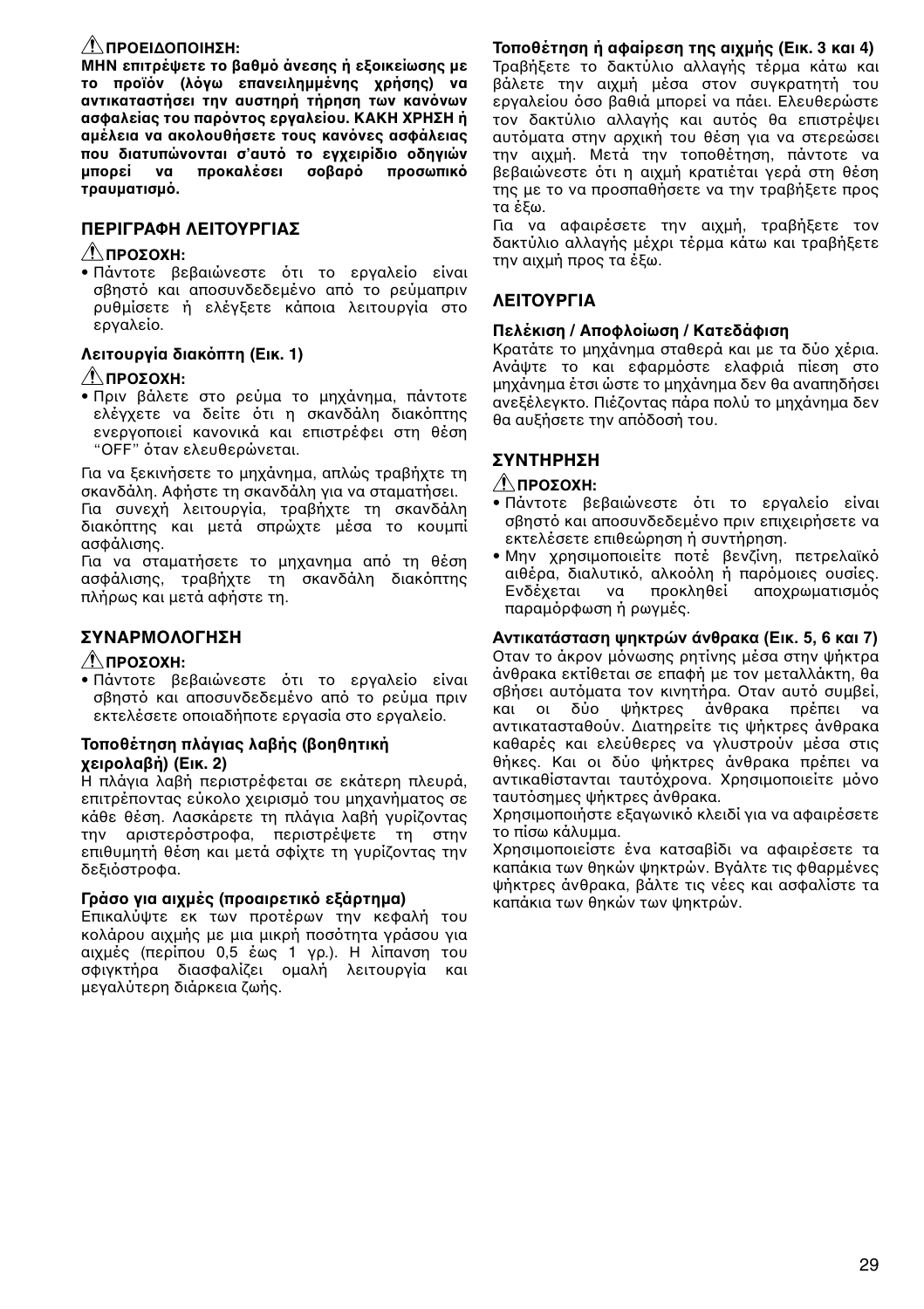⚠ **ΠΡΟΕΙΔΟΠΟΙΗΣΗ:**

**ΜΗΝ επιτρέψετε το βαθμό άνεσης ή εξοικείωσης με το προϊόν (λόγω επανειλημμένης χρήσης) να αντικαταστήσει την αυστηρή τήρηση των κανόνων ασφαλείας του παρόντος εργαλείου. ΚΑΚΗ ΧΡΗΣΗ ή αμέλεια να ακολουθήσετε τους κανόνες ασφάλειας που διατυπώνονται σ'αυτό το εγχειρίδιο οδηγιών μπορεί να προκαλέσει σοβαρό προσωπικό τραυματισμό.**

## ΠΕΡΙΓΡΑΦΗ ΛΕΙΤΟΥΡΓΙΑΣ

⚠ **ΠΡΟΣΟΧΗ:**

- Πάντοτε βεβαιώνεστε ότι το εργαλείο είναι σβηστό και αποσυνδεδεμένο από το ρεύμαπριν ρυθμίσετε ή ελέγξετε κάποια λειτουργία στο εργαλείο.

### Λειτουργία διακόπτη (Εικ. 1)

⚠ **ΠΡΟΣΟΧΗ:**

- Πριν βάλετε στο ρεύμα το μηχάνημα, πάντοτε ελέγχετε να δείτε ότι η σκανδάλη διακόπτης ενεργοποιεί κανονικά και επιστρέφει στη θέση "OFF" όταν ελευθερώνεται.

Για να ξεκινήσετε το μηχάνημα, απλώς τραβήχτε τη σκανδάλη. Αφήστε τη σκανδάλη για να σταματήσει.

Για συνεχή λειτουργία, τραβήχτε τη σκανδάλη διακόπτης και μετά σπρώχτε μέσα το κουμπί ασφάλισης.

Για να σταματήσετε το μηχανημα από τη θέση ασφάλισης, τραβήχτε τη σκανδάλη διακόπτης πλήρως και μετά αφήστε τη.

## ΣΥΝΑΡΜΟΛΟΓΗΣΗ

⚠ **ΠΡΟΣΟΧΗ:**

- Πάντοτε βεβαιώνεστε ότι το εργαλείο είναι σβηστό και αποσυνδεδεμένο από το ρεύμα πριν εκτελέσετε οποιαδήποτε εργασία στο εργαλείο.

### Τοποθέτηση πλάγιας λαβής (βοηθητική χειρολαβή) (Εικ. 2)

Η πλάγια λαβή περιστρέφεται σε εκάτερη πλευρά, επιτρέποντας εύκολο χειρισμό του μηχανήματος σε κάθε θέση. Λασκάρετε τη πλάγια λαβή γυρίζοντας την αριστερόστροφα, περιστρέψετε τη στην επιθυμητή θέση και μετά σφίχτε τη γυρίζοντας την δεξιόστροφα.

### Γράσο για αιχμές (προαιρετικό εξάρτημα)

Επικαλύψτε εκ των προτέρων την κεφαλή του κολάρου αιχμής με μια μικρή ποσότητα γράσου για αιχμές (περίπου 0,5 έως 1 γρ.). Η λίπανση του σφιγκτήρα διασφαλίζει ομαλή λειτουργία και μεγαλύτερη διάρκεια ζωής.

### Τοποθέτηση ή αφαίρεση της αιχμής (Εικ. 3 και 4)

Τραβήξετε το δακτύλιο αλλαγής τέρμα κάτω και βάλετε την αιχμή μέσα στον συγκρατητή του εργαλείου όσο βαθιά μπορεί να πάει. Ελευθερώστε τον δακτύλιο αλλαγής και αυτός θα επιστρέψει αυτόματα στην αρχική του θέση για να στερεώσει την αιχμή. Μετά την τοποθέτηση, πάντοτε να βεβαιώνεστε ότι η αιχμή κρατιέται γερά στη θέση της με το να προσπαθήσετε να την τραβήξετε προς τα έξω.

Για να αφαιρέσετε την αιχμή, τραβήξετε τον δακτύλιο αλλαγής μέχρι τέρμα κάτω και τραβήξετε την αιχμή προς τα έξω.

## ΛΕΙΤΟΥΡΓΙΑ

### Πελέκιση / Αποφλοίωση / Κατεδάφιση

Κρατάτε το μηχάνημα σταθερά και με τα δύο χέρια. Ανάψτε το και εφαρμόστε ελαφριά πίεση στο μηχάνημα έτσι ώστε το μηχάνημα δεν θα αναπηδήσει ανεξέλεγκτο. Πιέζοντας πάρα πολύ το μηχάνημα δεν θα αυξήσετε την απόδοσή του.

## ΣΥΝΤΗΡΗΣΗ

⚠ **ΠΡΟΣΟΧΗ:**

- Πάντοτε βεβαιώνεστε ότι το εργαλείο είναι σβηστό και αποσυνδεδεμένο πριν επιχειρήσετε να εκτελέσετε επιθεώρηση ή συντήρηση.
- Μην χρησιμοποιείτε ποτέ βενζίνη, πετρελαϊκό αιθέρα, διαλυτικό, αλκοόλη ή παρόμοιες ουσίες. Ενδέχεται να προκληθεί αποχρωματισμός παραμόρφωση ή ρωγμές.

### Αντικατάσταση ψηκτρών άνθρακα (Εικ. 5, 6 και 7)

Οταν το άκρον μόνωσης ρητίνης μέσα στην ψήκτρα άνθρακα εκτίθεται σε επαφή με τον μεταλλάκτη, θα σβήσει αυτόματα τον κινητήρα. Οταν αυτό συμβεί, και οι δύο ψήκτρες άνθρακα πρέπει να αντικατασταθούν. Διατηρείτε τις ψήκτρες άνθρακα καθαρές και ελεύθερες να γλυστρούν μέσα στις θήκες. Και οι δύο ψήκτρες άνθρακα πρέπει να αντικαθίστανται ταυτόχρονα. Χρησιμοποιείτε μόνο ταυτόσημες ψήκτρες άνθρακα.

Χρησιμοποιήστε εξαγωνικό κλειδί για να αφαιρέσετε το πίσω κάλυμμα.

Χρησιμοποιείστε ένα κατσαβίδι να αφαιρέσετε τα καπάκια των θηκών ψηκτρών. Βγάλτε τις φθαρμένες ψήκτρες άνθρακα, βάλτε τις νέες και ασφαλίστε τα καπάκια των θηκών των ψηκτρών.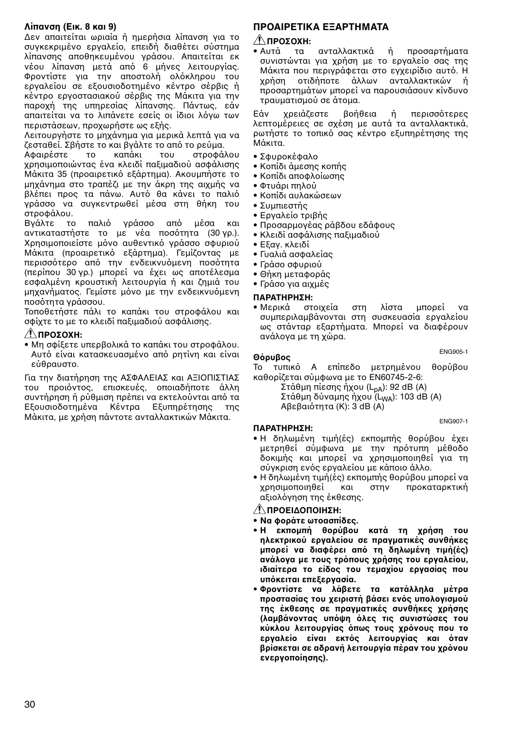**Λίπανση (Εικ. 8 και 9)**

Δεν απαιτείται ωριαία ή ημερήσια λίπανση για το συγκεκριμένο εργαλείο, επειδή διαθέτει σύστημα λίπανσης αποθηκευμένου γράσου. Απαιτείται εκ νέου λίπανση μετά από 6 μήνες λειτουργίας. Φροντίστε για την αποστολή ολόκληρου του εργαλείου σε εξουσιοδοτημένο κέντρο σέρβις ή κέντρο εργοστασιακού σέρβις της Μάκιτα για την παροχή της υπηρεσίας λίπανσης. Πάντως, εάν απαιτείται να το λιπάνετε εσείς οι ίδιοι λόγω των περιστάσεων, προχωρήστε ως εξής.

Λειτουργήστε το μηχάνημα για μερικά λεπτά για να ζεσταθεί. Σβήστε το και βγάλτε το από το ρεύμα.

Αφαιρέστε το καπάκι του στροφάλου χρησιμοποιώντας ένα κλειδί παξιμαδιού ασφάλισης Μάκιτα 35 (προαιρετικό εξάρτημα). Ακουμπήστε το μηχάνημα στο τραπέζι με την άκρη της αιχμής να βλέπει προς τα πάνω. Αυτό θα κάνει το παλιό γράσσο να συγκεντρωθεί μέσα στη θήκη του στροφάλου.

Βγάλτε το παλιό γράσσο από μέσα και αντικαταστήστε το με νέα ποσότητα (30 γρ.). Χρησιμοποιείστε μόνο αυθεντικό γράσσο σφυριού Μάκιτα (προαιρετικό εξάρτημα). Γεμίζοντας με περισσότερο από την ενδεικνυόμενη ποσότητα (περίπου 30 γρ.) μπορεί να έχει ως αποτέλεσμα εσφαλμένη κρουστική λειτουργία ή και ζημιά του μηχανήματος. Γεμίστε μόνο με την ενδεικνυόμενη ποσότητα γράσσου.

Τοποθετήστε πάλι το καπάκι του στροφάλου και σφίχτε το με το κλειδί παξιμαδιού ασφάλισης.

**⚠ΠΡΟΣΟΧΗ:**

- Μη σφίξετε υπερβολικά το καπάκι του στροφάλου. Αυτό είναι κατασκευασμένο από ρητίνη και είναι εύθραυστο.

Για την διατήρηση της ΑΣΦΑΛΕΙΑΣ και ΑΞΙΟΠΙΣΤΙΑΣ του προιόντος, επισκευές, οποιαδήποτε άλλη συντήρηση ή ρύθμιση πρέπει να εκτελούνται από τα Εξουσιοδοτημένα Κέντρα Εξυπηρέτησης της Μάκιτα, με χρήση πάντοτε ανταλλακτικών Μάκιτα.

## ΠΡΟΑΙΡΕΤΙΚΑ ΕΞΑΡΤΗΜΑΤΑ

**⚠ΠΡΟΣΟΧΗ:**

- Αυτά τα ανταλλακτικά ή προσαρτήματα συνιστώνται για χρήση με το εργαλείο σας της Μάκιτα που περιγράφεται στο εγχειρίδιο αυτό. Η χρήση οτιδήποτε άλλων ανταλλακτικών ή προσαρτημάτων μπορεί να παρουσιάσουν κίνδυνο τραυματισμού σε άτομα.

Εάν χρειάζεστε βοήθεια ή περισσότερες λεπτομέρειες σε σχέση με αυτά τα ανταλλακτικά, ρωτήστε το τοπικό σας κέντρο εξυπηρέτησης της Μάκιτα.

- Σφυροκέφαλο
- Κοπίδι άμεσης κοπής
- Κοπίδι αποφλοίωσης
- Φτυάρι πηλού
- Κοπίδι αυλακώσεων
- Συμπιεστής
- Εργαλείο τριβής
- Προσαρμογέας ράβδου εδάφους
- Κλειδί ασφάλισης παξιμαδιού
- Εξαγ. κλειδί
- Γυαλιά ασφαλείας
- Γράσο σφυριού
- Θήκη μεταφοράς
- Γράσο για αιχμές

**ΠΑΡΑΤΗΡΗΣΗ:**

- Μερικά στοιχεία στη λίστα μπορεί να συμπεριλαμβάνονται στη συσκευασία εργαλείου ως στάνταρ εξαρτήματα. Μπορεί να διαφέρουν ανάλογα με τη χώρα.

ENG905-1

**Θόρυβος**

Το τυπικό Α επίπεδο μετρημένου θορύβου καθορίζεται σύμφωνα με το EN60745-2-6:

Στάθμη πίεσης ήχου ($L_{pA}$): 92 dB (A)
Στάθμη δύναμης ήχου ($L_{WA}$): 103 dB (A)
Αβεβαιότητα (K): 3 dB (A)

ENG907-1

**ΠΑΡΑΤΗΡΗΣΗ:**

- Η δηλωμένη τιμή(ές) εκπομπής θορύβου έχει μετρηθεί σύμφωνα με την πρότυπη μέθοδο δοκιμής και μπορεί να χρησιμοποιηθεί για τη σύγκριση ενός εργαλείου με κάποιο άλλο.
- Η δηλωμένη τιμή(ές) εκπομπής θορύβου μπορεί να χρησιμοποιηθεί και στην προκαταρκτική αξιολόγηση της έκθεσης.

**⚠ΠΡΟΕΙΔΟΠΟΙΗΣΗ:**

- **Να φοράτε ωτοασπίδες.**
- **Η εκπομπή θορύβου κατά τη χρήση του ηλεκτρικού εργαλείου σε πραγματικές συνθήκες μπορεί να διαφέρει από τη δηλωμένη τιμή(ές) ανάλογα με τους τρόπους χρήσης του εργαλείου, ιδιαίτερα το είδος του τεμαχίου εργασίας που υπόκειται επεξεργασία.**
- **Φροντίστε να λάβετε τα κατάλληλα μέτρα προστασίας του χειριστή βάσει ενός υπολογισμού της έκθεσης σε πραγματικές συνθήκες χρήσης (λαμβάνοντας υπόψη όλες τις συνιστώσες του κύκλου λειτουργίας όπως τους χρόνους που το εργαλείο είναι εκτός λειτουργίας και όταν βρίσκεται σε αδρανή λειτουργία πέραν του χρόνου ενεργοποίησης).**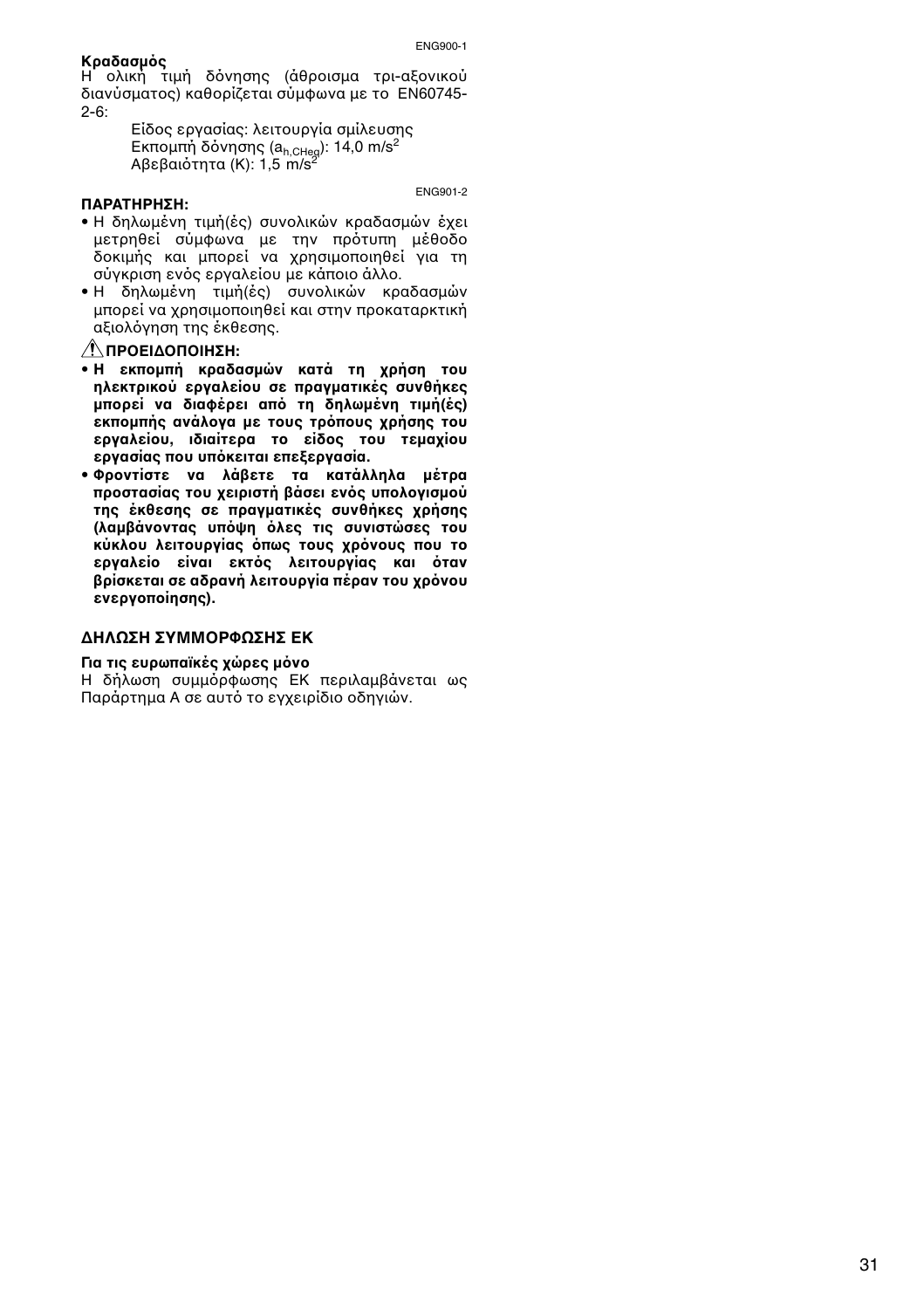ENG900-1

**Κραδασμός**

Η ολική τιμή δόνησης (άθροισμα τρι-αξονικού διανύσματος) καθορίζεται σύμφωνα με το EN60745-2-6:

Είδος εργασίας: λειτουργία σμίλευσης
Εκπομπή δόνησης ($a_{h,CHeq}$): 14,0 m/s$^2$
Αβεβαιότητα (K): 1,5 m/s$^2$

ENG901-2

**ΠΑΡΑΤΗΡΗΣΗ:**

- Η δηλωμένη τιμή(ές) συνολικών κραδασμών έχει μετρηθεί σύμφωνα με την πρότυπη μέθοδο δοκιμής και μπορεί να χρησιμοποιηθεί για τη σύγκριση ενός εργαλείου με κάποιο άλλο.
- Η δηλωμένη τιμή(ές) συνολικών κραδασμών μπορεί να χρησιμοποιηθεί και στην προκαταρκτική αξιολόγηση της έκθεσης.

**⚠ΠΡΟΕΙΔΟΠΟΙΗΣΗ:**

- **Η εκπομπή κραδασμών κατά τη χρήση του ηλεκτρικού εργαλείου σε πραγματικές συνθήκες μπορεί να διαφέρει από τη δηλωμένη τιμή(ές) εκπομπής ανάλογα με τους τρόπους χρήσης του εργαλείου, ιδιαίτερα το είδος του τεμαχίου εργασίας που υπόκειται επεξεργασία.**
- **Φροντίστε να λάβετε τα κατάλληλα μέτρα προστασίας του χειριστή βάσει ενός υπολογισμού της έκθεσης σε πραγματικές συνθήκες χρήσης (λαμβάνοντας υπόψη όλες τις συνιστώσες του κύκλου λειτουργίας όπως τους χρόνους που το εργαλείο είναι εκτός λειτουργίας και όταν βρίσκεται σε αδρανή λειτουργία πέραν του χρόνου ενεργοποίησης).**

### ΔΗΛΩΣΗ ΣΥΜΜΟΡΦΩΣΗΣ ΕΚ

**Για τις ευρωπαϊκές χώρες μόνο**

Η δήλωση συμμόρφωσης ΕΚ περιλαμβάνεται ως Παράρτημα Α σε αυτό το εγχειρίδιο οδηγιών.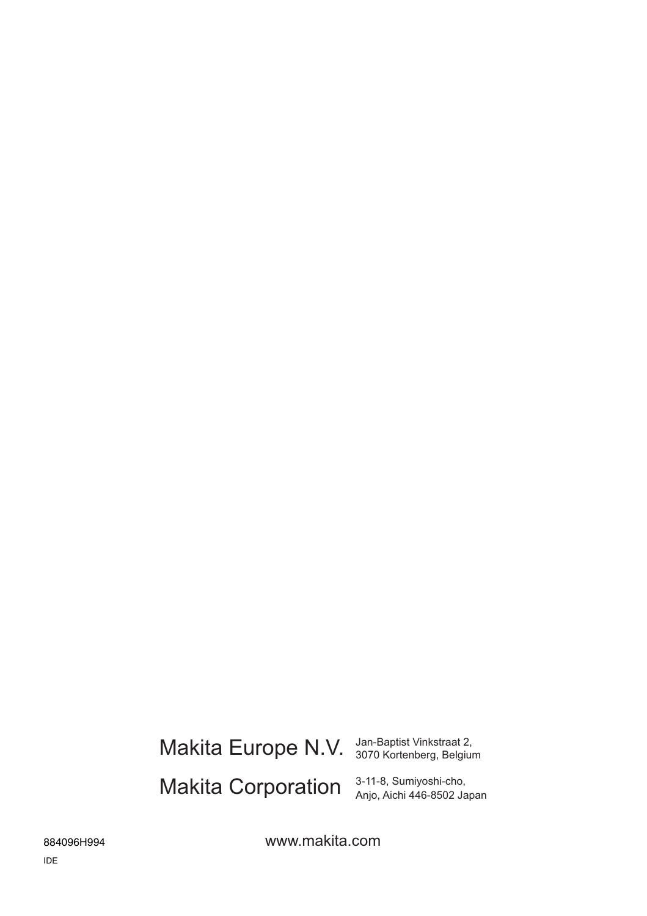Makita Europe N.V. Jan-Baptist Vinkstraat 2,
3070 Kortenberg, Belgium

Makita Corporation 3-11-8, Sumiyoshi-cho,
Anjo, Aichi 446-8502 Japan

884096H994

IDE

www.makita.com